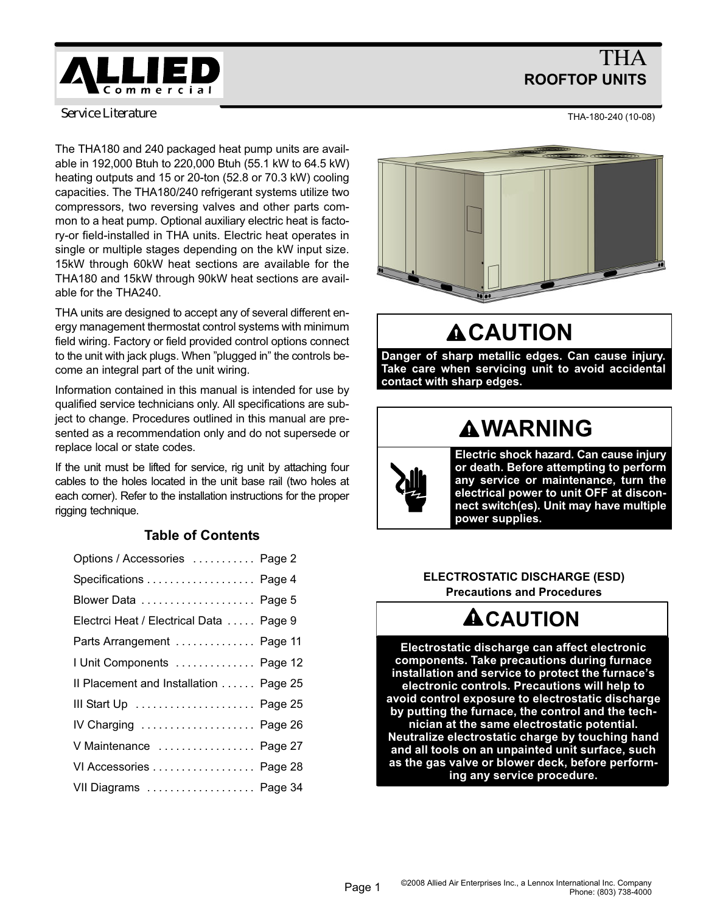# THA
## ROOFTOP UNITS

Service Literature

THA-180-240 (10-08)

The THA180 and 240 packaged heat pump units are available in 192,000 Btuh to 220,000 Btuh (55.1 kW to 64.5 kW) heating outputs and 15 or 20-ton (52.8 or 70.3 kW) cooling capacities. The THA180/240 refrigerant systems utilize two compressors, two reversing valves and other parts common to a heat pump. Optional auxiliary electric heat is factory-or field-installed in THA units. Electric heat operates in single or multiple stages depending on the kW input size. 15kW through 60kW heat sections are available for the THA180 and 15kW through 90kW heat sections are available for the THA240.

THA units are designed to accept any of several different energy management thermostat control systems with minimum field wiring. Factory or field provided control options connect to the unit with jack plugs. When "plugged in" the controls become an integral part of the unit wiring.

Information contained in this manual is intended for use by qualified service technicians only. All specifications are subject to change. Procedures outlined in this manual are presented as a recommendation only and do not supersede or replace local or state codes.

If the unit must be lifted for service, rig unit by attaching four cables to the holes located in the unit base rail (two holes at each corner). Refer to the installation instructions for the proper rigging technique.

### Table of Contents

| | |
|---|---|
| Options / Accessories | Page 2 |
| Specifications | Page 4 |
| Blower Data | Page 5 |
| Electrci Heat / Electrical Data | Page 9 |
| Parts Arrangement | Page 11 |
| I Unit Components | Page 12 |
| II Placement and Installation | Page 25 |
| III Start Up | Page 25 |
| IV Charging | Page 26 |
| V Maintenance | Page 27 |
| VI Accessories | Page 28 |
| VII Diagrams | Page 34 |

**CAUTION**

**Danger of sharp metallic edges. Can cause injury. Take care when servicing unit to avoid accidental contact with sharp edges.**

**WARNING**

**Electric shock hazard. Can cause injury or death. Before attempting to perform any service or maintenance, turn the electrical power to unit OFF at disconnect switch(es). Unit may have multiple power supplies.**

**ELECTROSTATIC DISCHARGE (ESD) Precautions and Procedures**

**CAUTION**

**Electrostatic discharge can affect electronic components. Take precautions during furnace installation and service to protect the furnace's electronic controls. Precautions will help to avoid control exposure to electrostatic discharge by putting the furnace, the control and the technician at the same electrostatic potential. Neutralize electrostatic charge by touching hand and all tools on an unpainted unit surface, such as the gas valve or blower deck, before performing any service procedure.**

©2008 Allied Air Enterprises Inc., a Lennox International Inc. Company
Phone: (803) 738-4000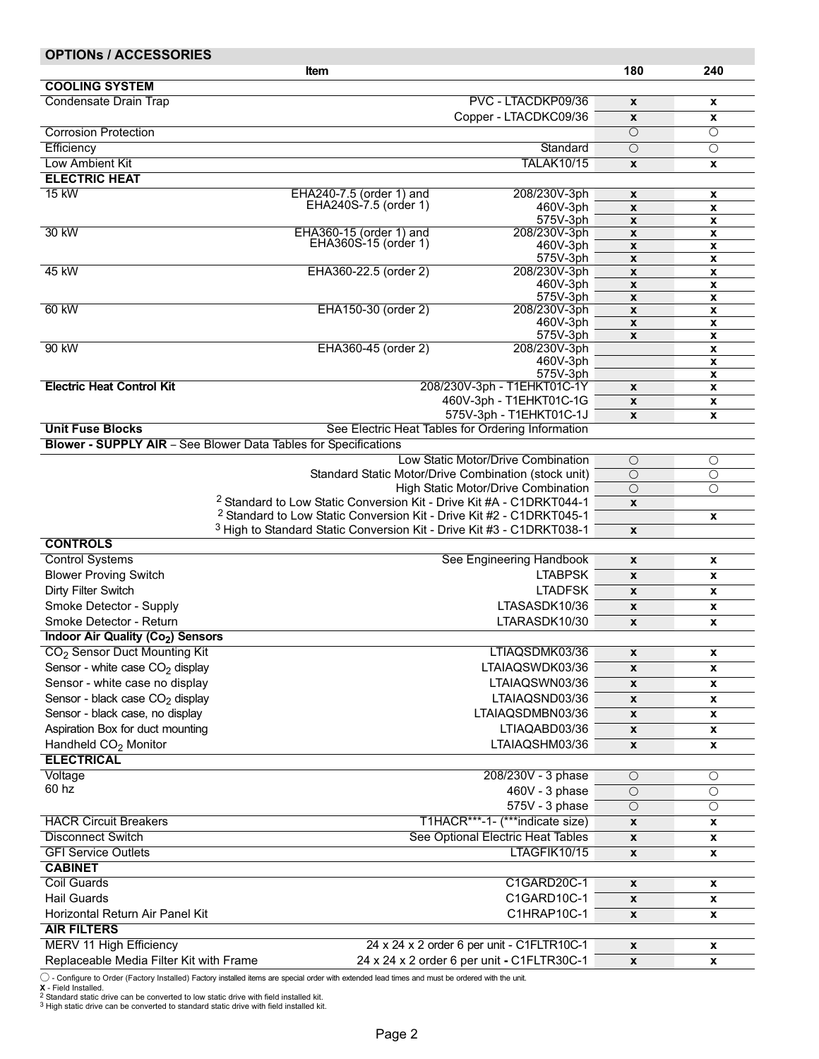## OPTIONs / ACCESSORIES

| Item | | 180 | 240 |
|---|---|---|---|
| **COOLING SYSTEM** | | | |
| Condensate Drain Trap | PVC - LTACDKP09/36 | x | x |
| | Copper - LTACDKC09/36 | x | x |
| Corrosion Protection | | ○ | ○ |
| Efficiency | Standard | ○ | ○ |
| Low Ambient Kit | TALAK10/15 | x | x |
| **ELECTRIC HEAT** | | | |
| 15 kW | EHA240-7.5 (order 1) and EHA240S-7.5 (order 1) 208/230V-3ph | x | x |
| | 460V-3ph | x | x |
| | 575V-3ph | x | x |
| 30 kW | EHA360-15 (order 1) and EHA360S-15 (order 1) 208/230V-3ph | x | x |
| | 460V-3ph | x | x |
| | 575V-3ph | x | x |
| 45 kW | EHA360-22.5 (order 2) 208/230V-3ph | x | x |
| | 460V-3ph | x | x |
| | 575V-3ph | x | x |
| 60 kW | EHA150-30 (order 2) 208/230V-3ph | x | x |
| | 460V-3ph | x | x |
| | 575V-3ph | x | x |
| 90 kW | EHA360-45 (order 2) 208/230V-3ph | | x |
| | 460V-3ph | | x |
| | 575V-3ph | | x |
| **Electric Heat Control Kit** | 208/230V-3ph - T1EHKT01C-1Y | x | x |
| | 460V-3ph - T1EHKT01C-1G | x | x |
| | 575V-3ph - T1EHKT01C-1J | x | x |
| **Unit Fuse Blocks** | See Electric Heat Tables for Ordering Information | | |
| **Blower - SUPPLY AIR** – See Blower Data Tables for Specifications | | | |
| | Low Static Motor/Drive Combination | ○ | ○ |
| | Standard Static Motor/Drive Combination (stock unit) | ○ | ○ |
| | High Static Motor/Drive Combination | ○ | ○ |
| | [2] Standard to Low Static Conversion Kit - Drive Kit #A - C1DRKT044-1 | x | |
| | [2] Standard to Low Static Conversion Kit - Drive Kit #2 - C1DRKT045-1 | | x |
| | [3] High to Standard Static Conversion Kit - Drive Kit #3 - C1DRKT038-1 | x | |
| **CONTROLS** | | | |
| Control Systems | See Engineering Handbook | x | x |
| Blower Proving Switch | LTABPSK | x | x |
| Dirty Filter Switch | LTADFSK | x | x |
| Smoke Detector - Supply | LTASASDK10/36 | x | x |
| Smoke Detector - Return | LTARASDK10/30 | x | x |
| **Indoor Air Quality ($Co_2$) Sensors** | | | |
| $CO_2$ Sensor Duct Mounting Kit | LTIAQSDMK03/36 | x | x |
| Sensor - white case $CO_2$ display | LTAIAQSWDK03/36 | x | x |
| Sensor - white case no display | LTAIAQSWN03/36 | x | x |
| Sensor - black case $CO_2$ display | LTAIAQSND03/36 | x | x |
| Sensor - black case, no display | LTAIAQSDMBN03/36 | x | x |
| Aspiration Box for duct mounting | LTIAQABD03/36 | x | x |
| Handheld $CO_2$ Monitor | LTAIAQSHM03/36 | x | x |
| **ELECTRICAL** | | | |
| Voltage 60 hz | 208/230V - 3 phase | ○ | ○ |
| | 460V - 3 phase | ○ | ○ |
| | 575V - 3 phase | ○ | ○ |
| HACR Circuit Breakers | T1HACR***-1- (***indicate size) | x | x |
| Disconnect Switch | See Optional Electric Heat Tables | x | x |
| GFI Service Outlets | LTAGFIK10/15 | x | x |
| **CABINET** | | | |
| Coil Guards | C1GARD20C-1 | x | x |
| Hail Guards | C1GARD10C-1 | x | x |
| Horizontal Return Air Panel Kit | C1HRAP10C-1 | x | x |
| **AIR FILTERS** | | | |
| MERV 11 High Efficiency | 24 x 24 x 2 order 6 per unit - C1FLTR10C-1 | x | x |
| Replaceable Media Filter Kit with Frame | 24 x 24 x 2 order 6 per unit - C1FLTR30C-1 | x | x |

○ - Configure to Order (Factory Installed) Factory installed items are special order with extended lead times and must be ordered with the unit.
**X** - Field Installed.
[2] Standard static drive can be converted to low static drive with field installed kit.
[3] High static drive can be converted to standard static drive with field installed kit.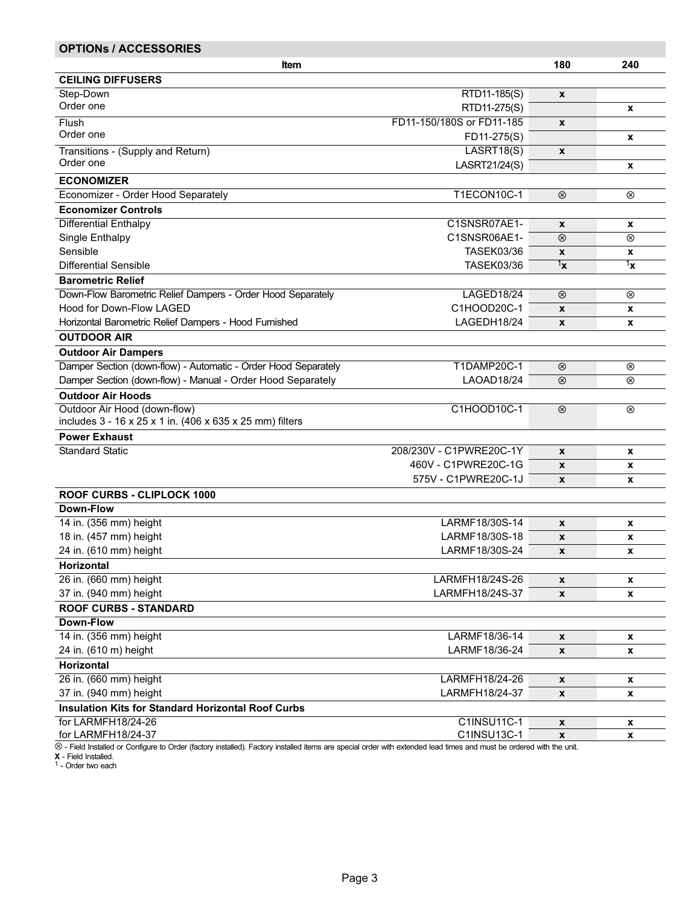## OPTIONs / ACCESSORIES

| Item | | 180 | 240 |
|---|---|---|---|
| **CEILING DIFFUSERS** | | | |
| Step-Down<br>Order one | RTD11-185(S) | x | |
| | RTD11-275(S) | | x |
| Flush<br>Order one | FD11-150/180S or FD11-185 | x | |
| | FD11-275(S) | | x |
| Transitions - (Supply and Return)<br>Order one | LASRT18(S) | x | |
| | LASRT21/24(S) | | x |
| **ECONOMIZER** | | | |
| Economizer - Order Hood Separately | T1ECON10C-1 | ⊗ | ⊗ |
| **Economizer Controls** | | | |
| Differential Enthalpy | C1SNSR07AE1- | x | x |
| Single Enthalpy | C1SNSR06AE1- | ⊗ | ⊗ |
| Sensible | TASEK03/36 | x | x |
| Differential Sensible | TASEK03/36 | [1]x | [1]x |
| **Barometric Relief** | | | |
| Down-Flow Barometric Relief Dampers - Order Hood Separately | LAGED18/24 | ⊗ | ⊗ |
| Hood for Down-Flow LAGED | C1HOOD20C-1 | x | x |
| Horizontal Barometric Relief Dampers - Hood Furnished | LAGEDH18/24 | x | x |
| **OUTDOOR AIR** | | | |
| **Outdoor Air Dampers** | | | |
| Damper Section (down-flow) - Automatic - Order Hood Separately | T1DAMP20C-1 | ⊗ | ⊗ |
| Damper Section (down-flow) - Manual - Order Hood Separately | LAOAD18/24 | ⊗ | ⊗ |
| **Outdoor Air Hoods** | | | |
| Outdoor Air Hood (down-flow)<br>includes 3 - 16 x 25 x 1 in. (406 x 635 x 25 mm) filters | C1HOOD10C-1 | ⊗ | ⊗ |
| **Power Exhaust** | | | |
| Standard Static | 208/230V - C1PWRE20C-1Y | x | x |
| | 460V - C1PWRE20C-1G | x | x |
| | 575V - C1PWRE20C-1J | x | x |
| **ROOF CURBS - CLIPLOCK 1000** | | | |
| **Down-Flow** | | | |
| 14 in. (356 mm) height | LARMF18/30S-14 | x | x |
| 18 in. (457 mm) height | LARMF18/30S-18 | x | x |
| 24 in. (610 mm) height | LARMF18/30S-24 | x | x |
| **Horizontal** | | | |
| 26 in. (660 mm) height | LARMFH18/24S-26 | x | x |
| 37 in. (940 mm) height | LARMFH18/24S-37 | x | x |
| **ROOF CURBS - STANDARD** | | | |
| **Down-Flow** | | | |
| 14 in. (356 mm) height | LARMF18/36-14 | x | x |
| 24 in. (610 m) height | LARMF18/36-24 | x | x |
| **Horizontal** | | | |
| 26 in. (660 mm) height | LARMFH18/24-26 | x | x |
| 37 in. (940 mm) height | LARMFH18/24-37 | x | x |
| **Insulation Kits for Standard Horizontal Roof Curbs** | | | |
| for LARMFH18/24-26 | C1INSU11C-1 | x | x |
| for LARMFH18/24-37 | C1INSU13C-1 | x | x |

⊗ - Field Installed or Configure to Order (factory installed). Factory installed items are special order with extended lead times and must be ordered with the unit.
**X** - Field Installed.
[1] - Order two each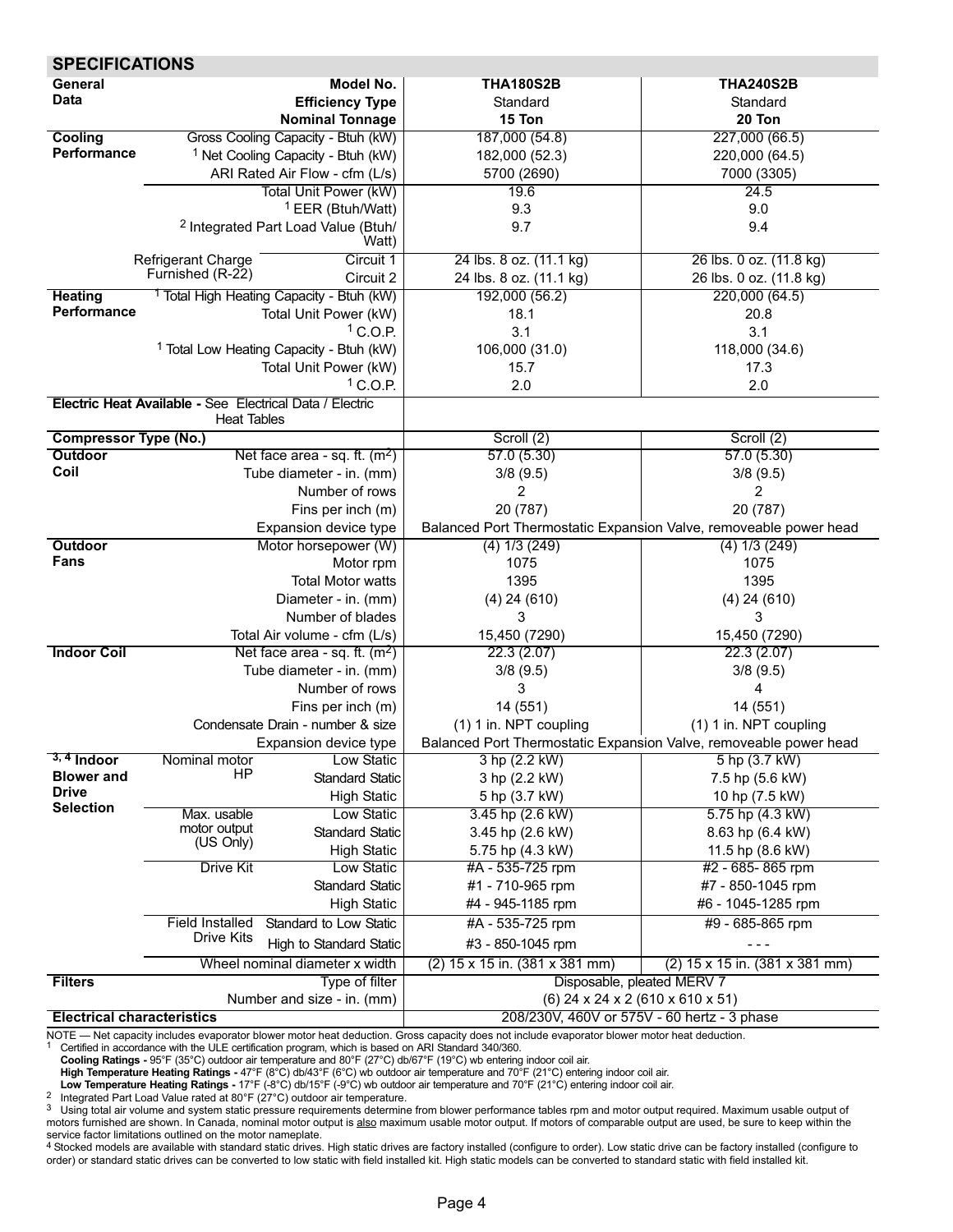## SPECIFICATIONS

| | | | | |
|---|---|---|---|---|
| **General Data** | | **Model No.** | **THA180S2B** | **THA240S2B** |
| | | **Efficiency Type** | Standard | Standard |
| | | **Nominal Tonnage** | **15 Ton** | **20 Ton** |
| **Cooling Performance** | | Gross Cooling Capacity - Btuh (kW) | 187,000 (54.8) | 227,000 (66.5) |
| | | [1] Net Cooling Capacity - Btuh (kW) | 182,000 (52.3) | 220,000 (64.5) |
| | | ARI Rated Air Flow - cfm (L/s) | 5700 (2690) | 7000 (3305) |
| | | Total Unit Power (kW) | 19.6 | 24.5 |
| | | [1] EER (Btuh/Watt) | 9.3 | 9.0 |
| | | [2] Integrated Part Load Value (Btuh/Watt) | 9.7 | 9.4 |
| | Refrigerant Charge Furnished (R-22) | Circuit 1 | 24 lbs. 8 oz. (11.1 kg) | 26 lbs. 0 oz. (11.8 kg) |
| | | Circuit 2 | 24 lbs. 8 oz. (11.1 kg) | 26 lbs. 0 oz. (11.8 kg) |
| **Heating Performance** | | [1] Total High Heating Capacity - Btuh (kW) | 192,000 (56.2) | 220,000 (64.5) |
| | | Total Unit Power (kW) | 18.1 | 20.8 |
| | | [1] C.O.P. | 3.1 | 3.1 |
| | | [1] Total Low Heating Capacity - Btuh (kW) | 106,000 (31.0) | 118,000 (34.6) |
| | | Total Unit Power (kW) | 15.7 | 17.3 |
| | | [1] C.O.P. | 2.0 | 2.0 |
| **Electric Heat Available** - See Electrical Data / Electric Heat Tables | | | | |
| **Compressor Type (No.)** | | | Scroll (2) | Scroll (2) |
| **Outdoor Coil** | | Net face area - sq. ft. ($m^2$) | 57.0 (5.30) | 57.0 (5.30) |
| | | Tube diameter - in. (mm) | 3/8 (9.5) | 3/8 (9.5) |
| | | Number of rows | 2 | 2 |
| | | Fins per inch (m) | 20 (787) | 20 (787) |
| | | Expansion device type | Balanced Port Thermostatic Expansion Valve, removeable power head | |
| **Outdoor Fans** | | Motor horsepower (W) | (4) 1/3 (249) | (4) 1/3 (249) |
| | | Motor rpm | 1075 | 1075 |
| | | Total Motor watts | 1395 | 1395 |
| | | Diameter - in. (mm) | (4) 24 (610) | (4) 24 (610) |
| | | Number of blades | 3 | 3 |
| | | Total Air volume - cfm (L/s) | 15,450 (7290) | 15,450 (7290) |
| **Indoor Coil** | | Net face area - sq. ft. ($m^2$) | 22.3 (2.07) | 22.3 (2.07) |
| | | Tube diameter - in. (mm) | 3/8 (9.5) | 3/8 (9.5) |
| | | Number of rows | 3 | 4 |
| | | Fins per inch (m) | 14 (551) | 14 (551) |
| | | Condensate Drain - number & size | (1) 1 in. NPT coupling | (1) 1 in. NPT coupling |
| | | Expansion device type | Balanced Port Thermostatic Expansion Valve, removeable power head | |
| **[3, 4] Indoor Blower and Drive Selection** | Nominal motor HP | Low Static | 3 hp (2.2 kW) | 5 hp (3.7 kW) |
| | | Standard Static | 3 hp (2.2 kW) | 7.5 hp (5.6 kW) |
| | | High Static | 5 hp (3.7 kW) | 10 hp (7.5 kW) |
| | Max. usable motor output (US Only) | Low Static | 3.45 hp (2.6 kW) | 5.75 hp (4.3 kW) |
| | | Standard Static | 3.45 hp (2.6 kW) | 8.63 hp (6.4 kW) |
| | | High Static | 5.75 hp (4.3 kW) | 11.5 hp (8.6 kW) |
| | Drive Kit | Low Static | #A - 535-725 rpm | #2 - 685- 865 rpm |
| | | Standard Static | #1 - 710-965 rpm | #7 - 850-1045 rpm |
| | | High Static | #4 - 945-1185 rpm | #6 - 1045-1285 rpm |
| | Field Installed Drive Kits | Standard to Low Static | #A - 535-725 rpm | #9 - 685-865 rpm |
| | | High to Standard Static | #3 - 850-1045 rpm | - - - |
| | | Wheel nominal diameter x width | (2) 15 x 15 in. (381 x 381 mm) | (2) 15 x 15 in. (381 x 381 mm) |
| **Filters** | | Type of filter | Disposable, pleated MERV 7 | |
| | | Number and size - in. (mm) | (6) 24 x 24 x 2 (610 x 610 x 51) | |
| **Electrical characteristics** | | | 208/230V, 460V or 575V - 60 hertz - 3 phase | |

NOTE — Net capacity includes evaporator blower motor heat deduction. Gross capacity does not include evaporator blower motor heat deduction.

[1] Certified in accordance with the ULE certification program, which is based on ARI Standard 340/360.
**Cooling Ratings -** 95°F (35°C) outdoor air temperature and 80°F (27°C) db/67°F (19°C) wb entering indoor coil air.
**High Temperature Heating Ratings -** 47°F (8°C) db/43°F (6°C) wb outdoor air temperature and 70°F (21°C) entering indoor coil air.
**Low Temperature Heating Ratings -** 17°F (-8°C) db/15°F (-9°C) wb outdoor air temperature and 70°F (21°C) entering indoor coil air.

[2] Integrated Part Load Value rated at 80°F (27°C) outdoor air temperature.

[3] Using total air volume and system static pressure requirements determine from blower performance tables rpm and motor output required. Maximum usable output of motors furnished are shown. In Canada, nominal motor output is also maximum usable motor output. If motors of comparable output are used, be sure to keep within the service factor limitations outlined on the motor nameplate.

[4] Stocked models are available with standard static drives. High static drives are factory installed (configure to order). Low static drive can be factory installed (configure to order) or standard static drives can be converted to low static with field installed kit. High static models can be converted to standard static with field installed kit.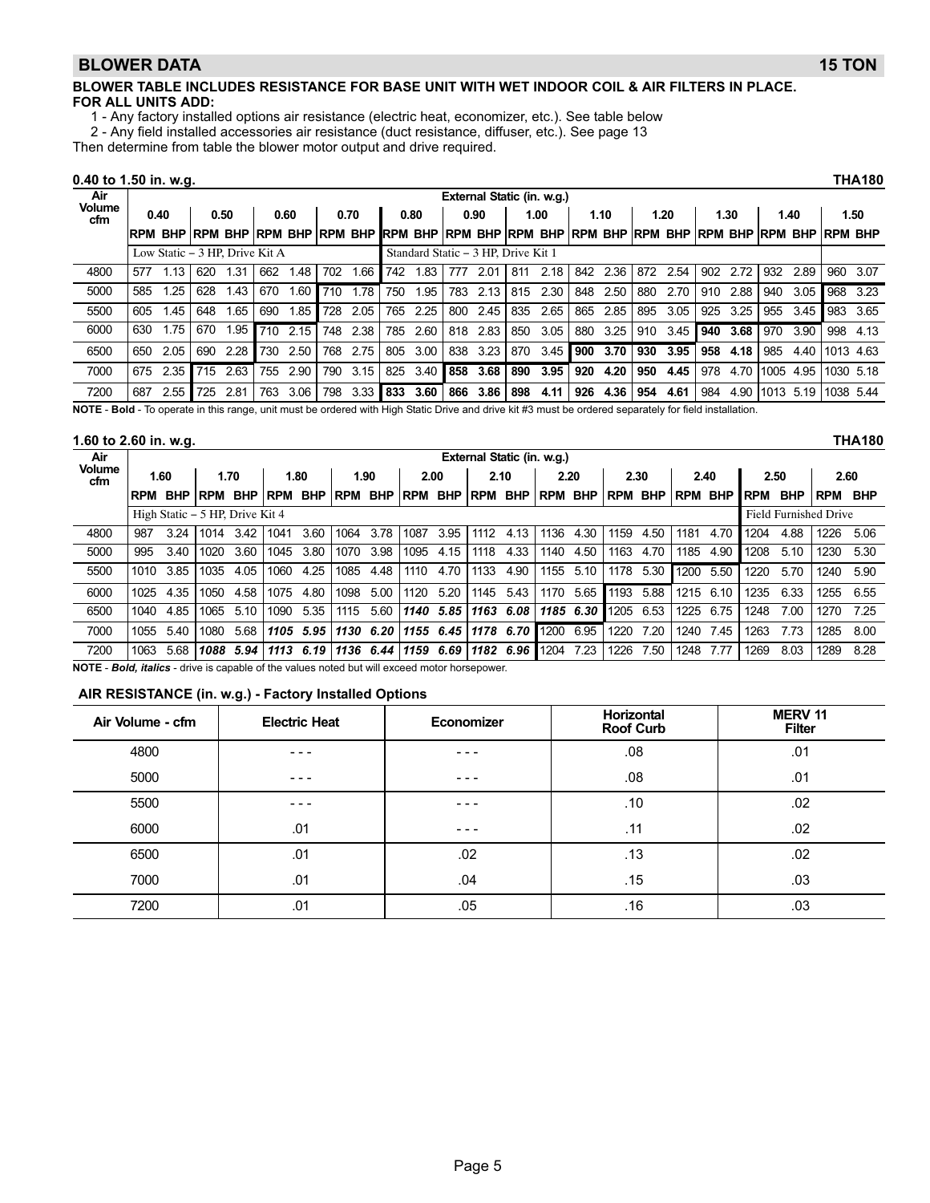## BLOWER DATA 15 TON

**BLOWER TABLE INCLUDES RESISTANCE FOR BASE UNIT WITH WET INDOOR COIL & AIR FILTERS IN PLACE.**
**FOR ALL UNITS ADD:**

1 - Any factory installed options air resistance (electric heat, economizer, etc.). See table below
2 - Any field installed accessories air resistance (duct resistance, diffuser, etc.). See page 13

Then determine from table the blower motor output and drive required.

**0.40 to 1.50 in. w.g.** **THA180**

| Air Volume cfm | External Static (in. w.g.) | | | | | | | | | | | | | | | | | | | | | | | |
|---|---|---|---|---|---|---|---|---|---|---|---|---|---|---|---|---|---|---|---|---|---|---|---|---|
| | 0.40 | | 0.50 | | 0.60 | | 0.70 | | 0.80 | | 0.90 | | 1.00 | | 1.10 | | 1.20 | | 1.30 | | 1.40 | | 1.50 | |
| | RPM | BHP | RPM | BHP | RPM | BHP | RPM | BHP | RPM | BHP | RPM | BHP | RPM | BHP | RPM | BHP | RPM | BHP | RPM | BHP | RPM | BHP | RPM | BHP |
| | Low Static – 3 HP, Drive Kit A | | | | | | | | Standard Static – 3 HP, Drive Kit 1 | | | | | | | | | | | | | | | |
| 4800 | 577 | 1.13 | 620 | 1.31 | 662 | 1.48 | 702 | 1.66 | 742 | 1.83 | 777 | 2.01 | 811 | 2.18 | 842 | 2.36 | 872 | 2.54 | 902 | 2.72 | 932 | 2.89 | 960 | 3.07 |
| 5000 | 585 | 1.25 | 628 | 1.43 | 670 | 1.60 | 710 | 1.78 | 750 | 1.95 | 783 | 2.13 | 815 | 2.30 | 848 | 2.50 | 880 | 2.70 | 910 | 2.88 | 940 | 3.05 | 968 | 3.23 |
| 5500 | 605 | 1.45 | 648 | 1.65 | 690 | 1.85 | 728 | 2.05 | 765 | 2.25 | 800 | 2.45 | 835 | 2.65 | 865 | 2.85 | 895 | 3.05 | 925 | 3.25 | 955 | 3.45 | 983 | 3.65 |
| 6000 | 630 | 1.75 | 670 | 1.95 | 710 | 2.15 | 748 | 2.38 | 785 | 2.60 | 818 | 2.83 | 850 | 3.05 | 880 | 3.25 | 910 | 3.45 | **940** | **3.68** | 970 | 3.90 | 998 | 4.13 |
| 6500 | 650 | 2.05 | 690 | 2.28 | 730 | 2.50 | 768 | 2.75 | 805 | 3.00 | 838 | 3.23 | 870 | 3.45 | **900** | **3.70** | **930** | **3.95** | **958** | **4.18** | 985 | 4.40 | 1013 | 4.63 |
| 7000 | 675 | 2.35 | 715 | 2.63 | 755 | 2.90 | 790 | 3.15 | 825 | 3.40 | **858** | **3.68** | **890** | **3.95** | **920** | **4.20** | **950** | **4.45** | 978 | 4.70 | 1005 | 4.95 | 1030 | 5.18 |
| 7200 | 687 | 2.55 | 725 | 2.81 | 763 | 3.06 | 798 | 3.33 | **833** | **3.60** | **866** | **3.86** | **898** | **4.11** | **926** | **4.36** | **954** | **4.61** | 984 | 4.90 | 1013 | 5.19 | 1038 | 5.44 |

**NOTE** - **Bold** - To operate in this range, unit must be ordered with High Static Drive and drive kit #3 must be ordered separately for field installation.

**1.60 to 2.60 in. w.g.** **THA180**

| Air Volume cfm | External Static (in. w.g.) | | | | | | | | | | | | | | | | | | | | | |
|---|---|---|---|---|---|---|---|---|---|---|---|---|---|---|---|---|---|---|---|---|---|---|
| | 1.60 | | 1.70 | | 1.80 | | 1.90 | | 2.00 | | 2.10 | | 2.20 | | 2.30 | | 2.40 | | 2.50 | | 2.60 | |
| | RPM | BHP | RPM | BHP | RPM | BHP | RPM | BHP | RPM | BHP | RPM | BHP | RPM | BHP | RPM | BHP | RPM | BHP | RPM | BHP | RPM | BHP |
| | High Static – 5 HP, Drive Kit 4 | | | | | | | | | | | | | | | | | | Field Furnished Drive | | | |
| 4800 | 987 | 3.24 | 1014 | 3.42 | 1041 | 3.60 | 1064 | 3.78 | 1087 | 3.95 | 1112 | 4.13 | 1136 | 4.30 | 1159 | 4.50 | 1181 | 4.70 | 1204 | 4.88 | 1226 | 5.06 |
| 5000 | 995 | 3.40 | 1020 | 3.60 | 1045 | 3.80 | 1070 | 3.98 | 1095 | 4.15 | 1118 | 4.33 | 1140 | 4.50 | 1163 | 4.70 | 1185 | 4.90 | 1208 | 5.10 | 1230 | 5.30 |
| 5500 | 1010 | 3.85 | 1035 | 4.05 | 1060 | 4.25 | 1085 | 4.48 | 1110 | 4.70 | 1133 | 4.90 | 1155 | 5.10 | 1178 | 5.30 | 1200 | 5.50 | 1220 | 5.70 | 1240 | 5.90 |
| 6000 | 1025 | 4.35 | 1050 | 4.58 | 1075 | 4.80 | 1098 | 5.00 | 1120 | 5.20 | 1145 | 5.43 | 1170 | 5.65 | 1193 | 5.88 | 1215 | 6.10 | 1235 | 6.33 | 1255 | 6.55 |
| 6500 | 1040 | 4.85 | 1065 | 5.10 | 1090 | 5.35 | 1115 | 5.60 | ***1140*** | ***5.85*** | ***1163*** | ***6.08*** | ***1185*** | ***6.30*** | 1205 | 6.53 | 1225 | 6.75 | 1248 | 7.00 | 1270 | 7.25 |
| 7000 | 1055 | 5.40 | 1080 | 5.68 | ***1105*** | ***5.95*** | ***1130*** | ***6.20*** | ***1155*** | ***6.45*** | ***1178*** | ***6.70*** | 1200 | 6.95 | 1220 | 7.20 | 1240 | 7.45 | 1263 | 7.73 | 1285 | 8.00 |
| 7200 | 1063 | 5.68 | ***1088*** | ***5.94*** | ***1113*** | ***6.19*** | ***1136*** | ***6.44*** | ***1159*** | ***6.69*** | ***1182*** | ***6.96*** | 1204 | 7.23 | 1226 | 7.50 | 1248 | 7.77 | 1269 | 8.03 | 1289 | 8.28 |

**NOTE** - ***Bold, italics*** - drive is capable of the values noted but will exceed motor horsepower.

### AIR RESISTANCE (in. w.g.) - Factory Installed Options

| Air Volume - cfm | Electric Heat | Economizer | Horizontal Roof Curb | MERV 11 Filter |
|---|---|---|---|---|
| 4800 | - - - | - - - | .08 | .01 |
| 5000 | - - - | - - - | .08 | .01 |
| 5500 | - - - | - - - | .10 | .02 |
| 6000 | .01 | - - - | .11 | .02 |
| 6500 | .01 | .02 | .13 | .02 |
| 7000 | .01 | .04 | .15 | .03 |
| 7200 | .01 | .05 | .16 | .03 |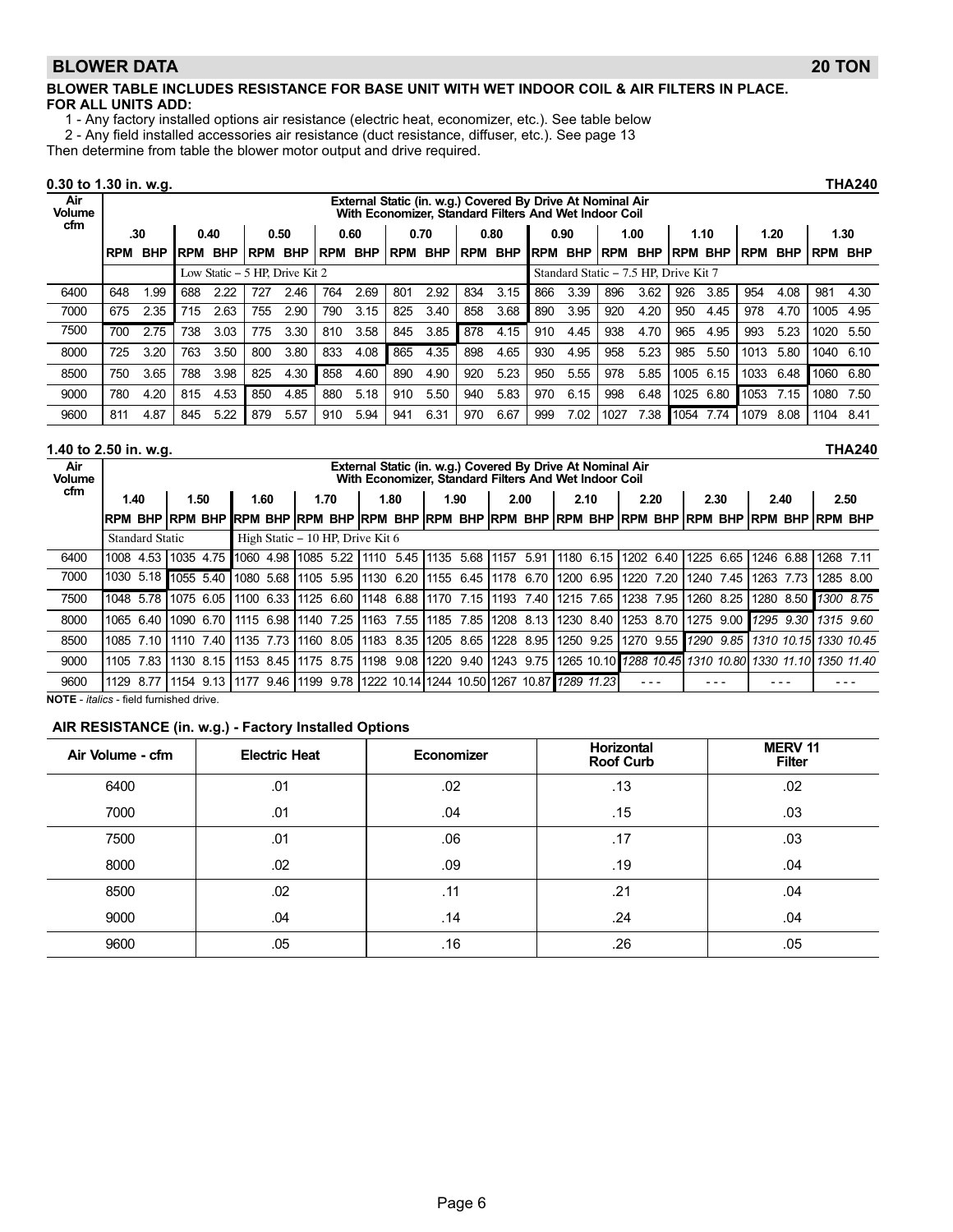## BLOWER DATA — 20 TON

**BLOWER TABLE INCLUDES RESISTANCE FOR BASE UNIT WITH WET INDOOR COIL & AIR FILTERS IN PLACE.**
**FOR ALL UNITS ADD:**

1 - Any factory installed options air resistance (electric heat, economizer, etc.). See table below

2 - Any field installed accessories air resistance (duct resistance, diffuser, etc.). See page 13

Then determine from table the blower motor output and drive required.

**0.30 to 1.30 in. w.g.** — **THA240**

| Air Volume cfm | External Static (in. w.g.) Covered By Drive At Nominal Air With Economizer, Standard Filters And Wet Indoor Coil | | | | | | | | | | | | | | | | | | | | | |
|---|---|---|---|---|---|---|---|---|---|---|---|---|---|---|---|---|---|---|---|---|---|---|
| | .30 | | 0.40 | | 0.50 | | 0.60 | | 0.70 | | 0.80 | | 0.90 | | 1.00 | | 1.10 | | 1.20 | | 1.30 | |
| | RPM | BHP | RPM | BHP | RPM | BHP | RPM | BHP | RPM | BHP | RPM | BHP | RPM | BHP | RPM | BHP | RPM | BHP | RPM | BHP | RPM | BHP |
| | | | Low Static – 5 HP, Drive Kit 2 | | | | | | | | | | Standard Static – 7.5 HP, Drive Kit 7 | | | | | | | | | |
| 6400 | 648 | 1.99 | 688 | 2.22 | 727 | 2.46 | 764 | 2.69 | 801 | 2.92 | 834 | 3.15 | 866 | 3.39 | 896 | 3.62 | 926 | 3.85 | 954 | 4.08 | 981 | 4.30 |
| 7000 | 675 | 2.35 | 715 | 2.63 | 755 | 2.90 | 790 | 3.15 | 825 | 3.40 | 858 | 3.68 | 890 | 3.95 | 920 | 4.20 | 950 | 4.45 | 978 | 4.70 | 1005 | 4.95 |
| 7500 | 700 | 2.75 | 738 | 3.03 | 775 | 3.30 | 810 | 3.58 | 845 | 3.85 | 878 | 4.15 | 910 | 4.45 | 938 | 4.70 | 965 | 4.95 | 993 | 5.23 | 1020 | 5.50 |
| 8000 | 725 | 3.20 | 763 | 3.50 | 800 | 3.80 | 833 | 4.08 | 865 | 4.35 | 898 | 4.65 | 930 | 4.95 | 958 | 5.23 | 985 | 5.50 | 1013 | 5.80 | 1040 | 6.10 |
| 8500 | 750 | 3.65 | 788 | 3.98 | 825 | 4.30 | 858 | 4.60 | 890 | 4.90 | 920 | 5.23 | 950 | 5.55 | 978 | 5.85 | 1005 | 6.15 | 1033 | 6.48 | 1060 | 6.80 |
| 9000 | 780 | 4.20 | 815 | 4.53 | 850 | 4.85 | 880 | 5.18 | 910 | 5.50 | 940 | 5.83 | 970 | 6.15 | 998 | 6.48 | 1025 | 6.80 | 1053 | 7.15 | 1080 | 7.50 |
| 9600 | 811 | 4.87 | 845 | 5.22 | 879 | 5.57 | 910 | 5.94 | 941 | 6.31 | 970 | 6.67 | 999 | 7.02 | 1027 | 7.38 | 1054 | 7.74 | 1079 | 8.08 | 1104 | 8.41 |

**1.40 to 2.50 in. w.g.** — **THA240**

| Air Volume cfm | External Static (in. w.g.) Covered By Drive At Nominal Air With Economizer, Standard Filters And Wet Indoor Coil | | | | | | | | | | | | | | | | | | | | | | | |
|---|---|---|---|---|---|---|---|---|---|---|---|---|---|---|---|---|---|---|---|---|---|---|---|---|
| | 1.40 | | 1.50 | | 1.60 | | 1.70 | | 1.80 | | 1.90 | | 2.00 | | 2.10 | | 2.20 | | 2.30 | | 2.40 | | 2.50 | |
| | RPM | BHP | RPM | BHP | RPM | BHP | RPM | BHP | RPM | BHP | RPM | BHP | RPM | BHP | RPM | BHP | RPM | BHP | RPM | BHP | RPM | BHP | RPM | BHP |
| | Standard Static | | | | High Static – 10 HP, Drive Kit 6 | | | | | | | | | | | | | | | | | | | |
| 6400 | 1008 | 4.53 | 1035 | 4.75 | 1060 | 4.98 | 1085 | 5.22 | 1110 | 5.45 | 1135 | 5.68 | 1157 | 5.91 | 1180 | 6.15 | 1202 | 6.40 | 1225 | 6.65 | 1246 | 6.88 | 1268 | 7.11 |
| 7000 | 1030 | 5.18 | 1055 | 5.40 | 1080 | 5.68 | 1105 | 5.95 | 1130 | 6.20 | 1155 | 6.45 | 1178 | 6.70 | 1200 | 6.95 | 1220 | 7.20 | 1240 | 7.45 | 1263 | 7.73 | 1285 | 8.00 |
| 7500 | 1048 | 5.78 | 1075 | 6.05 | 1100 | 6.33 | 1125 | 6.60 | 1148 | 6.88 | 1170 | 7.15 | 1193 | 7.40 | 1215 | 7.65 | 1238 | 7.95 | 1260 | 8.25 | 1280 | 8.50 | *1300* | *8.75* |
| 8000 | 1065 | 6.40 | 1090 | 6.70 | 1115 | 6.98 | 1140 | 7.25 | 1163 | 7.55 | 1185 | 7.85 | 1208 | 8.13 | 1230 | 8.40 | 1253 | 8.70 | 1275 | 9.00 | *1295* | *9.30* | *1315* | *9.60* |
| 8500 | 1085 | 7.10 | 1110 | 7.40 | 1135 | 7.73 | 1160 | 8.05 | 1183 | 8.35 | 1205 | 8.65 | 1228 | 8.95 | 1250 | 9.25 | 1270 | 9.55 | *1290* | *9.85* | *1310* | *10.15* | *1330* | *10.45* |
| 9000 | 1105 | 7.83 | 1130 | 8.15 | 1153 | 8.45 | 1175 | 8.75 | 1198 | 9.08 | 1220 | 9.40 | 1243 | 9.75 | 1265 | 10.10 | *1288* | *10.45* | *1310* | *10.80* | *1330* | *11.10* | *1350* | *11.40* |
| 9600 | 1129 | 8.77 | 1154 | 9.13 | 1177 | 9.46 | 1199 | 9.78 | 1222 | 10.14 | 1244 | 10.50 | 1267 | 10.87 | *1289* | *11.23* | --- | | --- | | --- | | --- | |

**NOTE** - *italics* - field furnished drive.

### AIR RESISTANCE (in. w.g.) - Factory Installed Options

| Air Volume - cfm | Electric Heat | Economizer | Horizontal Roof Curb | MERV 11 Filter |
|---|---|---|---|---|
| 6400 | .01 | .02 | .13 | .02 |
| 7000 | .01 | .04 | .15 | .03 |
| 7500 | .01 | .06 | .17 | .03 |
| 8000 | .02 | .09 | .19 | .04 |
| 8500 | .02 | .11 | .21 | .04 |
| 9000 | .04 | .14 | .24 | .04 |
| 9600 | .05 | .16 | .26 | .05 |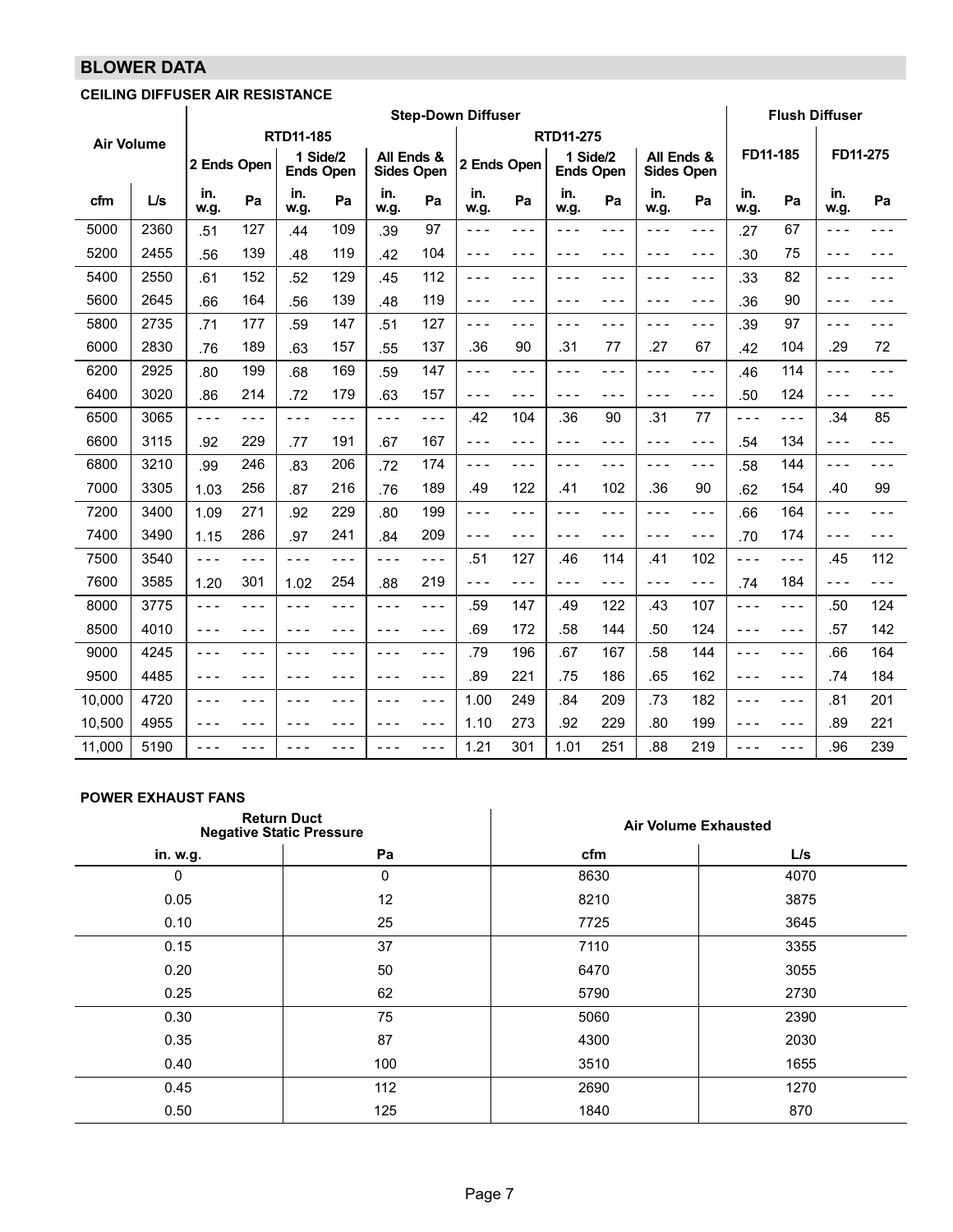## BLOWER DATA

### CEILING DIFFUSER AIR RESISTANCE

| Air Volume | | Step-Down Diffuser | | | | | | | | | | | | Flush Diffuser | | | |
|---|---|---|---|---|---|---|---|---|---|---|---|---|---|---|---|---|---|
| | | RTD11-185 | | | | | | RTD11-275 | | | | | | FD11-185 | | FD11-275 | |
| | | 2 Ends Open | | 1 Side/2 Ends Open | | All Ends & Sides Open | | 2 Ends Open | | 1 Side/2 Ends Open | | All Ends & Sides Open | | | | | |
| cfm | L/s | in. w.g. | Pa | in. w.g. | Pa | in. w.g. | Pa | in. w.g. | Pa | in. w.g. | Pa | in. w.g. | Pa | in. w.g. | Pa | in. w.g. | Pa |
| 5000 | 2360 | .51 | 127 | .44 | 109 | .39 | 97 | - - - | - - - | - - - | - - - | - - - | - - - | .27 | 67 | - - - | - - - |
| 5200 | 2455 | .56 | 139 | .48 | 119 | .42 | 104 | - - - | - - - | - - - | - - - | - - - | - - - | .30 | 75 | - - - | - - - |
| 5400 | 2550 | .61 | 152 | .52 | 129 | .45 | 112 | - - - | - - - | - - - | - - - | - - - | - - - | .33 | 82 | - - - | - - - |
| 5600 | 2645 | .66 | 164 | .56 | 139 | .48 | 119 | - - - | - - - | - - - | - - - | - - - | - - - | .36 | 90 | - - - | - - - |
| 5800 | 2735 | .71 | 177 | .59 | 147 | .51 | 127 | - - - | - - - | - - - | - - - | - - - | - - - | .39 | 97 | - - - | - - - |
| 6000 | 2830 | .76 | 189 | .63 | 157 | .55 | 137 | .36 | 90 | .31 | 77 | .27 | 67 | .42 | 104 | .29 | 72 |
| 6200 | 2925 | .80 | 199 | .68 | 169 | .59 | 147 | - - - | - - - | - - - | - - - | - - - | - - - | .46 | 114 | - - - | - - - |
| 6400 | 3020 | .86 | 214 | .72 | 179 | .63 | 157 | - - - | - - - | - - - | - - - | - - - | - - - | .50 | 124 | - - - | - - - |
| 6500 | 3065 | - - - | - - - | - - - | - - - | - - - | - - - | .42 | 104 | .36 | 90 | .31 | 77 | - - - | - - - | .34 | 85 |
| 6600 | 3115 | .92 | 229 | .77 | 191 | .67 | 167 | - - - | - - - | - - - | - - - | - - - | - - - | .54 | 134 | - - - | - - - |
| 6800 | 3210 | .99 | 246 | .83 | 206 | .72 | 174 | - - - | - - - | - - - | - - - | - - - | - - - | .58 | 144 | - - - | - - - |
| 7000 | 3305 | 1.03 | 256 | .87 | 216 | .76 | 189 | .49 | 122 | .41 | 102 | .36 | 90 | .62 | 154 | .40 | 99 |
| 7200 | 3400 | 1.09 | 271 | .92 | 229 | .80 | 199 | - - - | - - - | - - - | - - - | - - - | - - - | .66 | 164 | - - - | - - - |
| 7400 | 3490 | 1.15 | 286 | .97 | 241 | .84 | 209 | - - - | - - - | - - - | - - - | - - - | - - - | .70 | 174 | - - - | - - - |
| 7500 | 3540 | - - - | - - - | - - - | - - - | - - - | - - - | .51 | 127 | .46 | 114 | .41 | 102 | - - - | - - - | .45 | 112 |
| 7600 | 3585 | 1.20 | 301 | 1.02 | 254 | .88 | 219 | - - - | - - - | - - - | - - - | - - - | - - - | .74 | 184 | - - - | - - - |
| 8000 | 3775 | - - - | - - - | - - - | - - - | - - - | - - - | .59 | 147 | .49 | 122 | .43 | 107 | - - - | - - - | .50 | 124 |
| 8500 | 4010 | - - - | - - - | - - - | - - - | - - - | - - - | .69 | 172 | .58 | 144 | .50 | 124 | - - - | - - - | .57 | 142 |
| 9000 | 4245 | - - - | - - - | - - - | - - - | - - - | - - - | .79 | 196 | .67 | 167 | .58 | 144 | - - - | - - - | .66 | 164 |
| 9500 | 4485 | - - - | - - - | - - - | - - - | - - - | - - - | .89 | 221 | .75 | 186 | .65 | 162 | - - - | - - - | .74 | 184 |
| 10,000 | 4720 | - - - | - - - | - - - | - - - | - - - | - - - | 1.00 | 249 | .84 | 209 | .73 | 182 | - - - | - - - | .81 | 201 |
| 10,500 | 4955 | - - - | - - - | - - - | - - - | - - - | - - - | 1.10 | 273 | .92 | 229 | .80 | 199 | - - - | - - - | .89 | 221 |
| 11,000 | 5190 | - - - | - - - | - - - | - - - | - - - | - - - | 1.21 | 301 | 1.01 | 251 | .88 | 219 | - - - | - - - | .96 | 239 |

### POWER EXHAUST FANS

| Return Duct Negative Static Pressure | | Air Volume Exhausted | |
|---|---|---|---|
| in. w.g. | Pa | cfm | L/s |
| 0 | 0 | 8630 | 4070 |
| 0.05 | 12 | 8210 | 3875 |
| 0.10 | 25 | 7725 | 3645 |
| 0.15 | 37 | 7110 | 3355 |
| 0.20 | 50 | 6470 | 3055 |
| 0.25 | 62 | 5790 | 2730 |
| 0.30 | 75 | 5060 | 2390 |
| 0.35 | 87 | 4300 | 2030 |
| 0.40 | 100 | 3510 | 1655 |
| 0.45 | 112 | 2690 | 1270 |
| 0.50 | 125 | 1840 | 870 |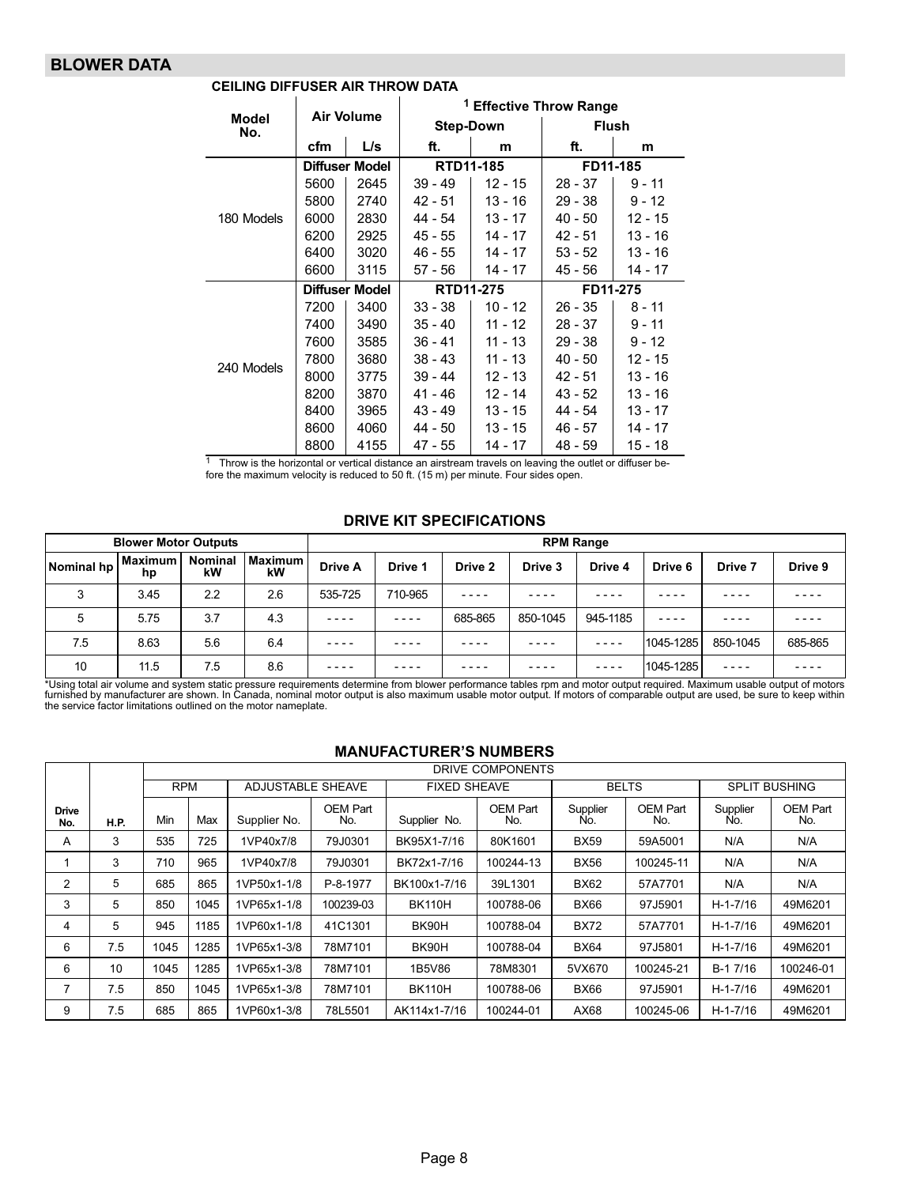## BLOWER DATA

### CEILING DIFFUSER AIR THROW DATA

| Model No. | Air Volume | | [1] Effective Throw Range | | | |
|---|---|---|---|---|---|---|
| | | | Step-Down | | Flush | |
| | cfm | L/s | ft. | m | ft. | m |
| 180 Models | Diffuser Model | | RTD11-185 | | FD11-185 | |
| | 5600 | 2645 | 39 - 49 | 12 - 15 | 28 - 37 | 9 - 11 |
| | 5800 | 2740 | 42 - 51 | 13 - 16 | 29 - 38 | 9 - 12 |
| | 6000 | 2830 | 44 - 54 | 13 - 17 | 40 - 50 | 12 - 15 |
| | 6200 | 2925 | 45 - 55 | 14 - 17 | 42 - 51 | 13 - 16 |
| | 6400 | 3020 | 46 - 55 | 14 - 17 | 53 - 52 | 13 - 16 |
| | 6600 | 3115 | 57 - 56 | 14 - 17 | 45 - 56 | 14 - 17 |
| 240 Models | Diffuser Model | | RTD11-275 | | FD11-275 | |
| | 7200 | 3400 | 33 - 38 | 10 - 12 | 26 - 35 | 8 - 11 |
| | 7400 | 3490 | 35 - 40 | 11 - 12 | 28 - 37 | 9 - 11 |
| | 7600 | 3585 | 36 - 41 | 11 - 13 | 29 - 38 | 9 - 12 |
| | 7800 | 3680 | 38 - 43 | 11 - 13 | 40 - 50 | 12 - 15 |
| | 8000 | 3775 | 39 - 44 | 12 - 13 | 42 - 51 | 13 - 16 |
| | 8200 | 3870 | 41 - 46 | 12 - 14 | 43 - 52 | 13 - 16 |
| | 8400 | 3965 | 43 - 49 | 13 - 15 | 44 - 54 | 13 - 17 |
| | 8600 | 4060 | 44 - 50 | 13 - 15 | 46 - 57 | 14 - 17 |
| | 8800 | 4155 | 47 - 55 | 14 - 17 | 48 - 59 | 15 - 18 |

[1] Throw is the horizontal or vertical distance an airstream travels on leaving the outlet or diffuser before the maximum velocity is reduced to 50 ft. (15 m) per minute. Four sides open.

### DRIVE KIT SPECIFICATIONS

| Blower Motor Outputs | | | | RPM Range | | | | | | | |
|---|---|---|---|---|---|---|---|---|---|---|---|
| Nominal hp | Maximum hp | Nominal kW | Maximum kW | Drive A | Drive 1 | Drive 2 | Drive 3 | Drive 4 | Drive 6 | Drive 7 | Drive 9 |
| 3 | 3.45 | 2.2 | 2.6 | 535-725 | 710-965 | ---- | ---- | ---- | ---- | ---- | ---- |
| 5 | 5.75 | 3.7 | 4.3 | ---- | ---- | 685-865 | 850-1045 | 945-1185 | ---- | ---- | ---- |
| 7.5 | 8.63 | 5.6 | 6.4 | ---- | ---- | ---- | ---- | ---- | 1045-1285 | 850-1045 | 685-865 |
| 10 | 11.5 | 7.5 | 8.6 | ---- | ---- | ---- | ---- | ---- | 1045-1285 | ---- | ---- |

*Using total air volume and system static pressure requirements determine from blower performance tables rpm and motor output required. Maximum usable output of motors furnished by manufacturer are shown. In Canada, nominal motor output is also maximum usable motor output. If motors of comparable output are used, be sure to keep within the service factor limitations outlined on the motor nameplate.

### MANUFACTURER'S NUMBERS

| | | DRIVE COMPONENTS | | | | | | | | | |
|---|---|---|---|---|---|---|---|---|---|---|---|
| | | RPM | | ADJUSTABLE SHEAVE | | FIXED SHEAVE | | BELTS | | SPLIT BUSHING | |
| Drive No. | H.P. | Min | Max | Supplier No. | OEM Part No. | Supplier No. | OEM Part No. | Supplier No. | OEM Part No. | Supplier No. | OEM Part No. |
| A | 3 | 535 | 725 | 1VP40x7/8 | 79J0301 | BK95X1-7/16 | 80K1601 | BX59 | 59A5001 | N/A | N/A |
| 1 | 3 | 710 | 965 | 1VP40x7/8 | 79J0301 | BK72x1-7/16 | 100244-13 | BX56 | 100245-11 | N/A | N/A |
| 2 | 5 | 685 | 865 | 1VP50x1-1/8 | P-8-1977 | BK100x1-7/16 | 39L1301 | BX62 | 57A7701 | N/A | N/A |
| 3 | 5 | 850 | 1045 | 1VP65x1-1/8 | 100239-03 | BK110H | 100788-06 | BX66 | 97J5901 | H-1-7/16 | 49M6201 |
| 4 | 5 | 945 | 1185 | 1VP60x1-1/8 | 41C1301 | BK90H | 100788-04 | BX72 | 57A7701 | H-1-7/16 | 49M6201 |
| 6 | 7.5 | 1045 | 1285 | 1VP65x1-3/8 | 78M7101 | BK90H | 100788-04 | BX64 | 97J5801 | H-1-7/16 | 49M6201 |
| 6 | 10 | 1045 | 1285 | 1VP65x1-3/8 | 78M7101 | 1B5V86 | 78M8301 | 5VX670 | 100245-21 | B-1 7/16 | 100246-01 |
| 7 | 7.5 | 850 | 1045 | 1VP65x1-3/8 | 78M7101 | BK110H | 100788-06 | BX66 | 97J5901 | H-1-7/16 | 49M6201 |
| 9 | 7.5 | 685 | 865 | 1VP60x1-3/8 | 78L5501 | AK114x1-7/16 | 100244-01 | AX68 | 100245-06 | H-1-7/16 | 49M6201 |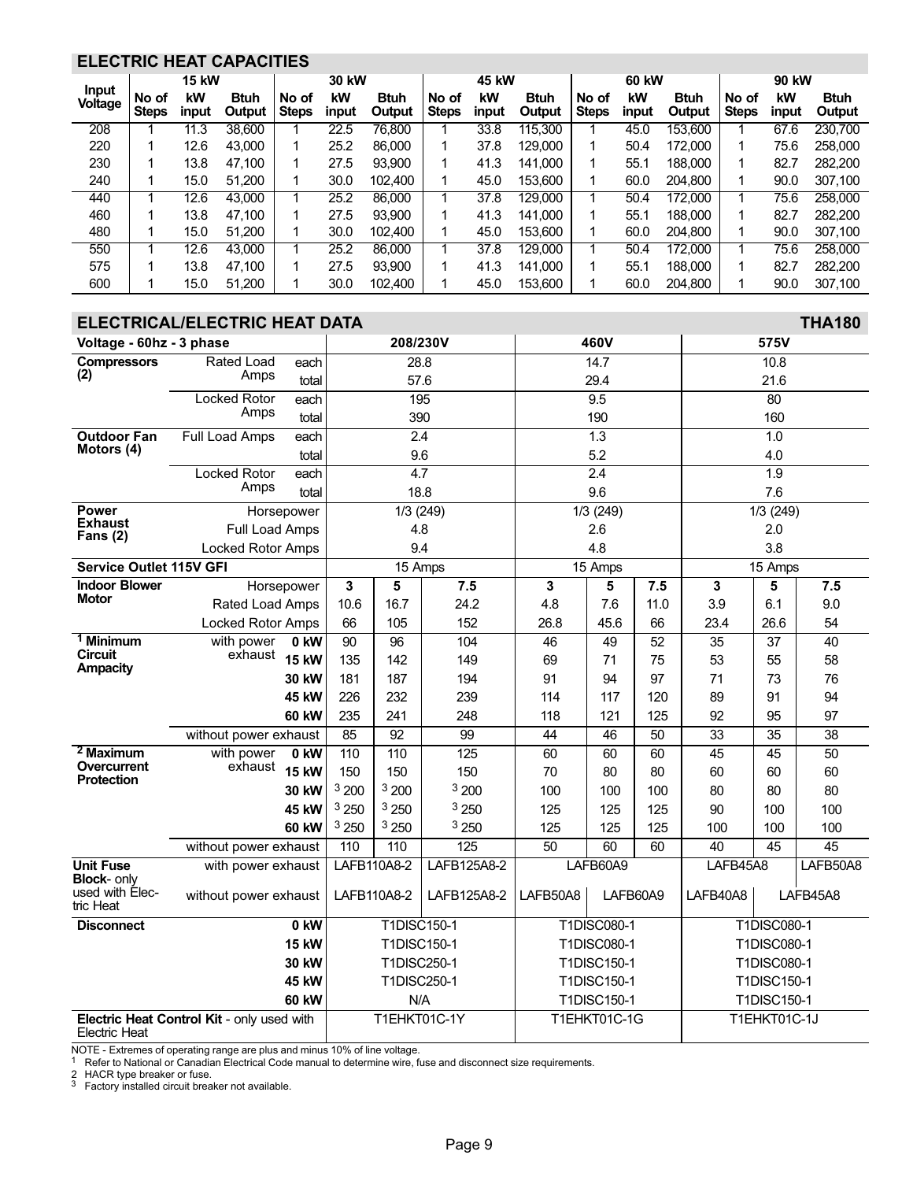## ELECTRIC HEAT CAPACITIES

| Input Voltage | 15 kW | | | 30 kW | | | 45 kW | | | 60 kW | | | 90 kW | | |
|---|---|---|---|---|---|---|---|---|---|---|---|---|---|---|---|
| | No of Steps | kW input | Btuh Output | No of Steps | kW input | Btuh Output | No of Steps | kW input | Btuh Output | No of Steps | kW input | Btuh Output | No of Steps | kW input | Btuh Output |
| 208 | 1 | 11.3 | 38,600 | 1 | 22.5 | 76,800 | 1 | 33.8 | 115,300 | 1 | 45.0 | 153,600 | 1 | 67.6 | 230,700 |
| 220 | 1 | 12.6 | 43,000 | 1 | 25.2 | 86,000 | 1 | 37.8 | 129,000 | 1 | 50.4 | 172,000 | 1 | 75.6 | 258,000 |
| 230 | 1 | 13.8 | 47,100 | 1 | 27.5 | 93,900 | 1 | 41.3 | 141,000 | 1 | 55.1 | 188,000 | 1 | 82.7 | 282,200 |
| 240 | 1 | 15.0 | 51,200 | 1 | 30.0 | 102,400 | 1 | 45.0 | 153,600 | 1 | 60.0 | 204,800 | 1 | 90.0 | 307,100 |
| 440 | 1 | 12.6 | 43,000 | 1 | 25.2 | 86,000 | 1 | 37.8 | 129,000 | 1 | 50.4 | 172,000 | 1 | 75.6 | 258,000 |
| 460 | 1 | 13.8 | 47,100 | 1 | 27.5 | 93,900 | 1 | 41.3 | 141,000 | 1 | 55.1 | 188,000 | 1 | 82.7 | 282,200 |
| 480 | 1 | 15.0 | 51,200 | 1 | 30.0 | 102,400 | 1 | 45.0 | 153,600 | 1 | 60.0 | 204,800 | 1 | 90.0 | 307,100 |
| 550 | 1 | 12.6 | 43,000 | 1 | 25.2 | 86,000 | 1 | 37.8 | 129,000 | 1 | 50.4 | 172,000 | 1 | 75.6 | 258,000 |
| 575 | 1 | 13.8 | 47,100 | 1 | 27.5 | 93,900 | 1 | 41.3 | 141,000 | 1 | 55.1 | 188,000 | 1 | 82.7 | 282,200 |
| 600 | 1 | 15.0 | 51,200 | 1 | 30.0 | 102,400 | 1 | 45.0 | 153,600 | 1 | 60.0 | 204,800 | 1 | 90.0 | 307,100 |

## ELECTRICAL/ELECTRIC HEAT DATA — THA180

| Voltage - 60hz - 3 phase | | | 208/230V | | | 460V | | | 575V | | |
|---|---|---|---|---|---|---|---|---|---|---|---|
| **Compressors (2)** | Rated Load Amps | each | 28.8 | | | 14.7 | | | 10.8 | | |
| | | total | 57.6 | | | 29.4 | | | 21.6 | | |
| | Locked Rotor Amps | each | 195 | | | 9.5 | | | 80 | | |
| | | total | 390 | | | 190 | | | 160 | | |
| **Outdoor Fan Motors (4)** | Full Load Amps | each | 2.4 | | | 1.3 | | | 1.0 | | |
| | | total | 9.6 | | | 5.2 | | | 4.0 | | |
| | Locked Rotor Amps | each | 4.7 | | | 2.4 | | | 1.9 | | |
| | | total | 18.8 | | | 9.6 | | | 7.6 | | |
| **Power Exhaust Fans (2)** | Horsepower | | 1/3 (249) | | | 1/3 (249) | | | 1/3 (249) | | |
| | Full Load Amps | | 4.8 | | | 2.6 | | | 2.0 | | |
| | Locked Rotor Amps | | 9.4 | | | 4.8 | | | 3.8 | | |
| **Service Outlet 115V GFI** | | | 15 Amps | | | 15 Amps | | | 15 Amps | | |
| **Indoor Blower Motor** | Horsepower | | 3 | 5 | 7.5 | 3 | 5 | 7.5 | 3 | 5 | 7.5 |
| | Rated Load Amps | | 10.6 | 16.7 | 24.2 | 4.8 | 7.6 | 11.0 | 3.9 | 6.1 | 9.0 |
| | Locked Rotor Amps | | 66 | 105 | 152 | 26.8 | 45.6 | 66 | 23.4 | 26.6 | 54 |
| [1] **Minimum Circuit Ampacity** | with power exhaust | 0 kW | 90 | 96 | 104 | 46 | 49 | 52 | 35 | 37 | 40 |
| | | 15 kW | 135 | 142 | 149 | 69 | 71 | 75 | 53 | 55 | 58 |
| | | 30 kW | 181 | 187 | 194 | 91 | 94 | 97 | 71 | 73 | 76 |
| | | 45 kW | 226 | 232 | 239 | 114 | 117 | 120 | 89 | 91 | 94 |
| | | 60 kW | 235 | 241 | 248 | 118 | 121 | 125 | 92 | 95 | 97 |
| | without power exhaust | | 85 | 92 | 99 | 44 | 46 | 50 | 33 | 35 | 38 |
| [2] **Maximum Overcurrent Protection** | with power exhaust | 0 kW | 110 | 110 | 125 | 60 | 60 | 60 | 45 | 45 | 50 |
| | | 15 kW | 150 | 150 | 150 | 70 | 80 | 80 | 60 | 60 | 60 |
| | | 30 kW | [3] 200 | [3] 200 | [3] 200 | 100 | 100 | 100 | 80 | 80 | 80 |
| | | 45 kW | [3] 250 | [3] 250 | [3] 250 | 125 | 125 | 125 | 90 | 100 | 100 |
| | | 60 kW | [3] 250 | [3] 250 | [3] 250 | 125 | 125 | 125 | 100 | 100 | 100 |
| | without power exhaust | | 110 | 110 | 125 | 50 | 60 | 60 | 40 | 45 | 45 |
| **Unit Fuse Block**- only used with Electric Heat | with power exhaust | | LAFB110A8-2 | | LAFB125A8-2 | LAFB60A9 | | | LAFB45A8 | | LAFB50A8 |
| | without power exhaust | | LAFB110A8-2 | | LAFB125A8-2 | LAFB50A8 | LAFB60A9 | | LAFB40A8 | LAFB45A8 | |
| **Disconnect** | | 0 kW | T1DISC150-1 | | | T1DISC080-1 | | | T1DISC080-1 | | |
| | | 15 kW | T1DISC150-1 | | | T1DISC080-1 | | | T1DISC080-1 | | |
| | | 30 kW | T1DISC250-1 | | | T1DISC150-1 | | | T1DISC080-1 | | |
| | | 45 kW | T1DISC250-1 | | | T1DISC150-1 | | | T1DISC150-1 | | |
| | | 60 kW | N/A | | | T1DISC150-1 | | | T1DISC150-1 | | |
| **Electric Heat Control Kit** - only used with Electric Heat | | | T1EHKT01C-1Y | | | T1EHKT01C-1G | | | T1EHKT01C-1J | | |

NOTE - Extremes of operating range are plus and minus 10% of line voltage.
[1] Refer to National or Canadian Electrical Code manual to determine wire, fuse and disconnect size requirements.
[2] HACR type breaker or fuse.
[3] Factory installed circuit breaker not available.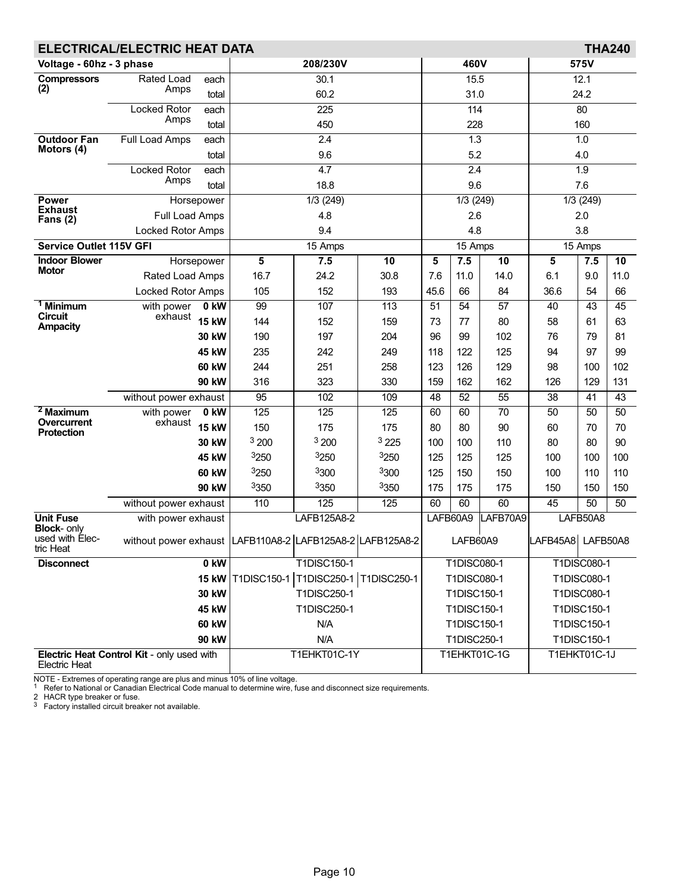## ELECTRICAL/ELECTRIC HEAT DATA — THA240

| Voltage - 60hz - 3 phase | | | 208/230V | | | 460V | | | 575V | | |
|---|---|---|---|---|---|---|---|---|---|---|---|
| **Compressors (2)** | Rated Load Amps | each | 30.1 | | | 15.5 | | | 12.1 | | |
| | | total | 60.2 | | | 31.0 | | | 24.2 | | |
| | Locked Rotor Amps | each | 225 | | | 114 | | | 80 | | |
| | | total | 450 | | | 228 | | | 160 | | |
| **Outdoor Fan Motors (4)** | Full Load Amps | each | 2.4 | | | 1.3 | | | 1.0 | | |
| | | total | 9.6 | | | 5.2 | | | 4.0 | | |
| | Locked Rotor Amps | each | 4.7 | | | 2.4 | | | 1.9 | | |
| | | total | 18.8 | | | 9.6 | | | 7.6 | | |
| **Power Exhaust Fans (2)** | Horsepower | | 1/3 (249) | | | 1/3 (249) | | | 1/3 (249) | | |
| | Full Load Amps | | 4.8 | | | 2.6 | | | 2.0 | | |
| | Locked Rotor Amps | | 9.4 | | | 4.8 | | | 3.8 | | |
| **Service Outlet 115V GFI** | | | 15 Amps | | | 15 Amps | | | 15 Amps | | |
| **Indoor Blower Motor** | Horsepower | | **5** | **7.5** | **10** | **5** | **7.5** | **10** | **5** | **7.5** | **10** |
| | Rated Load Amps | | 16.7 | 24.2 | 30.8 | 7.6 | 11.0 | 14.0 | 6.1 | 9.0 | 11.0 |
| | Locked Rotor Amps | | 105 | 152 | 193 | 45.6 | 66 | 84 | 36.6 | 54 | 66 |
| **[1] Minimum Circuit Ampacity** | with power exhaust | **0 kW** | 99 | 107 | 113 | 51 | 54 | 57 | 40 | 43 | 45 |
| | | **15 kW** | 144 | 152 | 159 | 73 | 77 | 80 | 58 | 61 | 63 |
| | | **30 kW** | 190 | 197 | 204 | 96 | 99 | 102 | 76 | 79 | 81 |
| | | **45 kW** | 235 | 242 | 249 | 118 | 122 | 125 | 94 | 97 | 99 |
| | | **60 kW** | 244 | 251 | 258 | 123 | 126 | 129 | 98 | 100 | 102 |
| | | **90 kW** | 316 | 323 | 330 | 159 | 162 | 162 | 126 | 129 | 131 |
| | without power exhaust | | 95 | 102 | 109 | 48 | 52 | 55 | 38 | 41 | 43 |
| **[2] Maximum Overcurrent Protection** | with power exhaust | **0 kW** | 125 | 125 | 125 | 60 | 60 | 70 | 50 | 50 | 50 |
| | | **15 kW** | 150 | 175 | 175 | 80 | 80 | 90 | 60 | 70 | 70 |
| | | **30 kW** | [3] 200 | [3] 200 | [3] 225 | 100 | 100 | 110 | 80 | 80 | 90 |
| | | **45 kW** | [3] 250 | [3] 250 | [3] 250 | 125 | 125 | 125 | 100 | 100 | 100 |
| | | **60 kW** | [3] 250 | [3] 300 | [3] 300 | 125 | 150 | 150 | 100 | 110 | 110 |
| | | **90 kW** | [3] 350 | [3] 350 | [3] 350 | 175 | 175 | 175 | 150 | 150 | 150 |
| | without power exhaust | | 110 | 125 | 125 | 60 | 60 | 60 | 45 | 50 | 50 |
| **Unit Fuse Block**- only used with Electric Heat | with power exhaust | | LAFB125A8-2 | | | LAFB60A9 | | LAFB70A9 | LAFB50A8 | | |
| | without power exhaust | | LAFB110A8-2 | LAFB125A8-2 | LAFB125A8-2 | LAFB60A9 | | | LAFB45A8 | LAFB50A8 | |
| **Disconnect** | | **0 kW** | T1DISC150-1 | | | T1DISC080-1 | | | T1DISC080-1 | | |
| | | **15 kW** | T1DISC150-1 | T1DISC250-1 | T1DISC250-1 | T1DISC080-1 | | | T1DISC080-1 | | |
| | | **30 kW** | T1DISC250-1 | | | T1DISC150-1 | | | T1DISC080-1 | | |
| | | **45 kW** | T1DISC250-1 | | | T1DISC150-1 | | | T1DISC150-1 | | |
| | | **60 kW** | N/A | | | T1DISC150-1 | | | T1DISC150-1 | | |
| | | **90 kW** | N/A | | | T1DISC250-1 | | | T1DISC150-1 | | |
| **Electric Heat Control Kit** - only used with Electric Heat | | | T1EHKT01C-1Y | | | T1EHKT01C-1G | | | T1EHKT01C-1J | | |

NOTE - Extremes of operating range are plus and minus 10% of line voltage.

[1] Refer to National or Canadian Electrical Code manual to determine wire, fuse and disconnect size requirements.

[2] HACR type breaker or fuse.

[3] Factory installed circuit breaker not available.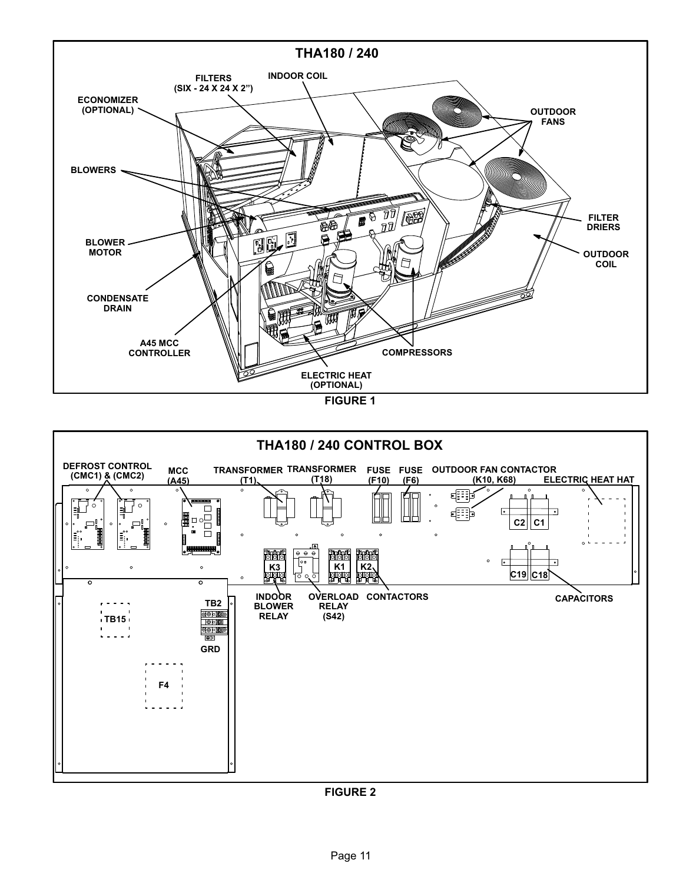**THA180 / 240**

FILTERS (SIX - 24 X 24 X 2")

INDOOR COIL

ECONOMIZER (OPTIONAL)

OUTDOOR FANS

BLOWERS

FILTER DRIERS

BLOWER MOTOR

OUTDOOR COIL

CONDENSATE DRAIN

A45 MCC CONTROLLER

COMPRESSORS

ELECTRIC HEAT (OPTIONAL)

FIGURE 1

**THA180 / 240 CONTROL BOX**

DEFROST CONTROL (CMC1) & (CMC2)

MCC (A45)

TRANSFORMER (T1)

TRANSFORMER (T18)

FUSE (F10)

FUSE (F6)

OUTDOOR FAN CONTACTOR (K10, K68)

ELECTRIC HEAT HAT

C2 C1

K3 K1 K2

C19 C18

TB2

TB15

GRD

F4

INDOOR BLOWER RELAY

OVERLOAD RELAY (S42)

CONTACTORS

CAPACITORS

FIGURE 2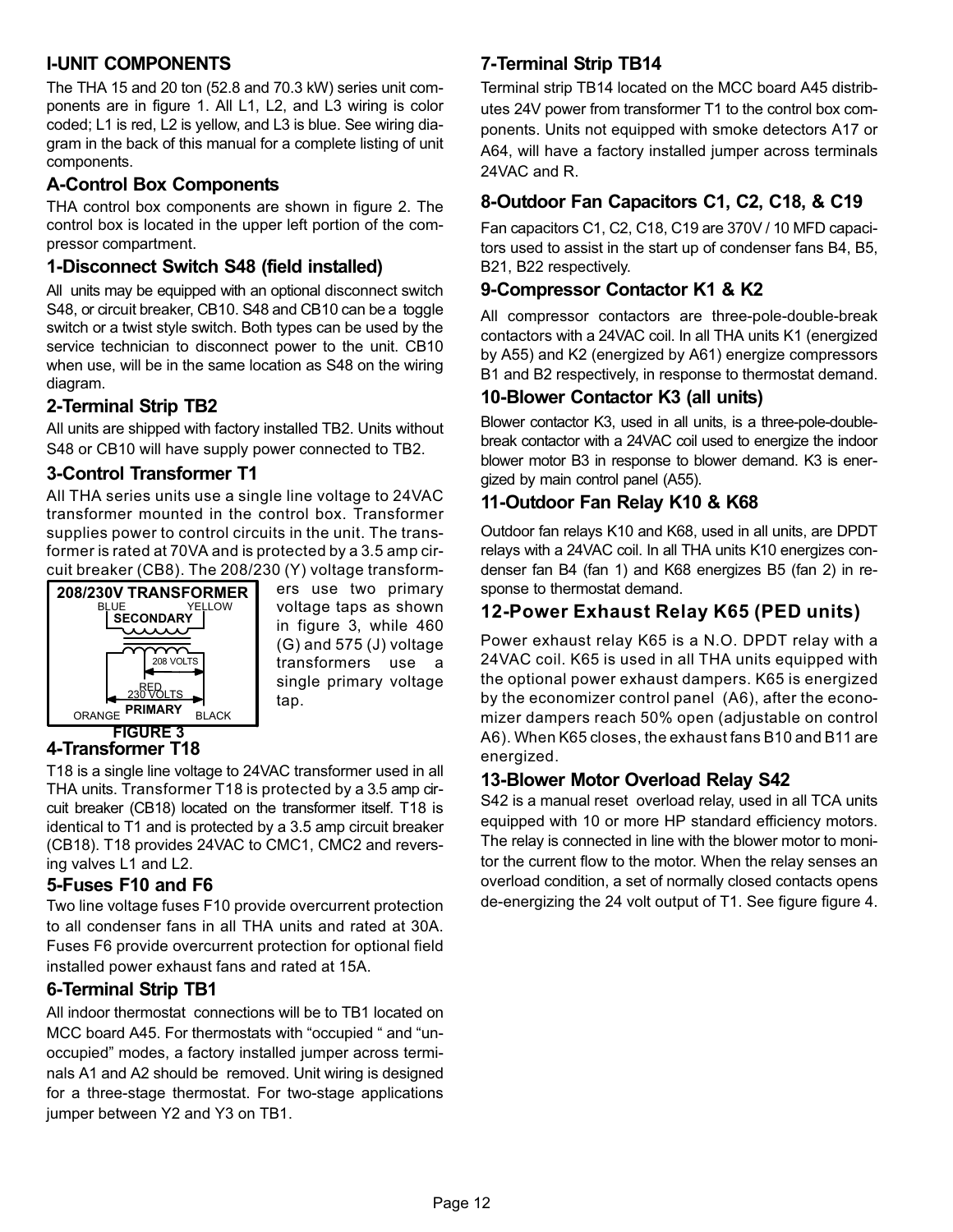# I-UNIT COMPONENTS

The THA 15 and 20 ton (52.8 and 70.3 kW) series unit components are in figure 1. All L1, L2, and L3 wiring is color coded; L1 is red, L2 is yellow, and L3 is blue. See wiring diagram in the back of this manual for a complete listing of unit components.

## A-Control Box Components

THA control box components are shown in figure 2. The control box is located in the upper left portion of the compressor compartment.

### 1-Disconnect Switch S48 (field installed)

All units may be equipped with an optional disconnect switch S48, or circuit breaker, CB10. S48 and CB10 can be a toggle switch or a twist style switch. Both types can be used by the service technician to disconnect power to the unit. CB10 when use, will be in the same location as S48 on the wiring diagram.

### 2-Terminal Strip TB2

All units are shipped with factory installed TB2. Units without S48 or CB10 will have supply power connected to TB2.

### 3-Control Transformer T1

All THA series units use a single line voltage to 24VAC transformer mounted in the control box. Transformer supplies power to control circuits in the unit. The transformer is rated at 70VA and is protected by a 3.5 amp circuit breaker (CB8). The 208/230 (Y) voltage transformers use two primary voltage taps as shown in figure 3, while 460 (G) and 575 (J) voltage transformers use a single primary voltage tap.

208/230V TRANSFORMER
BLUE YELLOW
SECONDARY
208 VOLTS
RED
230 VOLTS
ORANGE PRIMARY BLACK

FIGURE 3

### 4-Transformer T18

T18 is a single line voltage to 24VAC transformer used in all THA units. Transformer T18 is protected by a 3.5 amp circuit breaker (CB18) located on the transformer itself. T18 is identical to T1 and is protected by a 3.5 amp circuit breaker (CB18). T18 provides 24VAC to CMC1, CMC2 and reversing valves L1 and L2.

### 5-Fuses F10 and F6

Two line voltage fuses F10 provide overcurrent protection to all condenser fans in all THA units and rated at 30A. Fuses F6 provide overcurrent protection for optional field installed power exhaust fans and rated at 15A.

### 6-Terminal Strip TB1

All indoor thermostat connections will be to TB1 located on MCC board A45. For thermostats with "occupied " and "unoccupied" modes, a factory installed jumper across terminals A1 and A2 should be removed. Unit wiring is designed for a three-stage thermostat. For two-stage applications jumper between Y2 and Y3 on TB1.

### 7-Terminal Strip TB14

Terminal strip TB14 located on the MCC board A45 distributes 24V power from transformer T1 to the control box components. Units not equipped with smoke detectors A17 or A64, will have a factory installed jumper across terminals 24VAC and R.

### 8-Outdoor Fan Capacitors C1, C2, C18, & C19

Fan capacitors C1, C2, C18, C19 are 370V / 10 MFD capacitors used to assist in the start up of condenser fans B4, B5, B21, B22 respectively.

### 9-Compressor Contactor K1 & K2

All compressor contactors are three-pole-double-break contactors with a 24VAC coil. In all THA units K1 (energized by A55) and K2 (energized by A61) energize compressors B1 and B2 respectively, in response to thermostat demand.

### 10-Blower Contactor K3 (all units)

Blower contactor K3, used in all units, is a three-pole-double-break contactor with a 24VAC coil used to energize the indoor blower motor B3 in response to blower demand. K3 is energized by main control panel (A55).

### 11-Outdoor Fan Relay K10 & K68

Outdoor fan relays K10 and K68, used in all units, are DPDT relays with a 24VAC coil. In all THA units K10 energizes condenser fan B4 (fan 1) and K68 energizes B5 (fan 2) in response to thermostat demand.

### 12-Power Exhaust Relay K65 (PED units)

Power exhaust relay K65 is a N.O. DPDT relay with a 24VAC coil. K65 is used in all THA units equipped with the optional power exhaust dampers. K65 is energized by the economizer control panel (A6), after the economizer dampers reach 50% open (adjustable on control A6). When K65 closes, the exhaust fans B10 and B11 are energized.

### 13-Blower Motor Overload Relay S42

S42 is a manual reset overload relay, used in all TCA units equipped with 10 or more HP standard efficiency motors. The relay is connected in line with the blower motor to monitor the current flow to the motor. When the relay senses an overload condition, a set of normally closed contacts opens de-energizing the 24 volt output of T1. See figure figure 4.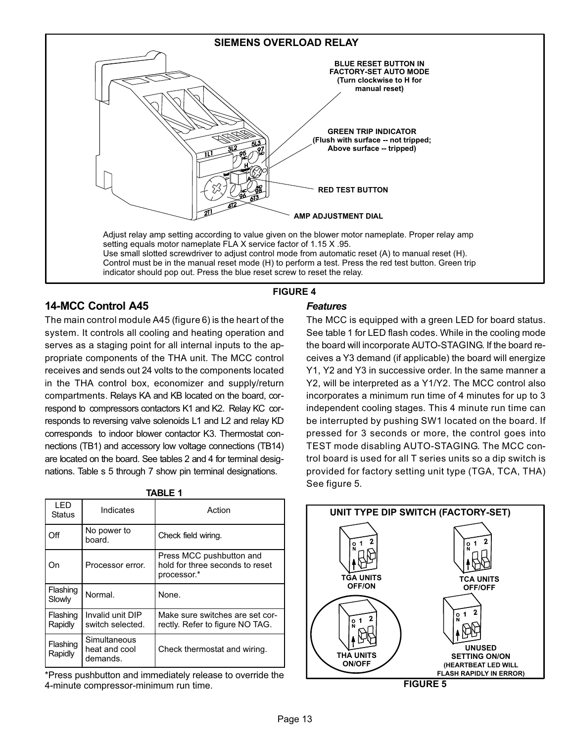**SIEMENS OVERLOAD RELAY**

BLUE RESET BUTTON IN FACTORY-SET AUTO MODE (Turn clockwise to H for manual reset)

GREEN TRIP INDICATOR (Flush with surface -- not tripped; Above surface -- tripped)

RED TEST BUTTON

AMP ADJUSTMENT DIAL

Adjust relay amp setting according to value given on the blower motor nameplate. Proper relay amp setting equals motor nameplate FLA X service factor of 1.15 X .95.
Use small slotted screwdriver to adjust control mode from automatic reset (A) to manual reset (H).
Control must be in the manual reset mode (H) to perform a test. Press the red test button. Green trip indicator should pop out. Press the blue reset screw to reset the relay.

FIGURE 4

## 14-MCC Control A45

The main control module A45 (figure 6) is the heart of the system. It controls all cooling and heating operation and serves as a staging point for all internal inputs to the appropriate components of the THA unit. The MCC control receives and sends out 24 volts to the components located in the THA control box, economizer and supply/return compartments. Relays KA and KB located on the board, correspond to compressors contactors K1 and K2. Relay KC corresponds to reversing valve solenoids L1 and L2 and relay KD corresponds to indoor blower contactor K3. Thermostat connections (TB1) and accessory low voltage connections (TB14) are located on the board. See tables 2 and 4 for terminal designations. Table s 5 through 7 show pin terminal designations.

**TABLE 1**

| LED Status | Indicates | Action |
|---|---|---|
| Off | No power to board. | Check field wiring. |
| On | Processor error. | Press MCC pushbutton and hold for three seconds to reset processor.* |
| Flashing Slowly | Normal. | None. |
| Flashing Rapidly | Invalid unit DIP switch selected. | Make sure switches are set correctly. Refer to figure NO TAG. |
| Flashing Rapidly | Simultaneous heat and cool demands. | Check thermostat and wiring. |

*Press pushbutton and immediately release to override the 4-minute compressor-minimum run time.

### *Features*

The MCC is equipped with a green LED for board status. See table 1 for LED flash codes. While in the cooling mode the board will incorporate AUTO-STAGING. If the board receives a Y3 demand (if applicable) the board will energize Y1, Y2 and Y3 in successive order. In the same manner a Y2, will be interpreted as a Y1/Y2. The MCC control also incorporates a minimum run time of 4 minutes for up to 3 independent cooling stages. This 4 minute run time can be interrupted by pushing SW1 located on the board. If pressed for 3 seconds or more, the control goes into TEST mode disabling AUTO-STAGING. The MCC control board is used for all T series units so a dip switch is provided for factory setting unit type (TGA, TCA, THA) See figure 5.

**UNIT TYPE DIP SWITCH (FACTORY-SET)**

TGA UNITS OFF/ON

TCA UNITS OFF/OFF

THA UNITS ON/OFF

UNUSED SETTING ON/ON (HEARTBEAT LED WILL FLASH RAPIDLY IN ERROR)

FIGURE 5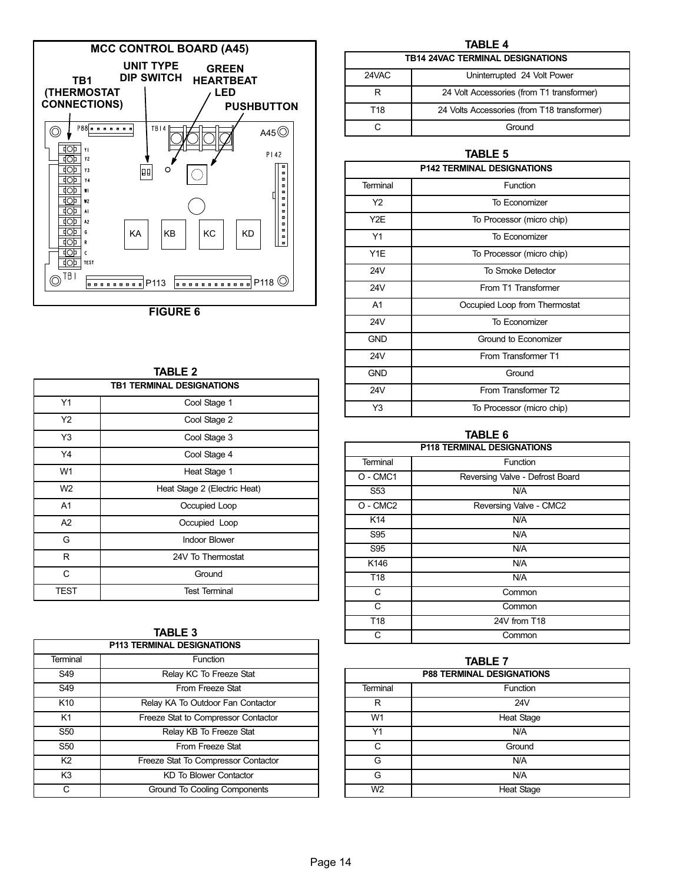**MCC CONTROL BOARD (A45)**

TB1 (THERMOSTAT CONNECTIONS)

UNIT TYPE DIP SWITCH

GREEN HEARTBEAT LED

PUSHBUTTON

P88 TB14 A45 P142 Y1 Y2 Y3 Y4 W1 W2 A1 A2 G R C TEST KA KB KC KD TB1 P113 P118

FIGURE 6

TABLE 2

| TB1 TERMINAL DESIGNATIONS | |
|---|---|
| Y1 | Cool Stage 1 |
| Y2 | Cool Stage 2 |
| Y3 | Cool Stage 3 |
| Y4 | Cool Stage 4 |
| W1 | Heat Stage 1 |
| W2 | Heat Stage 2 (Electric Heat) |
| A1 | Occupied Loop |
| A2 | Occupied Loop |
| G | Indoor Blower |
| R | 24V To Thermostat |
| C | Ground |
| TEST | Test Terminal |

TABLE 3

| P113 TERMINAL DESIGNATIONS | |
|---|---|
| Terminal | Function |
| S49 | Relay KC To Freeze Stat |
| S49 | From Freeze Stat |
| K10 | Relay KA To Outdoor Fan Contactor |
| K1 | Freeze Stat to Compressor Contactor |
| S50 | Relay KB To Freeze Stat |
| S50 | From Freeze Stat |
| K2 | Freeze Stat To Compressor Contactor |
| K3 | KD To Blower Contactor |
| C | Ground To Cooling Components |

TABLE 4

| TB14 24VAC TERMINAL DESIGNATIONS | |
|---|---|
| 24VAC | Uninterrupted 24 Volt Power |
| R | 24 Volt Accessories (from T1 transformer) |
| T18 | 24 Volts Accessories (from T18 transformer) |
| C | Ground |

TABLE 5

| P142 TERMINAL DESIGNATIONS | |
|---|---|
| Terminal | Function |
| Y2 | To Economizer |
| Y2E | To Processor (micro chip) |
| Y1 | To Economizer |
| Y1E | To Processor (micro chip) |
| 24V | To Smoke Detector |
| 24V | From T1 Transformer |
| A1 | Occupied Loop from Thermostat |
| 24V | To Economizer |
| GND | Ground to Economizer |
| 24V | From Transformer T1 |
| GND | Ground |
| 24V | From Transformer T2 |
| Y3 | To Processor (micro chip) |

TABLE 6

| P118 TERMINAL DESIGNATIONS | |
|---|---|
| Terminal | Function |
| O - CMC1 | Reversing Valve - Defrost Board |
| S53 | N/A |
| O - CMC2 | Reversing Valve - CMC2 |
| K14 | N/A |
| S95 | N/A |
| S95 | N/A |
| K146 | N/A |
| T18 | N/A |
| C | Common |
| C | Common |
| T18 | 24V from T18 |
| C | Common |

TABLE 7

| P88 TERMINAL DESIGNATIONS | |
|---|---|
| Terminal | Function |
| R | 24V |
| W1 | Heat Stage |
| Y1 | N/A |
| C | Ground |
| G | N/A |
| G | N/A |
| W2 | Heat Stage |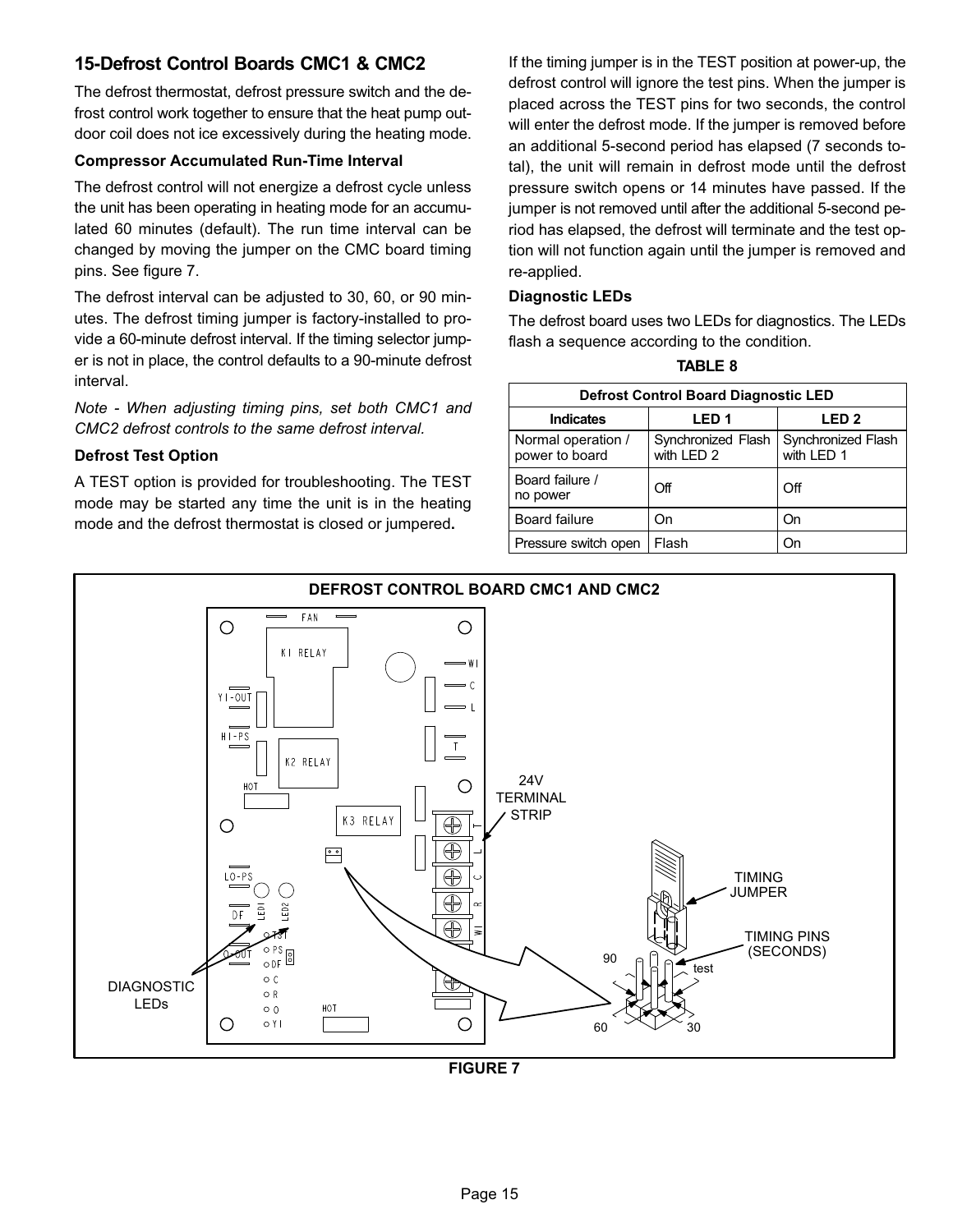## 15-Defrost Control Boards CMC1 & CMC2

The defrost thermostat, defrost pressure switch and the defrost control work together to ensure that the heat pump outdoor coil does not ice excessively during the heating mode.

### Compressor Accumulated Run-Time Interval

The defrost control will not energize a defrost cycle unless the unit has been operating in heating mode for an accumulated 60 minutes (default). The run time interval can be changed by moving the jumper on the CMC board timing pins. See figure 7.

The defrost interval can be adjusted to 30, 60, or 90 minutes. The defrost timing jumper is factory-installed to provide a 60-minute defrost interval. If the timing selector jumper is not in place, the control defaults to a 90-minute defrost interval.

*Note - When adjusting timing pins, set both CMC1 and CMC2 defrost controls to the same defrost interval.*

### Defrost Test Option

A TEST option is provided for troubleshooting. The TEST mode may be started any time the unit is in the heating mode and the defrost thermostat is closed or jumpered.

If the timing jumper is in the TEST position at power-up, the defrost control will ignore the test pins. When the jumper is placed across the TEST pins for two seconds, the control will enter the defrost mode. If the jumper is removed before an additional 5-second period has elapsed (7 seconds total), the unit will remain in defrost mode until the defrost pressure switch opens or 14 minutes have passed. If the jumper is not removed until after the additional 5-second period has elapsed, the defrost will terminate and the test option will not function again until the jumper is removed and re-applied.

### Diagnostic LEDs

The defrost board uses two LEDs for diagnostics. The LEDs flash a sequence according to the condition.

**TABLE 8**

| Defrost Control Board Diagnostic LED | | |
|---|---|---|
| **Indicates** | **LED 1** | **LED 2** |
| Normal operation / power to board | Synchronized Flash with LED 2 | Synchronized Flash with LED 1 |
| Board failure / no power | Off | Off |
| Board failure | On | On |
| Pressure switch open | Flash | On |

**DEFROST CONTROL BOARD CMC1 AND CMC2**

FAN, K1 RELAY, Y1-OUT, HI-PS, K2 RELAY, HOT, K3 RELAY, LO-PS, LED1, LED2, DF, O-OUT, TST, PS, DF, C, R, O, Y1, HOT, W1, C, L, T

24V TERMINAL STRIP (T, L, C, R, W1)

DIAGNOSTIC LEDs

TIMING JUMPER

TIMING PINS (SECONDS): 90, test, 60, 30

**FIGURE 7**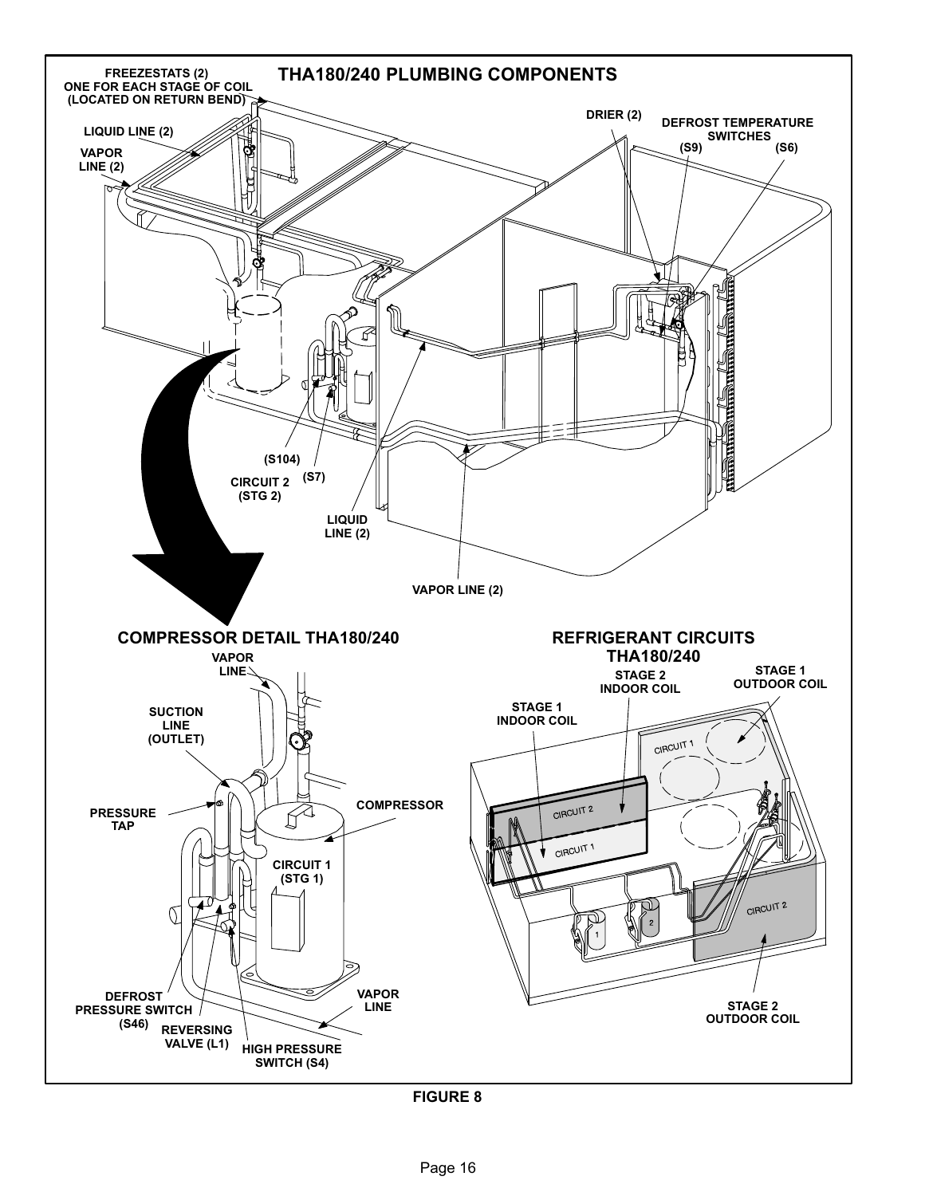**THA180/240 PLUMBING COMPONENTS**

FREEZESTATS (2) ONE FOR EACH STAGE OF COIL (LOCATED ON RETURN BEND)

LIQUID LINE (2)

VAPOR LINE (2)

DRIER (2)

DEFROST TEMPERATURE SWITCHES (S9) (S6)

(S104)

(S7)

CIRCUIT 2 (STG 2)

LIQUID LINE (2)

VAPOR LINE (2)

**COMPRESSOR DETAIL THA180/240**

VAPOR LINE

SUCTION LINE (OUTLET)

PRESSURE TAP

COMPRESSOR

CIRCUIT 1 (STG 1)

DEFROST PRESSURE SWITCH (S46)

REVERSING VALVE (L1)

HIGH PRESSURE SWITCH (S4)

VAPOR LINE

**REFRIGERANT CIRCUITS THA180/240**

STAGE 2 INDOOR COIL

STAGE 1 OUTDOOR COIL

STAGE 1 INDOOR COIL

CIRCUIT 1

CIRCUIT 2

CIRCUIT 1

CIRCUIT 2

STAGE 2 OUTDOOR COIL

**FIGURE 8**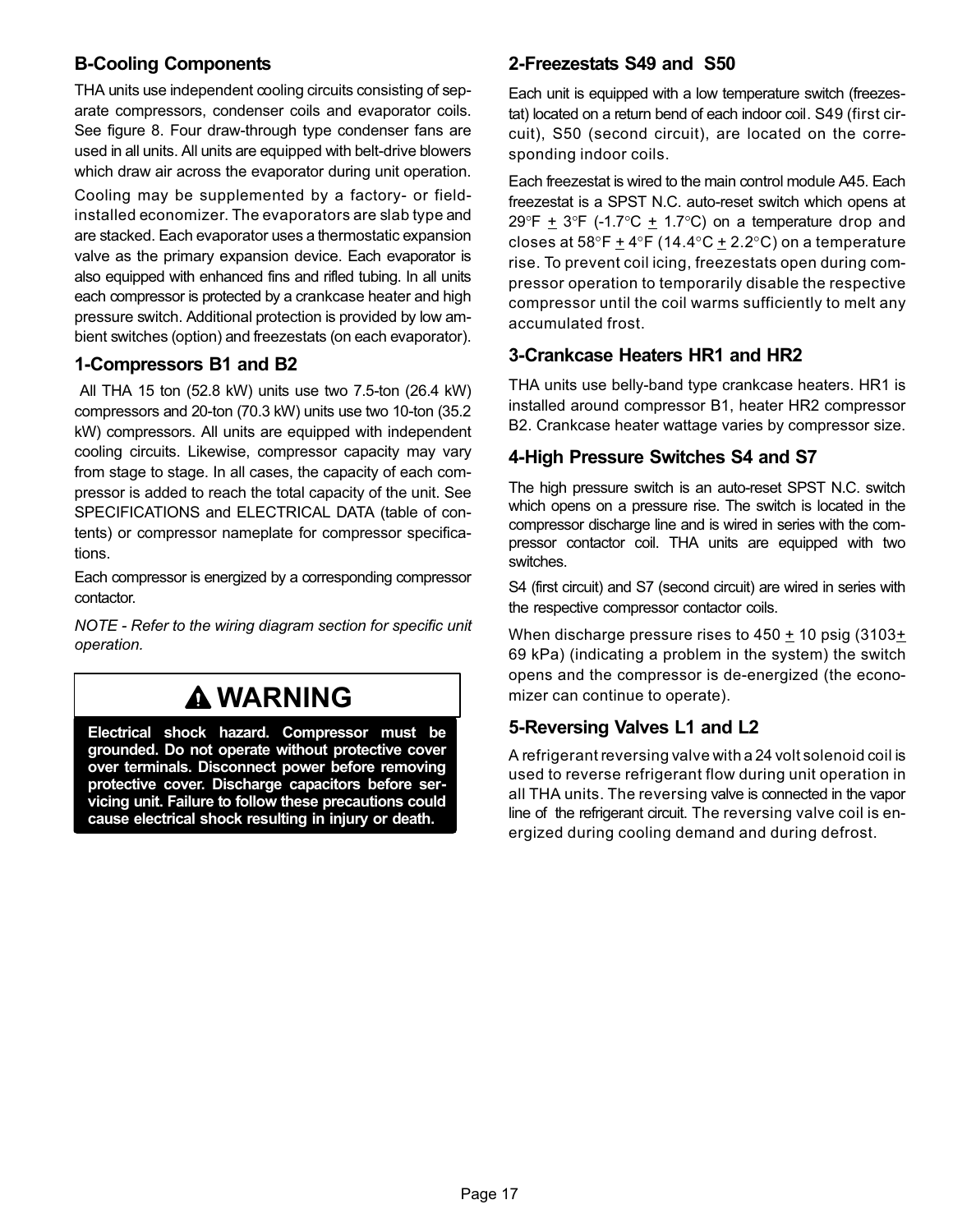## B-Cooling Components

THA units use independent cooling circuits consisting of separate compressors, condenser coils and evaporator coils. See figure 8. Four draw-through type condenser fans are used in all units. All units are equipped with belt-drive blowers which draw air across the evaporator during unit operation.

Cooling may be supplemented by a factory- or field-installed economizer. The evaporators are slab type and are stacked. Each evaporator uses a thermostatic expansion valve as the primary expansion device. Each evaporator is also equipped with enhanced fins and rifled tubing. In all units each compressor is protected by a crankcase heater and high pressure switch. Additional protection is provided by low ambient switches (option) and freezestats (on each evaporator).

### 1-Compressors B1 and B2

All THA 15 ton (52.8 kW) units use two 7.5-ton (26.4 kW) compressors and 20-ton (70.3 kW) units use two 10-ton (35.2 kW) compressors. All units are equipped with independent cooling circuits. Likewise, compressor capacity may vary from stage to stage. In all cases, the capacity of each compressor is added to reach the total capacity of the unit. See SPECIFICATIONS and ELECTRICAL DATA (table of contents) or compressor nameplate for compressor specifications.

Each compressor is energized by a corresponding compressor contactor.

*NOTE - Refer to the wiring diagram section for specific unit operation.*

> **⚠ WARNING**
>
> **Electrical shock hazard. Compressor must be grounded. Do not operate without protective cover over terminals. Disconnect power before removing protective cover. Discharge capacitors before servicing unit. Failure to follow these precautions could cause electrical shock resulting in injury or death.**

### 2-Freezestats S49 and S50

Each unit is equipped with a low temperature switch (freezestat) located on a return bend of each indoor coil. S49 (first circuit), S50 (second circuit), are located on the corresponding indoor coils.

Each freezestat is wired to the main control module A45. Each freezestat is a SPST N.C. auto-reset switch which opens at 29°F ± 3°F (-1.7°C ± 1.7°C) on a temperature drop and closes at 58°F ± 4°F (14.4°C ± 2.2°C) on a temperature rise. To prevent coil icing, freezestats open during compressor operation to temporarily disable the respective compressor until the coil warms sufficiently to melt any accumulated frost.

### 3-Crankcase Heaters HR1 and HR2

THA units use belly-band type crankcase heaters. HR1 is installed around compressor B1, heater HR2 compressor B2. Crankcase heater wattage varies by compressor size.

### 4-High Pressure Switches S4 and S7

The high pressure switch is an auto-reset SPST N.C. switch which opens on a pressure rise. The switch is located in the compressor discharge line and is wired in series with the compressor contactor coil. THA units are equipped with two switches.

S4 (first circuit) and S7 (second circuit) are wired in series with the respective compressor contactor coils.

When discharge pressure rises to 450 ± 10 psig (3103± 69 kPa) (indicating a problem in the system) the switch opens and the compressor is de-energized (the economizer can continue to operate).

### 5-Reversing Valves L1 and L2

A refrigerant reversing valve with a 24 volt solenoid coil is used to reverse refrigerant flow during unit operation in all THA units. The reversing valve is connected in the vapor line of the refrigerant circuit. The reversing valve coil is energized during cooling demand and during defrost.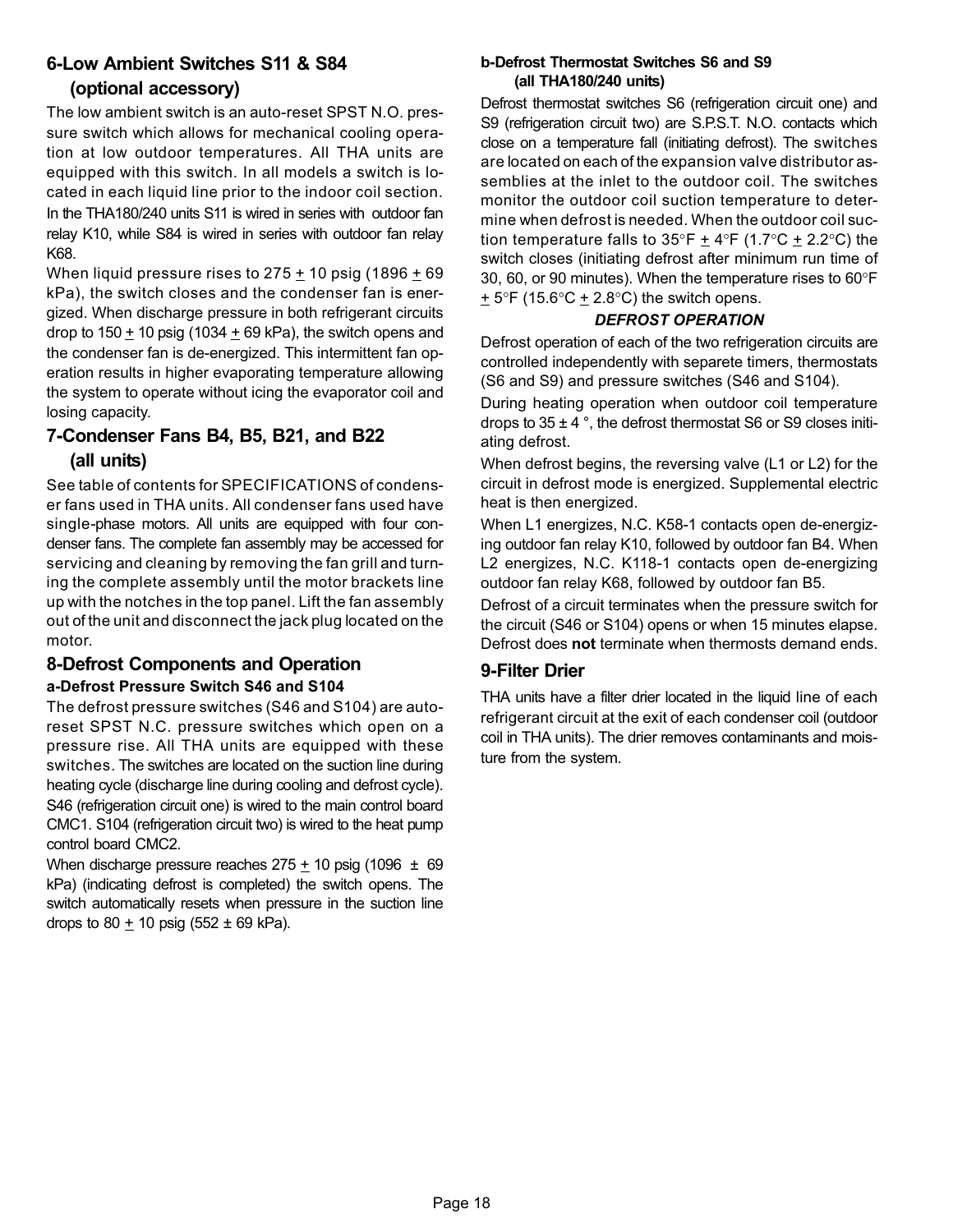## 6-Low Ambient Switches S11 & S84 (optional accessory)

The low ambient switch is an auto-reset SPST N.O. pressure switch which allows for mechanical cooling operation at low outdoor temperatures. All THA units are equipped with this switch. In all models a switch is located in each liquid line prior to the indoor coil section. In the THA180/240 units S11 is wired in series with outdoor fan relay K10, while S84 is wired in series with outdoor fan relay K68.

When liquid pressure rises to 275 ± 10 psig (1896 ± 69 kPa), the switch closes and the condenser fan is energized. When discharge pressure in both refrigerant circuits drop to 150 ± 10 psig (1034 ± 69 kPa), the switch opens and the condenser fan is de-energized. This intermittent fan operation results in higher evaporating temperature allowing the system to operate without icing the evaporator coil and losing capacity.

## 7-Condenser Fans B4, B5, B21, and B22 (all units)

See table of contents for SPECIFICATIONS of condenser fans used in THA units. All condenser fans used have single-phase motors. All units are equipped with four condenser fans. The complete fan assembly may be accessed for servicing and cleaning by removing the fan grill and turning the complete assembly until the motor brackets line up with the notches in the top panel. Lift the fan assembly out of the unit and disconnect the jack plug located on the motor.

## 8-Defrost Components and Operation

### a-Defrost Pressure Switch S46 and S104

The defrost pressure switches (S46 and S104) are auto-reset SPST N.C. pressure switches which open on a pressure rise. All THA units are equipped with these switches. The switches are located on the suction line during heating cycle (discharge line during cooling and defrost cycle). S46 (refrigeration circuit one) is wired to the main control board CMC1. S104 (refrigeration circuit two) is wired to the heat pump control board CMC2.

When discharge pressure reaches 275 ± 10 psig (1096 ± 69 kPa) (indicating defrost is completed) the switch opens. The switch automatically resets when pressure in the suction line drops to 80 ± 10 psig (552 ± 69 kPa).

### b-Defrost Thermostat Switches S6 and S9 (all THA180/240 units)

Defrost thermostat switches S6 (refrigeration circuit one) and S9 (refrigeration circuit two) are S.P.S.T. N.O. contacts which close on a temperature fall (initiating defrost). The switches are located on each of the expansion valve distributor assemblies at the inlet to the outdoor coil. The switches monitor the outdoor coil suction temperature to determine when defrost is needed. When the outdoor coil suction temperature falls to 35°F ± 4°F (1.7°C ± 2.2°C) the switch closes (initiating defrost after minimum run time of 30, 60, or 90 minutes). When the temperature rises to 60°F ± 5°F (15.6°C ± 2.8°C) the switch opens.

***DEFROST OPERATION***

Defrost operation of each of the two refrigeration circuits are controlled independently with separete timers, thermostats (S6 and S9) and pressure switches (S46 and S104).

During heating operation when outdoor coil temperature drops to 35 ± 4 °, the defrost thermostat S6 or S9 closes initiating defrost.

When defrost begins, the reversing valve (L1 or L2) for the circuit in defrost mode is energized. Supplemental electric heat is then energized.

When L1 energizes, N.C. K58-1 contacts open de-energizing outdoor fan relay K10, followed by outdoor fan B4. When L2 energizes, N.C. K118-1 contacts open de-energizing outdoor fan relay K68, followed by outdoor fan B5.

Defrost of a circuit terminates when the pressure switch for the circuit (S46 or S104) opens or when 15 minutes elapse. Defrost does **not** terminate when thermosts demand ends.

## 9-Filter Drier

THA units have a filter drier located in the liquid line of each refrigerant circuit at the exit of each condenser coil (outdoor coil in THA units). The drier removes contaminants and moisture from the system.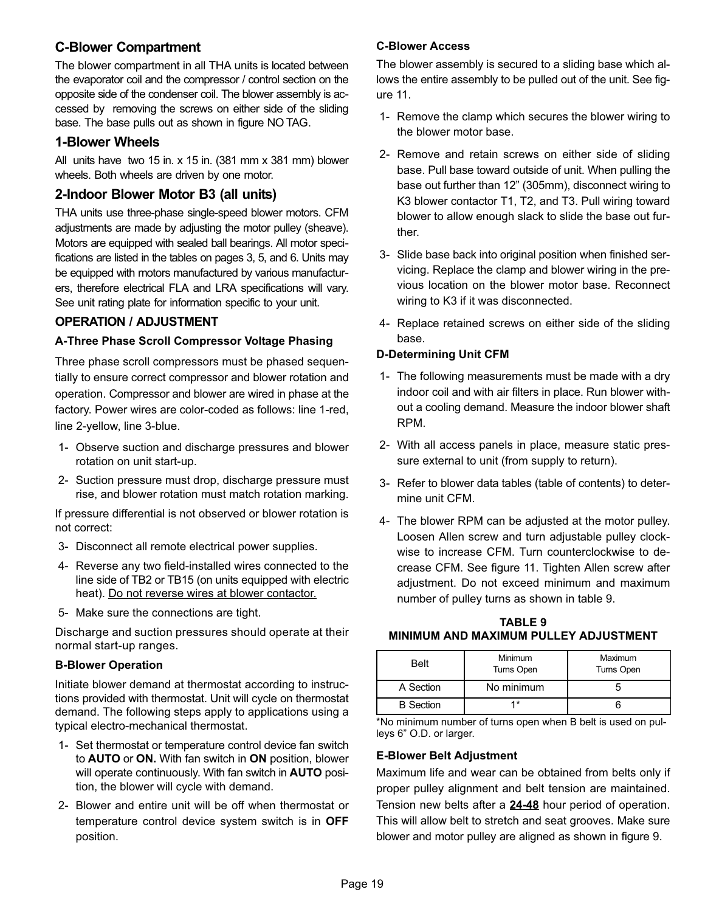## C-Blower Compartment

The blower compartment in all THA units is located between the evaporator coil and the compressor / control section on the opposite side of the condenser coil. The blower assembly is accessed by removing the screws on either side of the sliding base. The base pulls out as shown in figure NO TAG.

## 1-Blower Wheels

All units have two 15 in. x 15 in. (381 mm x 381 mm) blower wheels. Both wheels are driven by one motor.

## 2-Indoor Blower Motor B3 (all units)

THA units use three-phase single-speed blower motors. CFM adjustments are made by adjusting the motor pulley (sheave). Motors are equipped with sealed ball bearings. All motor specifications are listed in the tables on pages 3, 5, and 6. Units may be equipped with motors manufactured by various manufacturers, therefore electrical FLA and LRA specifications will vary. See unit rating plate for information specific to your unit.

### OPERATION / ADJUSTMENT

#### A-Three Phase Scroll Compressor Voltage Phasing

Three phase scroll compressors must be phased sequentially to ensure correct compressor and blower rotation and operation. Compressor and blower are wired in phase at the factory. Power wires are color-coded as follows: line 1-red, line 2-yellow, line 3-blue.

1- Observe suction and discharge pressures and blower rotation on unit start-up.
2- Suction pressure must drop, discharge pressure must rise, and blower rotation must match rotation marking.

If pressure differential is not observed or blower rotation is not correct:

3- Disconnect all remote electrical power supplies.
4- Reverse any two field-installed wires connected to the line side of TB2 or TB15 (on units equipped with electric heat). <u>Do not reverse wires at blower contactor.</u>
5- Make sure the connections are tight.

Discharge and suction pressures should operate at their normal start-up ranges.

#### B-Blower Operation

Initiate blower demand at thermostat according to instructions provided with thermostat. Unit will cycle on thermostat demand. The following steps apply to applications using a typical electro-mechanical thermostat.

1- Set thermostat or temperature control device fan switch to **AUTO** or **ON.** With fan switch in **ON** position, blower will operate continuously. With fan switch in **AUTO** position, the blower will cycle with demand.
2- Blower and entire unit will be off when thermostat or temperature control device system switch is in **OFF** position.

#### C-Blower Access

The blower assembly is secured to a sliding base which allows the entire assembly to be pulled out of the unit. See figure 11.

1- Remove the clamp which secures the blower wiring to the blower motor base.
2- Remove and retain screws on either side of sliding base. Pull base toward outside of unit. When pulling the base out further than 12” (305mm), disconnect wiring to K3 blower contactor T1, T2, and T3. Pull wiring toward blower to allow enough slack to slide the base out further.
3- Slide base back into original position when finished servicing. Replace the clamp and blower wiring in the previous location on the blower motor base. Reconnect wiring to K3 if it was disconnected.
4- Replace retained screws on either side of the sliding base.

#### D-Determining Unit CFM

1- The following measurements must be made with a dry indoor coil and with air filters in place. Run blower without a cooling demand. Measure the indoor blower shaft RPM.
2- With all access panels in place, measure static pressure external to unit (from supply to return).
3- Refer to blower data tables (table of contents) to determine unit CFM.
4- The blower RPM can be adjusted at the motor pulley. Loosen Allen screw and turn adjustable pulley clockwise to increase CFM. Turn counterclockwise to decrease CFM. See figure 11. Tighten Allen screw after adjustment. Do not exceed minimum and maximum number of pulley turns as shown in table 9.

**TABLE 9**
**MINIMUM AND MAXIMUM PULLEY ADJUSTMENT**

| Belt | Minimum Turns Open | Maximum Turns Open |
|---|---|---|
| A Section | No minimum | 5 |
| B Section | 1* | 6 |

*No minimum number of turns open when B belt is used on pulleys 6” O.D. or larger.

#### E-Blower Belt Adjustment

Maximum life and wear can be obtained from belts only if proper pulley alignment and belt tension are maintained. Tension new belts after a **<u>24-48</u>** hour period of operation. This will allow belt to stretch and seat grooves. Make sure blower and motor pulley are aligned as shown in figure 9.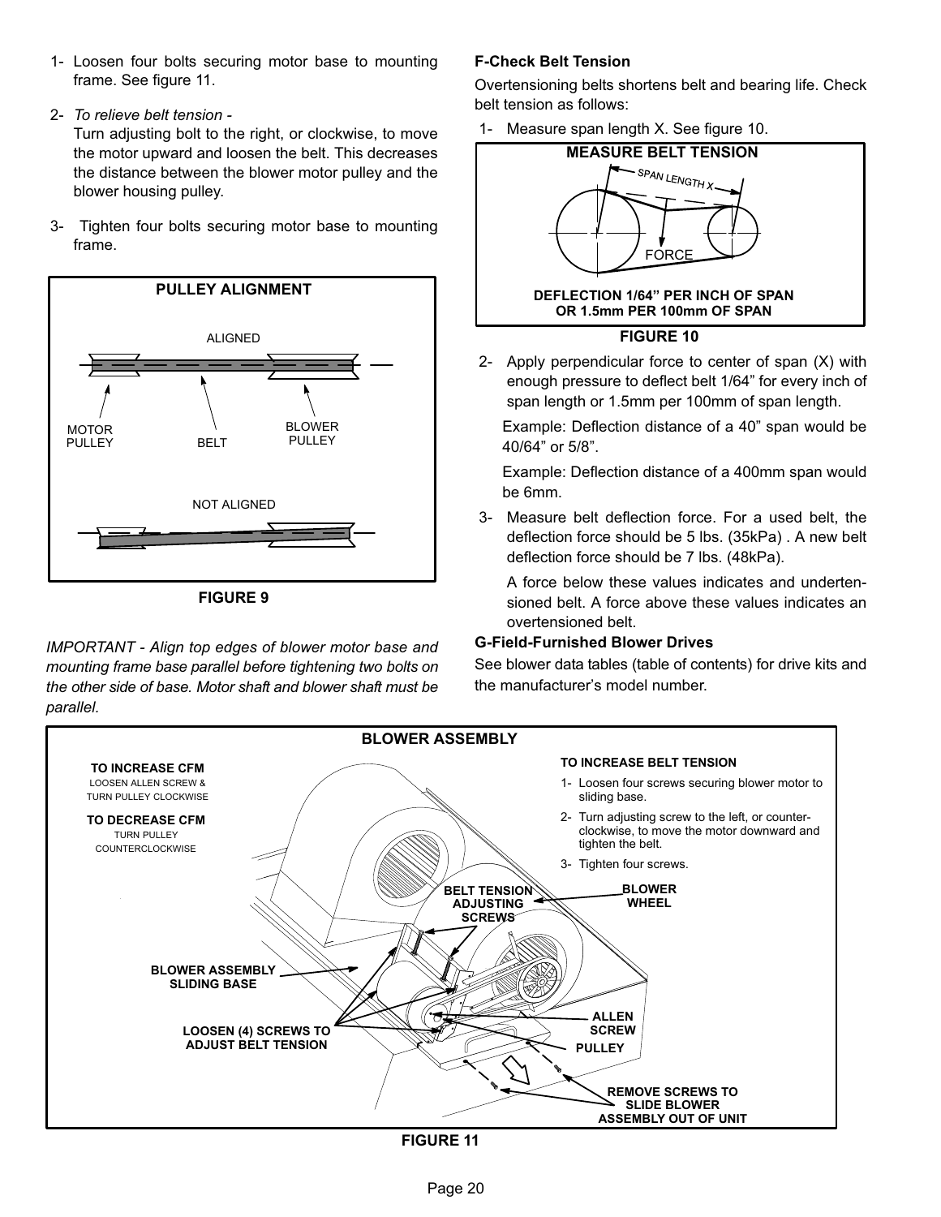1- Loosen four bolts securing motor base to mounting frame. See figure 11.

2- *To relieve belt tension -*
Turn adjusting bolt to the right, or clockwise, to move the motor upward and loosen the belt. This decreases the distance between the blower motor pulley and the blower housing pulley.

3- Tighten four bolts securing motor base to mounting frame.

**PULLEY ALIGNMENT**

ALIGNED

MOTOR PULLEY BELT BLOWER PULLEY

NOT ALIGNED

**FIGURE 9**

*IMPORTANT - Align top edges of blower motor base and mounting frame base parallel before tightening two bolts on the other side of base. Motor shaft and blower shaft must be parallel.*

### F-Check Belt Tension

Overtensioning belts shortens belt and bearing life. Check belt tension as follows:

1- Measure span length X. See figure 10.

**MEASURE BELT TENSION**

SPAN LENGTH X

FORCE

**DEFLECTION 1/64" PER INCH OF SPAN OR 1.5mm PER 100mm OF SPAN**

**FIGURE 10**

2- Apply perpendicular force to center of span (X) with enough pressure to deflect belt 1/64" for every inch of span length or 1.5mm per 100mm of span length.

Example: Deflection distance of a 40" span would be 40/64" or 5/8".

Example: Deflection distance of a 400mm span would be 6mm.

3- Measure belt deflection force. For a used belt, the deflection force should be 5 lbs. (35kPa) . A new belt deflection force should be 7 lbs. (48kPa).

A force below these values indicates and undertensioned belt. A force above these values indicates an overtensioned belt.

### G-Field-Furnished Blower Drives

See blower data tables (table of contents) for drive kits and the manufacturer's model number.

**BLOWER ASSEMBLY**

**TO INCREASE CFM**
LOOSEN ALLEN SCREW & TURN PULLEY CLOCKWISE

**TO DECREASE CFM**
TURN PULLEY COUNTERCLOCKWISE

**TO INCREASE BELT TENSION**

1- Loosen four screws securing blower motor to sliding base.

2- Turn adjusting screw to the left, or counter-clockwise, to move the motor downward and tighten the belt.

3- Tighten four screws.

**BELT TENSION ADJUSTING SCREWS**

**BLOWER WHEEL**

**BLOWER ASSEMBLY SLIDING BASE**

**LOOSEN (4) SCREWS TO ADJUST BELT TENSION**

**ALLEN SCREW**

**PULLEY**

**REMOVE SCREWS TO SLIDE BLOWER ASSEMBLY OUT OF UNIT**

**FIGURE 11**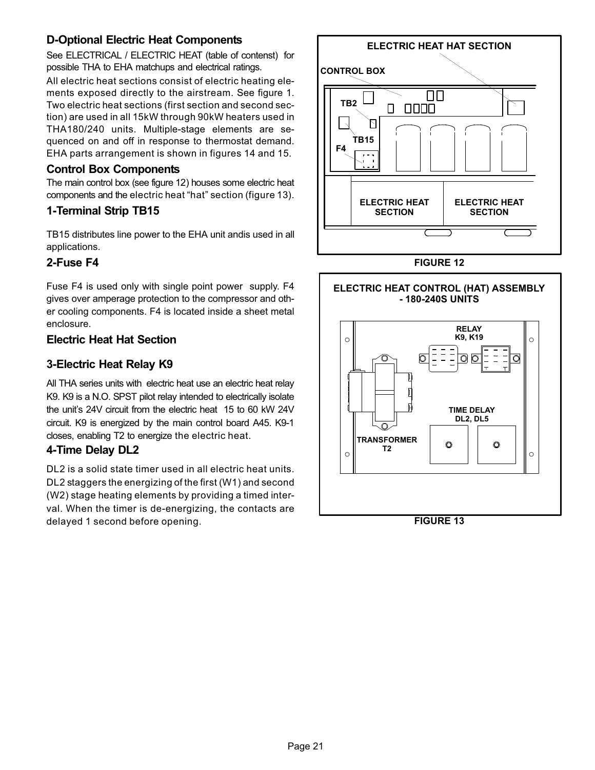## D-Optional Electric Heat Components

See ELECTRICAL / ELECTRIC HEAT (table of contenst) for possible THA to EHA matchups and electrical ratings.

All electric heat sections consist of electric heating elements exposed directly to the airstream. See figure 1. Two electric heat sections (first section and second section) are used in all 15kW through 90kW heaters used in THA180/240 units. Multiple-stage elements are sequenced on and off in response to thermostat demand. EHA parts arrangement is shown in figures 14 and 15.

### Control Box Components

The main control box (see figure 12) houses some electric heat components and the electric heat "hat" section (figure 13).

### 1-Terminal Strip TB15

TB15 distributes line power to the EHA unit andis used in all applications.

### 2-Fuse F4

Fuse F4 is used only with single point power supply. F4 gives over amperage protection to the compressor and other cooling components. F4 is located inside a sheet metal enclosure.

### Electric Heat Hat Section

### 3-Electric Heat Relay K9

All THA series units with electric heat use an electric heat relay K9. K9 is a N.O. SPST pilot relay intended to electrically isolate the unit's 24V circuit from the electric heat 15 to 60 kW 24V circuit. K9 is energized by the main control board A45. K9-1 closes, enabling T2 to energize the electric heat.

### 4-Time Delay DL2

DL2 is a solid state timer used in all electric heat units. DL2 staggers the energizing of the first (W1) and second (W2) stage heating elements by providing a timed interval. When the timer is de-energizing, the contacts are delayed 1 second before opening.

ELECTRIC HEAT HAT SECTION

CONTROL BOX

TB2

TB15

F4

ELECTRIC HEAT SECTION

ELECTRIC HEAT SECTION

FIGURE 12

ELECTRIC HEAT CONTROL (HAT) ASSEMBLY - 180-240S UNITS

RELAY K9, K19

TIME DELAY DL2, DL5

TRANSFORMER T2

FIGURE 13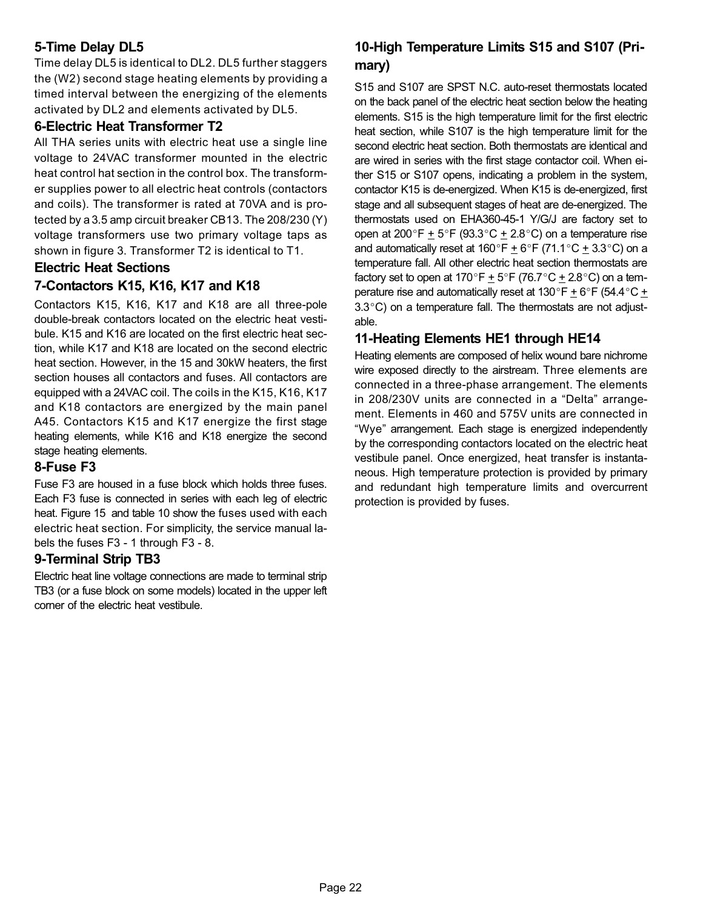### 5-Time Delay DL5

Time delay DL5 is identical to DL2. DL5 further staggers the (W2) second stage heating elements by providing a timed interval between the energizing of the elements activated by DL2 and elements activated by DL5.

### 6-Electric Heat Transformer T2

All THA series units with electric heat use a single line voltage to 24VAC transformer mounted in the electric heat control hat section in the control box. The transformer supplies power to all electric heat controls (contactors and coils). The transformer is rated at 70VA and is protected by a 3.5 amp circuit breaker CB13. The 208/230 (Y) voltage transformers use two primary voltage taps as shown in figure 3. Transformer T2 is identical to T1.

## Electric Heat Sections

### 7-Contactors K15, K16, K17 and K18

Contactors K15, K16, K17 and K18 are all three-pole double-break contactors located on the electric heat vestibule. K15 and K16 are located on the first electric heat section, while K17 and K18 are located on the second electric heat section. However, in the 15 and 30kW heaters, the first section houses all contactors and fuses. All contactors are equipped with a 24VAC coil. The coils in the K15, K16, K17 and K18 contactors are energized by the main panel A45. Contactors K15 and K17 energize the first stage heating elements, while K16 and K18 energize the second stage heating elements.

### 8-Fuse F3

Fuse F3 are housed in a fuse block which holds three fuses. Each F3 fuse is connected in series with each leg of electric heat. Figure 15 and table 10 show the fuses used with each electric heat section. For simplicity, the service manual labels the fuses F3 - 1 through F3 - 8.

### 9-Terminal Strip TB3

Electric heat line voltage connections are made to terminal strip TB3 (or a fuse block on some models) located in the upper left corner of the electric heat vestibule.

### 10-High Temperature Limits S15 and S107 (Primary)

S15 and S107 are SPST N.C. auto-reset thermostats located on the back panel of the electric heat section below the heating elements. S15 is the high temperature limit for the first electric heat section, while S107 is the high temperature limit for the second electric heat section. Both thermostats are identical and are wired in series with the first stage contactor coil. When either S15 or S107 opens, indicating a problem in the system, contactor K15 is de-energized. When K15 is de-energized, first stage and all subsequent stages of heat are de-energized. The thermostats used on EHA360-45-1 Y/G/J are factory set to open at 200°F ± 5°F (93.3°C ± 2.8°C) on a temperature rise and automatically reset at 160°F ± 6°F (71.1°C ± 3.3°C) on a temperature fall. All other electric heat section thermostats are factory set to open at 170°F ± 5°F (76.7°C ± 2.8°C) on a temperature rise and automatically reset at 130°F ± 6°F (54.4°C ± 3.3°C) on a temperature fall. The thermostats are not adjustable.

### 11-Heating Elements HE1 through HE14

Heating elements are composed of helix wound bare nichrome wire exposed directly to the airstream. Three elements are connected in a three-phase arrangement. The elements in 208/230V units are connected in a “Delta” arrangement. Elements in 460 and 575V units are connected in “Wye” arrangement. Each stage is energized independently by the corresponding contactors located on the electric heat vestibule panel. Once energized, heat transfer is instantaneous. High temperature protection is provided by primary and redundant high temperature limits and overcurrent protection is provided by fuses.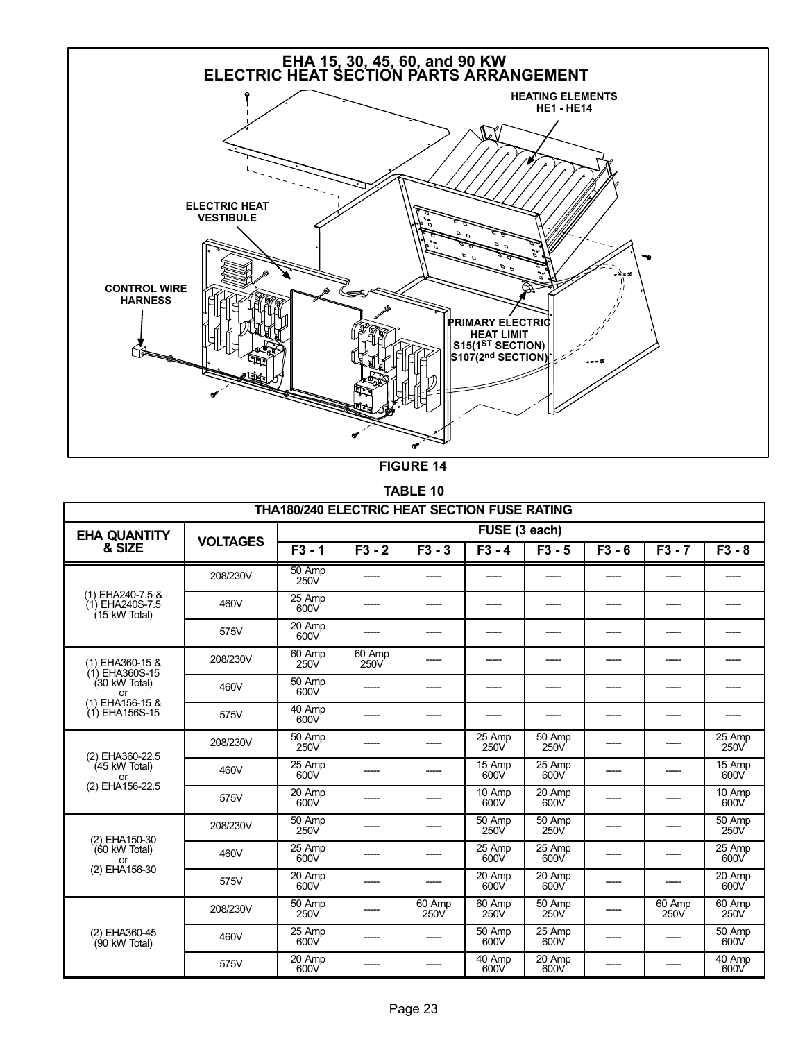**EHA 15, 30, 45, 60, and 90 KW ELECTRIC HEAT SECTION PARTS ARRANGEMENT**

FIGURE 14

TABLE 10

| THA180/240 ELECTRIC HEAT SECTION FUSE RATING | | | | | | | | | |
|---|---|---|---|---|---|---|---|---|---|
| EHA QUANTITY & SIZE | VOLTAGES | FUSE (3 each) | | | | | | | |
| | | F3 - 1 | F3 - 2 | F3 - 3 | F3 - 4 | F3 - 5 | F3 - 6 | F3 - 7 | F3 - 8 |
| (1) EHA240-7.5 & (1) EHA240S-7.5 (15 kW Total) | 208/230V | 50 Amp 250V | ----- | ----- | ----- | ----- | ----- | ----- | ----- |
| | 460V | 25 Amp 600V | ----- | ----- | ----- | ----- | ----- | ----- | ----- |
| | 575V | 20 Amp 600V | ----- | ----- | ----- | ----- | ----- | ----- | ----- |
| (1) EHA360-15 & (1) EHA360S-15 (30 kW Total) or (1) EHA156-15 & (1) EHA156S-15 | 208/230V | 60 Amp 250V | 60 Amp 250V | ----- | ----- | ----- | ----- | ----- | ----- |
| | 460V | 50 Amp 600V | ----- | ----- | ----- | ----- | ----- | ----- | ----- |
| | 575V | 40 Amp 600V | ----- | ----- | ----- | ----- | ----- | ----- | ----- |
| (2) EHA360-22.5 (45 kW Total) or (2) EHA156-22.5 | 208/230V | 50 Amp 250V | ----- | ----- | 25 Amp 250V | 50 Amp 250V | ----- | ----- | 25 Amp 250V |
| | 460V | 25 Amp 600V | ----- | ----- | 15 Amp 600V | 25 Amp 600V | ----- | ----- | 15 Amp 600V |
| | 575V | 20 Amp 600V | ----- | ----- | 10 Amp 600V | 20 Amp 600V | ----- | ----- | 10 Amp 600V |
| (2) EHA150-30 (60 kW Total) or (2) EHA156-30 | 208/230V | 50 Amp 250V | ----- | ----- | 50 Amp 250V | 50 Amp 250V | ----- | ----- | 50 Amp 250V |
| | 460V | 25 Amp 600V | ----- | ----- | 25 Amp 600V | 25 Amp 600V | ----- | ----- | 25 Amp 600V |
| | 575V | 20 Amp 600V | ----- | ----- | 20 Amp 600V | 20 Amp 600V | ----- | ----- | 20 Amp 600V |
| (2) EHA360-45 (90 kW Total) | 208/230V | 50 Amp 250V | ----- | 60 Amp 250V | 60 Amp 250V | 50 Amp 250V | ----- | 60 Amp 250V | 60 Amp 250V |
| | 460V | 25 Amp 600V | ----- | ----- | 50 Amp 600V | 25 Amp 600V | ----- | ----- | 50 Amp 600V |
| | 575V | 20 Amp 600V | ----- | ----- | 40 Amp 600V | 20 Amp 600V | ----- | ----- | 40 Amp 600V |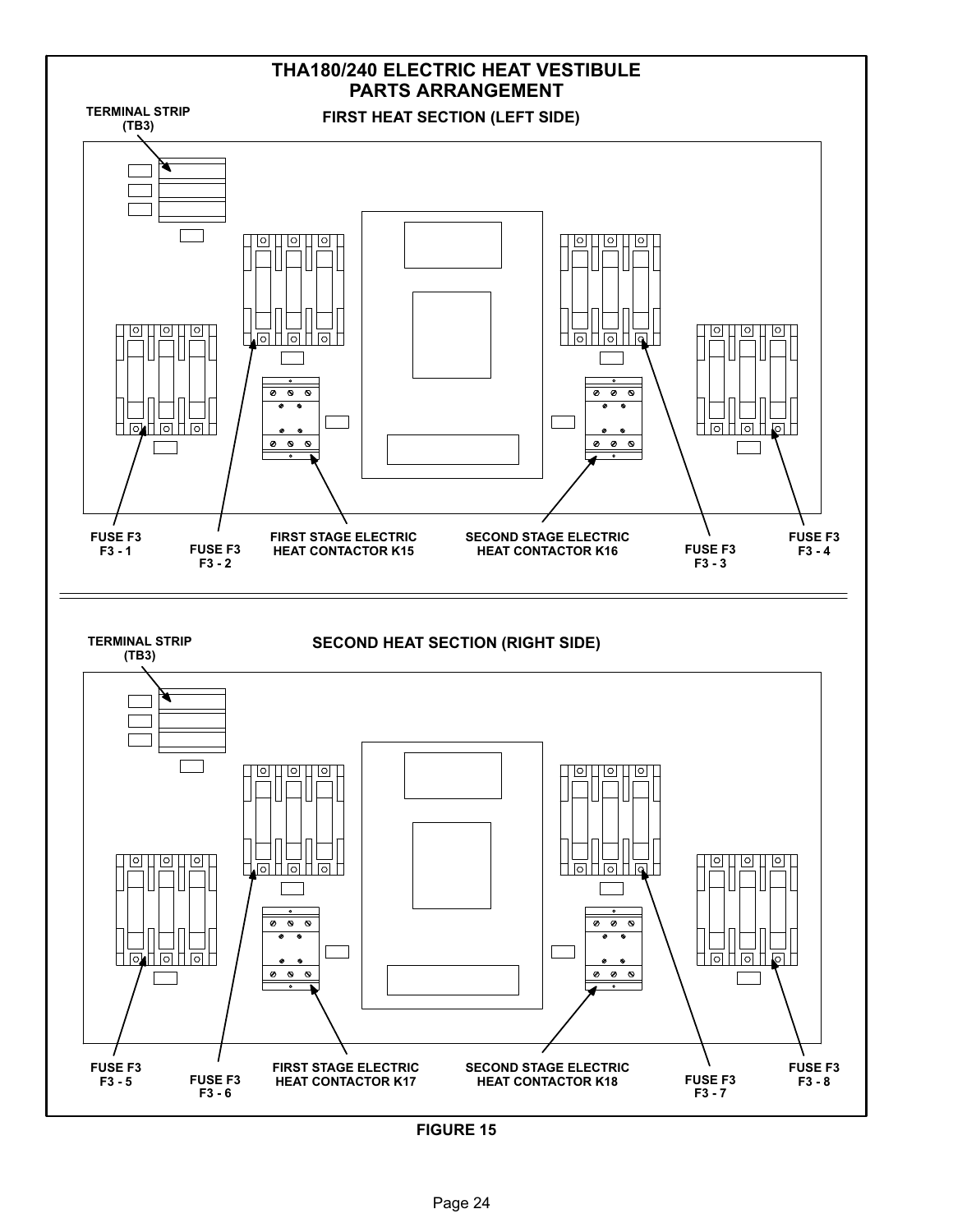## THA180/240 ELECTRIC HEAT VESTIBULE PARTS ARRANGEMENT

### FIRST HEAT SECTION (LEFT SIDE)

TERMINAL STRIP (TB3)

FUSE F3 F3 - 1

FUSE F3 F3 - 2

FIRST STAGE ELECTRIC HEAT CONTACTOR K15

SECOND STAGE ELECTRIC HEAT CONTACTOR K16

FUSE F3 F3 - 3

FUSE F3 F3 - 4

### SECOND HEAT SECTION (RIGHT SIDE)

TERMINAL STRIP (TB3)

FUSE F3 F3 - 5

FUSE F3 F3 - 6

FIRST STAGE ELECTRIC HEAT CONTACTOR K17

SECOND STAGE ELECTRIC HEAT CONTACTOR K18

FUSE F3 F3 - 7

FUSE F3 F3 - 8

FIGURE 15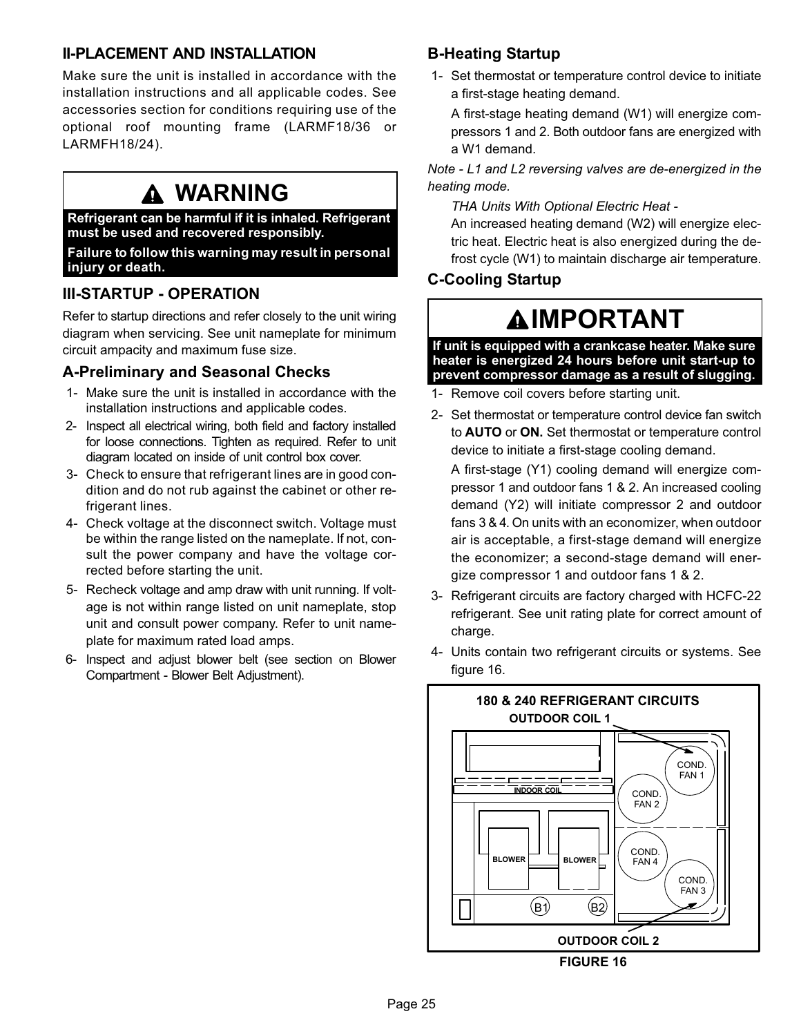## II-PLACEMENT AND INSTALLATION

Make sure the unit is installed in accordance with the installation instructions and all applicable codes. See accessories section for conditions requiring use of the optional roof mounting frame (LARMF18/36 or LARMFH18/24).

> **WARNING**
>
> **Refrigerant can be harmful if it is inhaled. Refrigerant must be used and recovered responsibly.**
>
> **Failure to follow this warning may result in personal injury or death.**

## III-STARTUP - OPERATION

Refer to startup directions and refer closely to the unit wiring diagram when servicing. See unit nameplate for minimum circuit ampacity and maximum fuse size.

### A-Preliminary and Seasonal Checks

1- Make sure the unit is installed in accordance with the installation instructions and applicable codes.

2- Inspect all electrical wiring, both field and factory installed for loose connections. Tighten as required. Refer to unit diagram located on inside of unit control box cover.

3- Check to ensure that refrigerant lines are in good condition and do not rub against the cabinet or other refrigerant lines.

4- Check voltage at the disconnect switch. Voltage must be within the range listed on the nameplate. If not, consult the power company and have the voltage corrected before starting the unit.

5- Recheck voltage and amp draw with unit running. If voltage is not within range listed on unit nameplate, stop unit and consult power company. Refer to unit nameplate for maximum rated load amps.

6- Inspect and adjust blower belt (see section on Blower Compartment - Blower Belt Adjustment).

### B-Heating Startup

1- Set thermostat or temperature control device to initiate a first-stage heating demand.

A first-stage heating demand (W1) will energize compressors 1 and 2. Both outdoor fans are energized with a W1 demand.

*Note - L1 and L2 reversing valves are de-energized in the heating mode.*

*THA Units With Optional Electric Heat -*

An increased heating demand (W2) will energize electric heat. Electric heat is also energized during the defrost cycle (W1) to maintain discharge air temperature.

### C-Cooling Startup

> **IMPORTANT**
>
> **If unit is equipped with a crankcase heater. Make sure heater is energized 24 hours before unit start-up to prevent compressor damage as a result of slugging.**

1- Remove coil covers before starting unit.

2- Set thermostat or temperature control device fan switch to **AUTO** or **ON.** Set thermostat or temperature control device to initiate a first-stage cooling demand.

A first-stage (Y1) cooling demand will energize compressor 1 and outdoor fans 1 & 2. An increased cooling demand (Y2) will initiate compressor 2 and outdoor fans 3 & 4. On units with an economizer, when outdoor air is acceptable, a first-stage demand will energize the economizer; a second-stage demand will energize compressor 1 and outdoor fans 1 & 2.

3- Refrigerant circuits are factory charged with HCFC-22 refrigerant. See unit rating plate for correct amount of charge.

4- Units contain two refrigerant circuits or systems. See figure 16.

**180 & 240 REFRIGERANT CIRCUITS**

OUTDOOR COIL 1 — INDOOR COIL — COND. FAN 1 — COND. FAN 2 — COND. FAN 4 — COND. FAN 3 — BLOWER — BLOWER — B1 — B2 — OUTDOOR COIL 2

**FIGURE 16**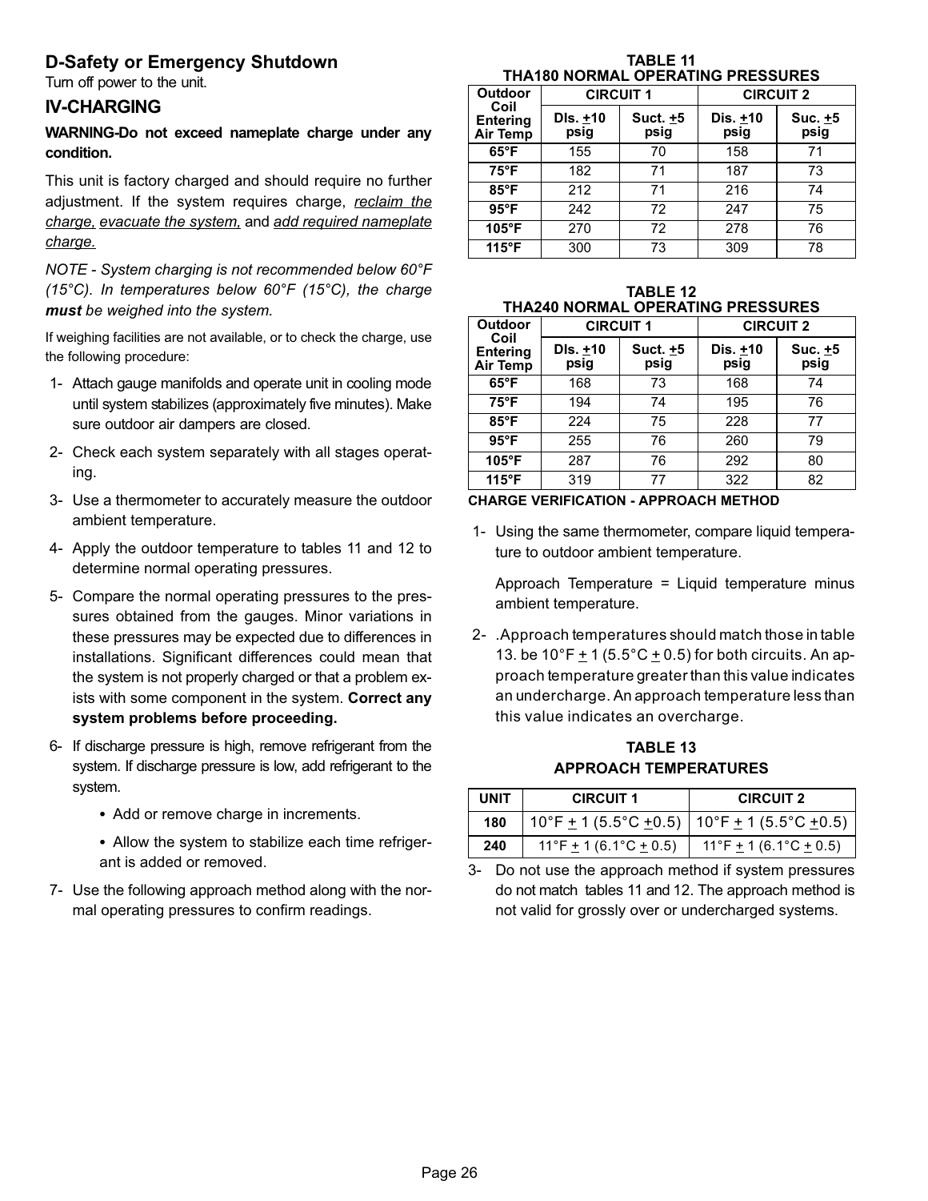## D-Safety or Emergency Shutdown

Turn off power to the unit.

## IV-CHARGING

**WARNING-Do not exceed nameplate charge under any condition.**

This unit is factory charged and should require no further adjustment. If the system requires charge, reclaim the charge, evacuate the system, and add required nameplate charge.

*NOTE - System charging is not recommended below 60°F (15°C). In temperatures below 60°F (15°C), the charge **must** be weighed into the system.*

If weighing facilities are not available, or to check the charge, use the following procedure:

1- Attach gauge manifolds and operate unit in cooling mode until system stabilizes (approximately five minutes). Make sure outdoor air dampers are closed.

2- Check each system separately with all stages operating.

3- Use a thermometer to accurately measure the outdoor ambient temperature.

4- Apply the outdoor temperature to tables 11 and 12 to determine normal operating pressures.

5- Compare the normal operating pressures to the pressures obtained from the gauges. Minor variations in these pressures may be expected due to differences in installations. Significant differences could mean that the system is not properly charged or that a problem exists with some component in the system. **Correct any system problems before proceeding.**

6- If discharge pressure is high, remove refrigerant from the system. If discharge pressure is low, add refrigerant to the system.

- Add or remove charge in increments.
- Allow the system to stabilize each time refrigerant is added or removed.

7- Use the following approach method along with the normal operating pressures to confirm readings.

**TABLE 11**
**THA180 NORMAL OPERATING PRESSURES**

| Outdoor Coil Entering Air Temp | CIRCUIT 1 | | CIRCUIT 2 | |
|---|---|---|---|---|
| | DIs. ±10 psig | Suct. ±5 psig | Dis. ±10 psig | Suc. ±5 psig |
| 65°F | 155 | 70 | 158 | 71 |
| 75°F | 182 | 71 | 187 | 73 |
| 85°F | 212 | 71 | 216 | 74 |
| 95°F | 242 | 72 | 247 | 75 |
| 105°F | 270 | 72 | 278 | 76 |
| 115°F | 300 | 73 | 309 | 78 |

**TABLE 12**
**THA240 NORMAL OPERATING PRESSURES**

| Outdoor Coil Entering Air Temp | CIRCUIT 1 | | CIRCUIT 2 | |
|---|---|---|---|---|
| | DIs. ±10 psig | Suct. ±5 psig | Dis. ±10 psig | Suc. ±5 psig |
| 65°F | 168 | 73 | 168 | 74 |
| 75°F | 194 | 74 | 195 | 76 |
| 85°F | 224 | 75 | 228 | 77 |
| 95°F | 255 | 76 | 260 | 79 |
| 105°F | 287 | 76 | 292 | 80 |
| 115°F | 319 | 77 | 322 | 82 |

**CHARGE VERIFICATION - APPROACH METHOD**

1- Using the same thermometer, compare liquid temperature to outdoor ambient temperature.

Approach Temperature = Liquid temperature minus ambient temperature.

2- .Approach temperatures should match those in table 13. be 10°F ± 1 (5.5°C ± 0.5) for both circuits. An approach temperature greater than this value indicates an undercharge. An approach temperature less than this value indicates an overcharge.

**TABLE 13**
**APPROACH TEMPERATURES**

| UNIT | CIRCUIT 1 | CIRCUIT 2 |
|---|---|---|
| 180 | 10°F ± 1 (5.5°C ±0.5) | 10°F ± 1 (5.5°C ±0.5) |
| 240 | 11°F ± 1 (6.1°C ± 0.5) | 11°F ± 1 (6.1°C ± 0.5) |

3- Do not use the approach method if system pressures do not match tables 11 and 12. The approach method is not valid for grossly over or undercharged systems.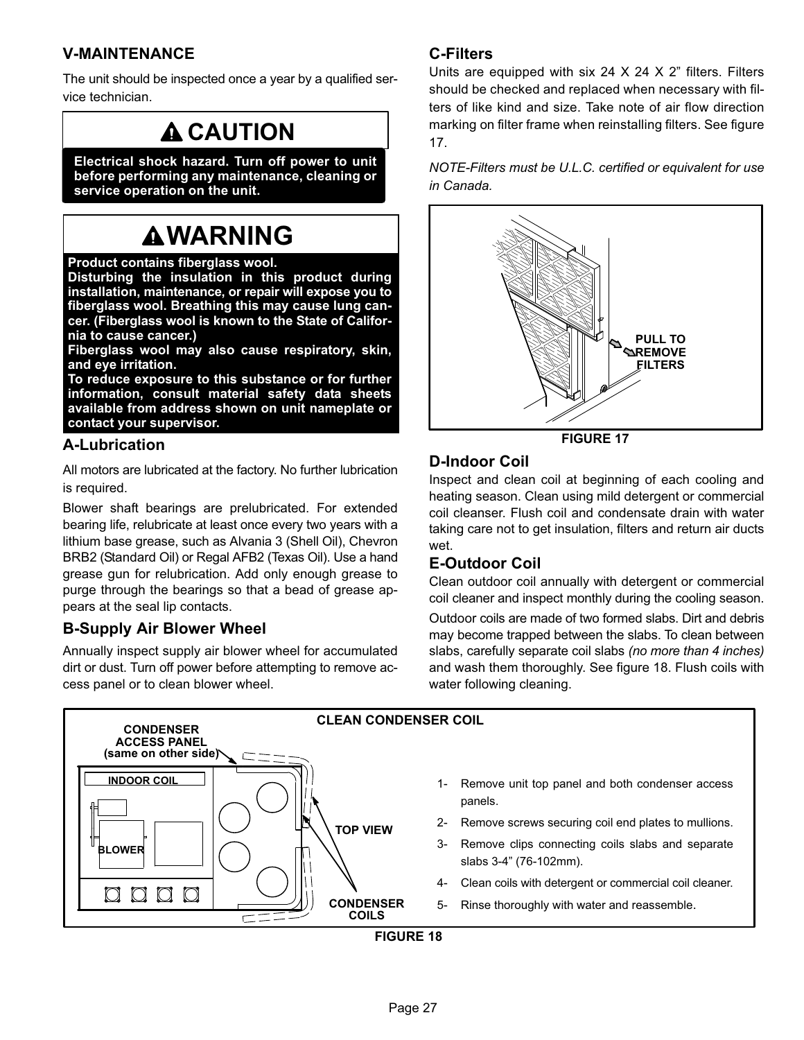## V-MAINTENANCE

The unit should be inspected once a year by a qualified service technician.

**CAUTION**

**Electrical shock hazard. Turn off power to unit before performing any maintenance, cleaning or service operation on the unit.**

**WARNING**

**Product contains fiberglass wool.**
**Disturbing the insulation in this product during installation, maintenance, or repair will expose you to fiberglass wool. Breathing this may cause lung cancer. (Fiberglass wool is known to the State of California to cause cancer.)**
**Fiberglass wool may also cause respiratory, skin, and eye irritation.**
**To reduce exposure to this substance or for further information, consult material safety data sheets available from address shown on unit nameplate or contact your supervisor.**

### A-Lubrication

All motors are lubricated at the factory. No further lubrication is required.

Blower shaft bearings are prelubricated. For extended bearing life, relubricate at least once every two years with a lithium base grease, such as Alvania 3 (Shell Oil), Chevron BRB2 (Standard Oil) or Regal AFB2 (Texas Oil). Use a hand grease gun for relubrication. Add only enough grease to purge through the bearings so that a bead of grease appears at the seal lip contacts.

### B-Supply Air Blower Wheel

Annually inspect supply air blower wheel for accumulated dirt or dust. Turn off power before attempting to remove access panel or to clean blower wheel.

### C-Filters

Units are equipped with six 24 X 24 X 2" filters. Filters should be checked and replaced when necessary with filters of like kind and size. Take note of air flow direction marking on filter frame when reinstalling filters. See figure 17.

*NOTE-Filters must be U.L.C. certified or equivalent for use in Canada.*

PULL TO REMOVE FILTERS

**FIGURE 17**

### D-Indoor Coil

Inspect and clean coil at beginning of each cooling and heating season. Clean using mild detergent or commercial coil cleanser. Flush coil and condensate drain with water taking care not to get insulation, filters and return air ducts wet.

### E-Outdoor Coil

Clean outdoor coil annually with detergent or commercial coil cleaner and inspect monthly during the cooling season.

Outdoor coils are made of two formed slabs. Dirt and debris may become trapped between the slabs. To clean between slabs, carefully separate coil slabs *(no more than 4 inches)* and wash them thoroughly. See figure 18. Flush coils with water following cleaning.

**CLEAN CONDENSER COIL**

CONDENSER ACCESS PANEL (same on other side)

INDOOR COIL

BLOWER

TOP VIEW

CONDENSER COILS

1- Remove unit top panel and both condenser access panels.
2- Remove screws securing coil end plates to mullions.
3- Remove clips connecting coils slabs and separate slabs 3-4" (76-102mm).
4- Clean coils with detergent or commercial coil cleaner.
5- Rinse thoroughly with water and reassemble.

**FIGURE 18**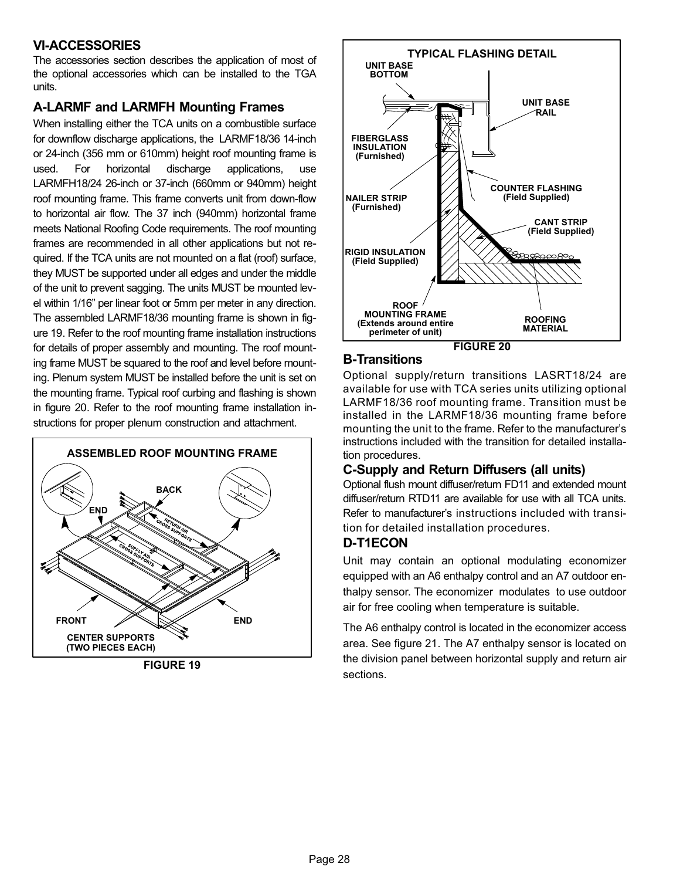## VI-ACCESSORIES

The accessories section describes the application of most of the optional accessories which can be installed to the TGA units.

### A-LARMF and LARMFH Mounting Frames

When installing either the TCA units on a combustible surface for downflow discharge applications, the LARMF18/36 14-inch or 24-inch (356 mm or 610mm) height roof mounting frame is used. For horizontal discharge applications, use LARMFH18/24 26-inch or 37-inch (660mm or 940mm) height roof mounting frame. This frame converts unit from down-flow to horizontal air flow. The 37 inch (940mm) horizontal frame meets National Roofing Code requirements. The roof mounting frames are recommended in all other applications but not required. If the TCA units are not mounted on a flat (roof) surface, they MUST be supported under all edges and under the middle of the unit to prevent sagging. The units MUST be mounted level within 1/16" per linear foot or 5mm per meter in any direction. The assembled LARMF18/36 mounting frame is shown in figure 19. Refer to the roof mounting frame installation instructions for details of proper assembly and mounting. The roof mounting frame MUST be squared to the roof and level before mounting. Plenum system MUST be installed before the unit is set on the mounting frame. Typical roof curbing and flashing is shown in figure 20. Refer to the roof mounting frame installation instructions for proper plenum construction and attachment.

ASSEMBLED ROOF MOUNTING FRAME

FIGURE 19

TYPICAL FLASHING DETAIL

FIGURE 20

### B-Transitions

Optional supply/return transitions LASRT18/24 are available for use with TCA series units utilizing optional LARMF18/36 roof mounting frame. Transition must be installed in the LARMF18/36 mounting frame before mounting the unit to the frame. Refer to the manufacturer's instructions included with the transition for detailed installation procedures.

### C-Supply and Return Diffusers (all units)

Optional flush mount diffuser/return FD11 and extended mount diffuser/return RTD11 are available for use with all TCA units. Refer to manufacturer's instructions included with transition for detailed installation procedures.

### D-T1ECON

Unit may contain an optional modulating economizer equipped with an A6 enthalpy control and an A7 outdoor enthalpy sensor. The economizer modulates to use outdoor air for free cooling when temperature is suitable.

The A6 enthalpy control is located in the economizer access area. See figure 21. The A7 enthalpy sensor is located on the division panel between horizontal supply and return air sections.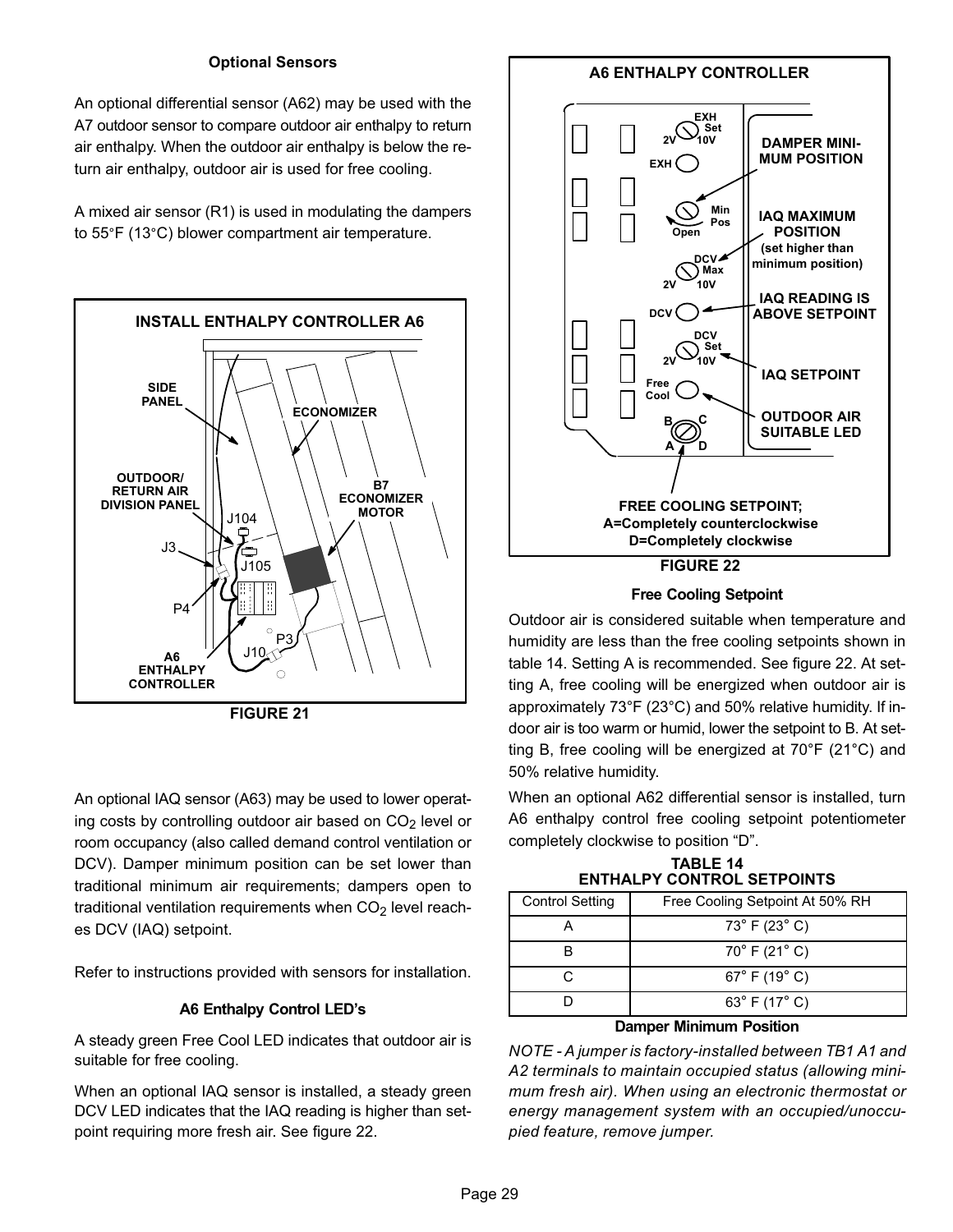### Optional Sensors

An optional differential sensor (A62) may be used with the A7 outdoor sensor to compare outdoor air enthalpy to return air enthalpy. When the outdoor air enthalpy is below the return air enthalpy, outdoor air is used for free cooling.

A mixed air sensor (R1) is used in modulating the dampers to 55°F (13°C) blower compartment air temperature.

**INSTALL ENTHALPY CONTROLLER A6**

SIDE PANEL, ECONOMIZER, OUTDOOR/ RETURN AIR DIVISION PANEL, B7 ECONOMIZER MOTOR, J104, J3, J105, P4, P3, J10, A6 ENTHALPY CONTROLLER

**FIGURE 21**

An optional IAQ sensor (A63) may be used to lower operating costs by controlling outdoor air based on $CO_2$ level or room occupancy (also called demand control ventilation or DCV). Damper minimum position can be set lower than traditional minimum air requirements; dampers open to traditional ventilation requirements when $CO_2$ level reaches DCV (IAQ) setpoint.

Refer to instructions provided with sensors for installation.

### A6 Enthalpy Control LED's

A steady green Free Cool LED indicates that outdoor air is suitable for free cooling.

When an optional IAQ sensor is installed, a steady green DCV LED indicates that the IAQ reading is higher than setpoint requiring more fresh air. See figure 22.

**A6 ENTHALPY CONTROLLER**

EXH Set 2V 10V; EXH; Min Pos Open; DCV Max 2V 10V; DCV; DCV Set 2V 10V; Free Cool; B C A D

DAMPER MINIMUM POSITION

IAQ MAXIMUM POSITION (set higher than minimum position)

IAQ READING IS ABOVE SETPOINT

IAQ SETPOINT

OUTDOOR AIR SUITABLE LED

FREE COOLING SETPOINT; A=Completely counterclockwise D=Completely clockwise

**FIGURE 22**

### Free Cooling Setpoint

Outdoor air is considered suitable when temperature and humidity are less than the free cooling setpoints shown in table 14. Setting A is recommended. See figure 22. At setting A, free cooling will be energized when outdoor air is approximately 73°F (23°C) and 50% relative humidity. If indoor air is too warm or humid, lower the setpoint to B. At setting B, free cooling will be energized at 70°F (21°C) and 50% relative humidity.

When an optional A62 differential sensor is installed, turn A6 enthalpy control free cooling setpoint potentiometer completely clockwise to position "D".

**TABLE 14**
**ENTHALPY CONTROL SETPOINTS**

| Control Setting | Free Cooling Setpoint At 50% RH |
|---|---|
| A | 73° F (23° C) |
| B | 70° F (21° C) |
| C | 67° F (19° C) |
| D | 63° F (17° C) |

### Damper Minimum Position

*NOTE - A jumper is factory-installed between TB1 A1 and A2 terminals to maintain occupied status (allowing minimum fresh air). When using an electronic thermostat or energy management system with an occupied/unoccupied feature, remove jumper.*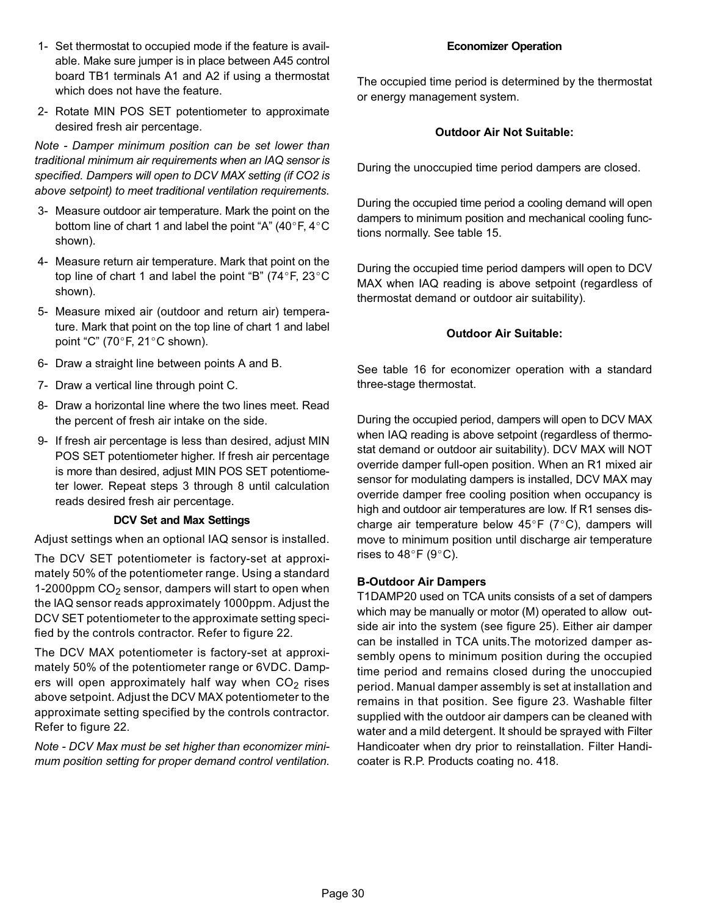1- Set thermostat to occupied mode if the feature is available. Make sure jumper is in place between A45 control board TB1 terminals A1 and A2 if using a thermostat which does not have the feature.

2- Rotate MIN POS SET potentiometer to approximate desired fresh air percentage.

*Note - Damper minimum position can be set lower than traditional minimum air requirements when an IAQ sensor is specified. Dampers will open to DCV MAX setting (if CO2 is above setpoint) to meet traditional ventilation requirements.*

3- Measure outdoor air temperature. Mark the point on the bottom line of chart 1 and label the point "A" (40°F, 4°C shown).

4- Measure return air temperature. Mark that point on the top line of chart 1 and label the point "B" (74°F, 23°C shown).

5- Measure mixed air (outdoor and return air) temperature. Mark that point on the top line of chart 1 and label point "C" (70°F, 21°C shown).

6- Draw a straight line between points A and B.

7- Draw a vertical line through point C.

8- Draw a horizontal line where the two lines meet. Read the percent of fresh air intake on the side.

9- If fresh air percentage is less than desired, adjust MIN POS SET potentiometer higher. If fresh air percentage is more than desired, adjust MIN POS SET potentiometer lower. Repeat steps 3 through 8 until calculation reads desired fresh air percentage.

### DCV Set and Max Settings

Adjust settings when an optional IAQ sensor is installed.

The DCV SET potentiometer is factory-set at approximately 50% of the potentiometer range. Using a standard 1-2000ppm $CO_2$ sensor, dampers will start to open when the IAQ sensor reads approximately 1000ppm. Adjust the DCV SET potentiometer to the approximate setting specified by the controls contractor. Refer to figure 22.

The DCV MAX potentiometer is factory-set at approximately 50% of the potentiometer range or 6VDC. Dampers will open approximately half way when $CO_2$ rises above setpoint. Adjust the DCV MAX potentiometer to the approximate setting specified by the controls contractor. Refer to figure 22.

*Note - DCV Max must be set higher than economizer minimum position setting for proper demand control ventilation.*

### Economizer Operation

The occupied time period is determined by the thermostat or energy management system.

#### Outdoor Air Not Suitable:

During the unoccupied time period dampers are closed.

During the occupied time period a cooling demand will open dampers to minimum position and mechanical cooling functions normally. See table 15.

During the occupied time period dampers will open to DCV MAX when IAQ reading is above setpoint (regardless of thermostat demand or outdoor air suitability).

#### Outdoor Air Suitable:

See table 16 for economizer operation with a standard three-stage thermostat.

During the occupied period, dampers will open to DCV MAX when IAQ reading is above setpoint (regardless of thermostat demand or outdoor air suitability). DCV MAX will NOT override damper full-open position. When an R1 mixed air sensor for modulating dampers is installed, DCV MAX may override damper free cooling position when occupancy is high and outdoor air temperatures are low. If R1 senses discharge air temperature below 45°F (7°C), dampers will move to minimum position until discharge air temperature rises to 48°F (9°C).

### B-Outdoor Air Dampers

T1DAMP20 used on TCA units consists of a set of dampers which may be manually or motor (M) operated to allow outside air into the system (see figure 25). Either air damper can be installed in TCA units.The motorized damper assembly opens to minimum position during the occupied time period and remains closed during the unoccupied period. Manual damper assembly is set at installation and remains in that position. See figure 23. Washable filter supplied with the outdoor air dampers can be cleaned with water and a mild detergent. It should be sprayed with Filter Handicoater when dry prior to reinstallation. Filter Handicoater is R.P. Products coating no. 418.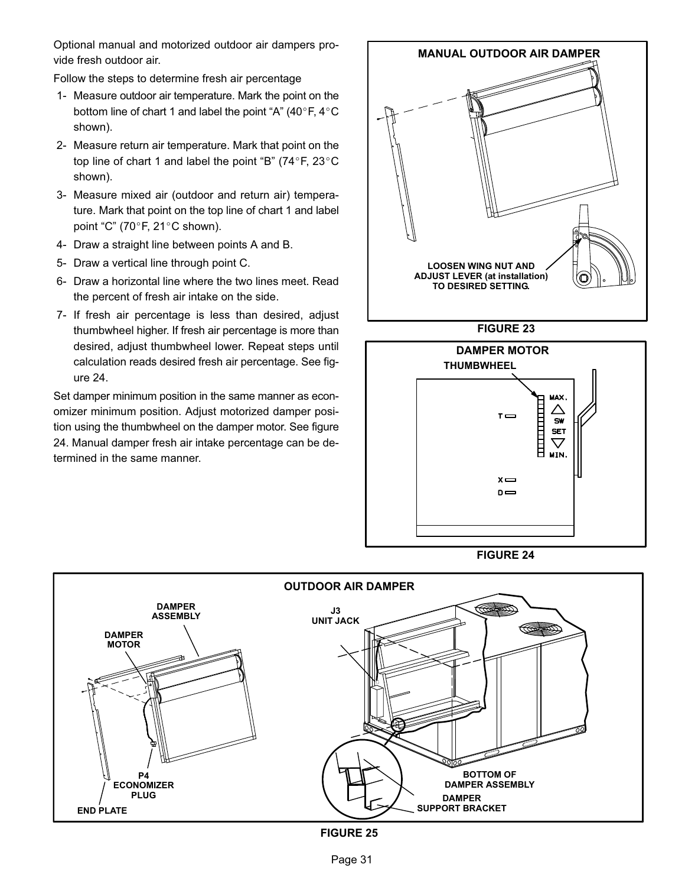Optional manual and motorized outdoor air dampers provide fresh outdoor air.

Follow the steps to determine fresh air percentage

1- Measure outdoor air temperature. Mark the point on the bottom line of chart 1 and label the point "A" (40°F, 4°C shown).
2- Measure return air temperature. Mark that point on the top line of chart 1 and label the point "B" (74°F, 23°C shown).
3- Measure mixed air (outdoor and return air) temperature. Mark that point on the top line of chart 1 and label point "C" (70°F, 21°C shown).
4- Draw a straight line between points A and B.
5- Draw a vertical line through point C.
6- Draw a horizontal line where the two lines meet. Read the percent of fresh air intake on the side.
7- If fresh air percentage is less than desired, adjust thumbwheel higher. If fresh air percentage is more than desired, adjust thumbwheel lower. Repeat steps until calculation reads desired fresh air percentage. See figure 24.

Set damper minimum position in the same manner as economizer minimum position. Adjust motorized damper position using the thumbwheel on the damper motor. See figure 24. Manual damper fresh air intake percentage can be determined in the same manner.

**MANUAL OUTDOOR AIR DAMPER**

LOOSEN WING NUT AND ADJUST LEVER (at installation) TO DESIRED SETTING.

FIGURE 23

**DAMPER MOTOR**

THUMBWHEEL

MAX.

SW SET

MIN.

T

X

D

FIGURE 24

**OUTDOOR AIR DAMPER**

DAMPER ASSEMBLY

DAMPER MOTOR

J3 UNIT JACK

P4 ECONOMIZER PLUG

END PLATE

BOTTOM OF DAMPER ASSEMBLY

DAMPER SUPPORT BRACKET

FIGURE 25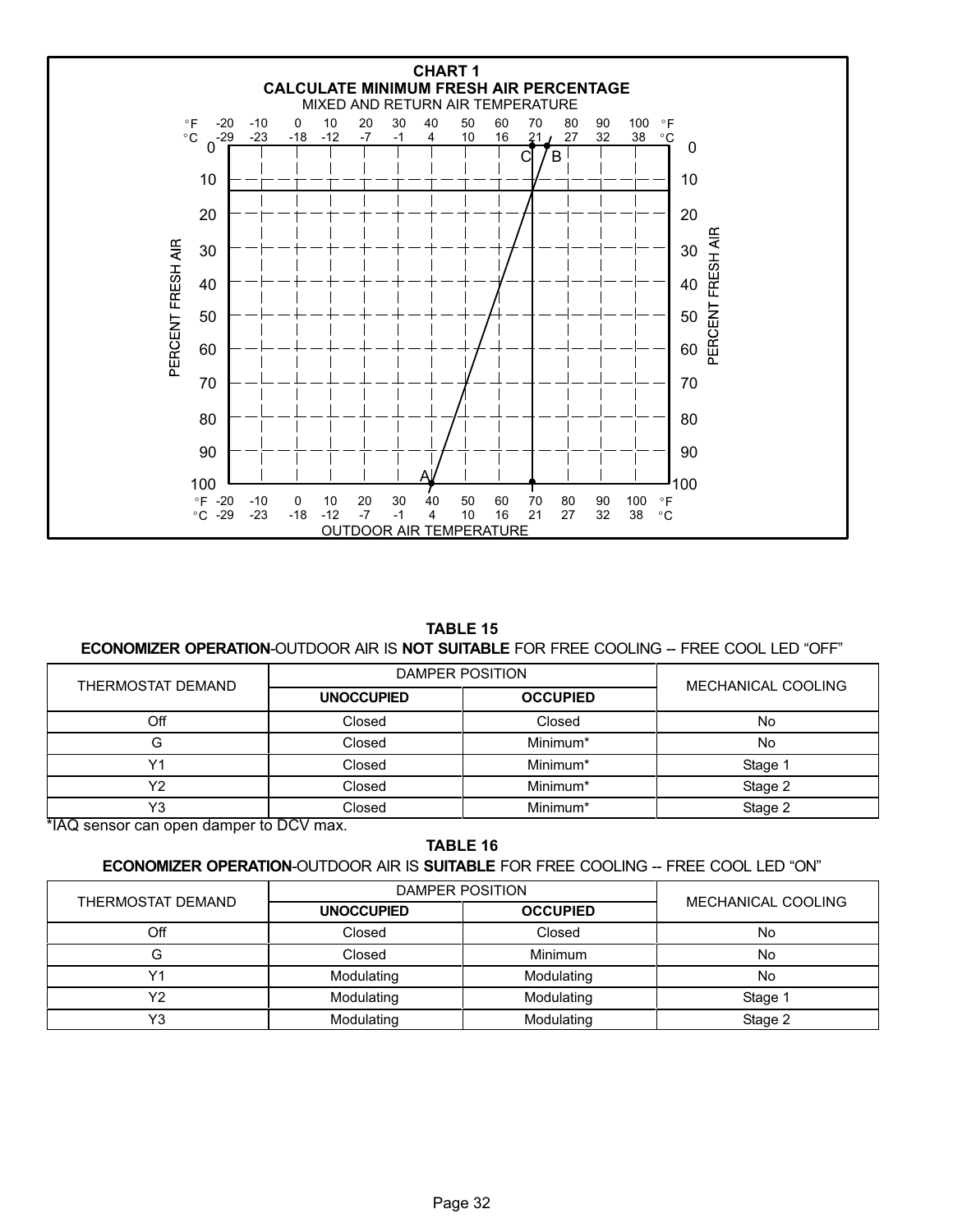## CHART 1
### CALCULATE MINIMUM FRESH AIR PERCENTAGE

MIXED AND RETURN AIR TEMPERATURE

°F -20 -10 0 10 20 30 40 50 60 70 80 90 100 °F
°C -29 -23 -18 -12 -7 -1 4 10 16 21 27 32 38 °C

PERCENT FRESH AIR: 0, 10, 20, 30, 40, 50, 60, 70, 80, 90, 100

A B C

°F -20 -10 0 10 20 30 40 50 60 70 80 90 100 °F
°C -29 -23 -18 -12 -7 -1 4 10 16 21 27 32 38 °C

OUTDOOR AIR TEMPERATURE

**TABLE 15**

**ECONOMIZER OPERATION**-OUTDOOR AIR IS **NOT SUITABLE** FOR FREE COOLING -- FREE COOL LED "OFF"

| THERMOSTAT DEMAND | DAMPER POSITION | | MECHANICAL COOLING |
|---|---|---|---|
| | **UNOCCUPIED** | **OCCUPIED** | |
| Off | Closed | Closed | No |
| G | Closed | Minimum* | No |
| Y1 | Closed | Minimum* | Stage 1 |
| Y2 | Closed | Minimum* | Stage 2 |
| Y3 | Closed | Minimum* | Stage 2 |

*IAQ sensor can open damper to DCV max.

**TABLE 16**

**ECONOMIZER OPERATION**-OUTDOOR AIR IS **SUITABLE** FOR FREE COOLING -- FREE COOL LED "ON"

| THERMOSTAT DEMAND | DAMPER POSITION | | MECHANICAL COOLING |
|---|---|---|---|
| | **UNOCCUPIED** | **OCCUPIED** | |
| Off | Closed | Closed | No |
| G | Closed | Minimum | No |
| Y1 | Modulating | Modulating | No |
| Y2 | Modulating | Modulating | Stage 1 |
| Y3 | Modulating | Modulating | Stage 2 |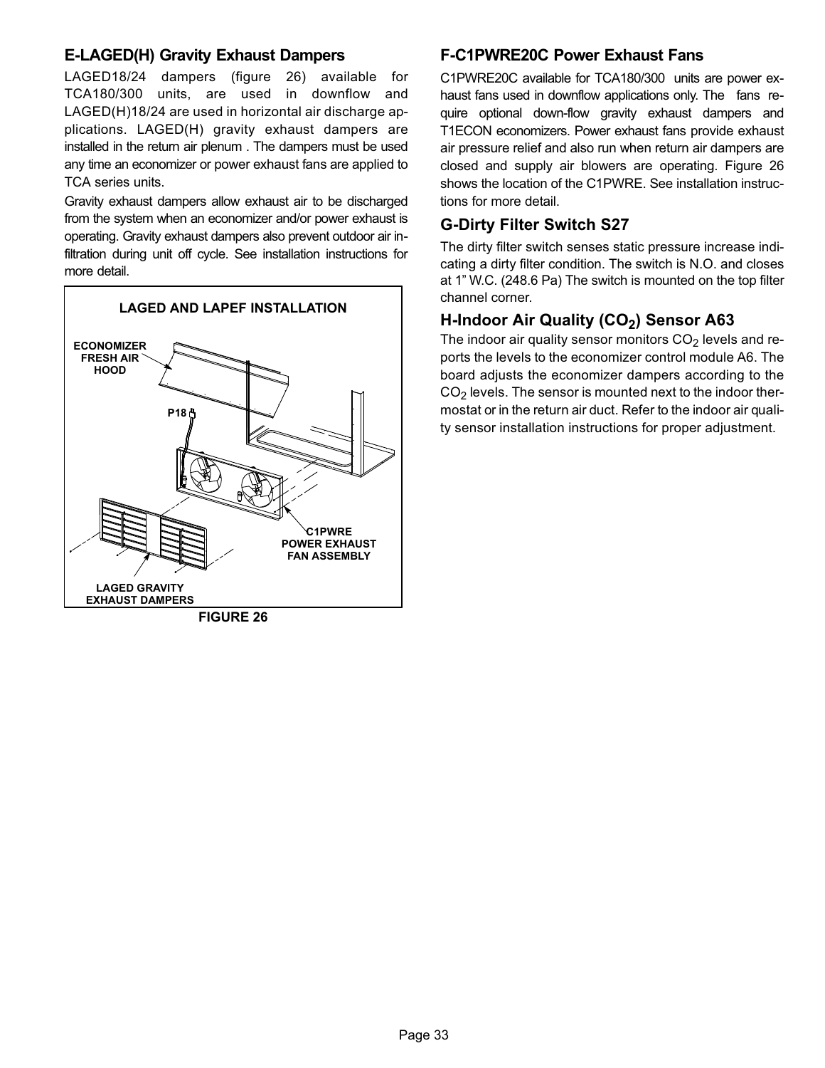## E-LAGED(H) Gravity Exhaust Dampers

LAGED18/24 dampers (figure 26) available for TCA180/300 units, are used in downflow and LAGED(H)18/24 are used in horizontal air discharge applications. LAGED(H) gravity exhaust dampers are installed in the return air plenum . The dampers must be used any time an economizer or power exhaust fans are applied to TCA series units.

Gravity exhaust dampers allow exhaust air to be discharged from the system when an economizer and/or power exhaust is operating. Gravity exhaust dampers also prevent outdoor air infiltration during unit off cycle. See installation instructions for more detail.

LAGED AND LAPEF INSTALLATION

ECONOMIZER FRESH AIR HOOD

P18

C1PWRE POWER EXHAUST FAN ASSEMBLY

LAGED GRAVITY EXHAUST DAMPERS

FIGURE 26

## F-C1PWRE20C Power Exhaust Fans

C1PWRE20C available for TCA180/300 units are power exhaust fans used in downflow applications only. The fans require optional down-flow gravity exhaust dampers and T1ECON economizers. Power exhaust fans provide exhaust air pressure relief and also run when return air dampers are closed and supply air blowers are operating. Figure 26 shows the location of the C1PWRE. See installation instructions for more detail.

## G-Dirty Filter Switch S27

The dirty filter switch senses static pressure increase indicating a dirty filter condition. The switch is N.O. and closes at 1” W.C. (248.6 Pa) The switch is mounted on the top filter channel corner.

## H-Indoor Air Quality ($CO_2$) Sensor A63

The indoor air quality sensor monitors $CO_2$ levels and reports the levels to the economizer control module A6. The board adjusts the economizer dampers according to the $CO_2$ levels. The sensor is mounted next to the indoor thermostat or in the return air duct. Refer to the indoor air quality sensor installation instructions for proper adjustment.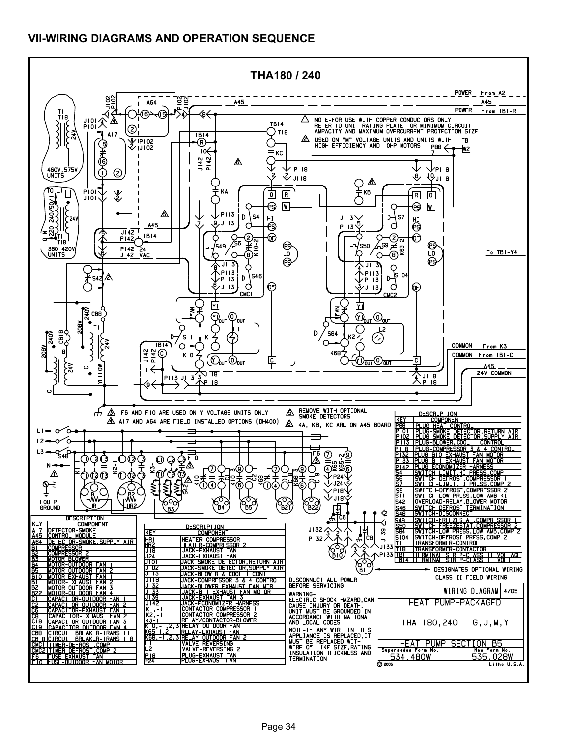## VII-WIRING DIAGRAMS AND OPERATION SEQUENCE

### THA180 / 240

⚠1 NOTE-FOR USE WITH COPPER CONDUCTORS ONLY REFER TO UNIT RATING PLATE FOR MINIMUM CIRCUIT AMPACITY AND MAXIMUM OVERCURRENT PROTECTION SIZE

⚠2 USED ON "M" VOLTAGE UNITS AND UNITS WITH HIGH EFFICIENCY AND 10HP MOTORS

⚠3 F6 AND F10 ARE USED ON Y VOLTAGE UNITS ONLY

⚠4 A17 AND A64 ARE FIELD INSTALLED OPTIONS (DH400)

⚠5 REMOVE WITH OPTIONAL SMOKE DETECTORS

⚠6 KA, KB, KC ARE ON A45 BOARD

| DESCRIPTION | |
|---|---|
| KEY | COMPONENT |
| A17 | DETECTOR-SMOKE |
| A45 | CONTROL-MODULE |
| A64 | DETECTOR-SMOKE,SUPPLY AIR |
| B1 | COMPRESSOR 1 |
| B2 | COMPRESSOR 2 |
| B3 | MOTOR-BLOWER |
| B4 | MOTOR-OUTDOOR FAN 1 |
| B5 | MOTOR-OUTDOOR FAN 2 |
| B10 | MOTOR-EXHAUST FAN 1 |
| B11 | MOTOR-EXHAUST FAN 2 |
| B21 | MOTOR-OUTDOOR FAN 3 |
| B22 | MOTOR-OUTDOOR FAN 4 |
| C1 | CAPACITOR-OUTDOOR FAN 1 |
| C2 | CAPACITOR-OUTDOOR FAN 2 |
| C6 | CAPACITOR-EXHAUST FAN 1 |
| C8 | CAPACITOR-EXHAUST FAN 2 |
| C18 | CAPACITOR-OUTDOOR FAN 3 |
| C19 | CAPACITOR-OUTDOOR FAN 4 |
| CB8 | CIRCUIT BREAKER-TRANS T1 |
| CB18 | CIRCUIT BREAKER-TRANS T18 |
| CMC1 | TIMER-DEFROST,COMP 1 |
| CMC2 | TIMER-DEFROST,COMP 2 |
| F6 | FUSE-EXHAUST FAN |
| F10 | FUSE-OUTDOOR FAN MOTOR |

| DESCRIPTION | |
|---|---|
| KEY | COMPONENT |
| HR1 | HEATER-COMPRESSOR 1 |
| HR2 | HEATER-COMPRESSOR 2 |
| J18 | JACK-EXHAUST FAN |
| J24 | JACK-EXHAUST FAN |
| J101 | JACK-SMOKE DETECTOR,RETURN AIR |
| J102 | JACK-SMOKE DETECTOR,SUPPLY AIR |
| J113 | JACK-BLOWER & COOL 1 CONT |
| J118 | JACK-COMPRESSOR 3 & 4 CONTROL |
| J132 | JACK-BLOWER,EXHAUST FAN MTR |
| J133 | JACK-B11 EXHAUST FAN MOTOR |
| J139 | JACK-EXHAUST FAN 3 |
| J142 | JACK-ECONOMIZER HARNESS |
| K1,-1 | CONTACTOR-COMPRESSOR 1 |
| K2,-1 | CONTACTOR-COMPRESSOR 2 |
| K3-1 | RELAY/CONTACTOR-BLOWER |
| K10,-1,2,3 | RELAY-OUTDOOR FAN 1 |
| K65-1,2 | RELAY-EXHAUST FAN |
| K68,-1,2,3 | RELAY-OUTDOOR FAN 2 |
| L1 | VALVE-REVERSING 1 |
| L2 | VALVE-REVERSING 2 |
| P18 | PLUG-EXHAUST FAN |
| P24 | PLUG-EXHAUST FAN |

| DESCRIPTION | |
|---|---|
| KEY | COMPONENT |
| P88 | PLUG-HEAT CONTROL |
| P101 | PLUG-SMOKE DETECTOR,RETURN AIR |
| P102 | PLUG-SMOKE DETECTOR,SUPPLY AIR |
| P113 | PLUG-BLOWER,COOL 1 CONTROL |
| P118 | PLUG-COMPRESSOR 3 & 4 CONTROL |
| P132 | PLUG-B10 EXHAUST FAN MOTOR |
| P133 | PLUG-B11 EXHAUST FAN MOTOR |
| P142 | PLUG-ECONOMIZER HARNESS |
| S4 | SWITCH-LIMIT,HI PRESS,COMP 1 |
| S6 | SWITCH-DEFROST,COMPRESSOR 1 |
| S7 | SWITCH-LIMIT,HI PRESS,COMP 2 |
| S9 | SWITCH-DEFROST,COMPRESSOR 2 |
| S11 | SWITCH-LOW PRESS,LOW AMB KIT |
| S42 | OVERLOAD-RELAY,BLOWER MOTOR |
| S46 | SWITCH-DEFROST TERMINATION |
| S48 | SWITCH-DISCONNECT |
| S49 | SWITCH-FREEZESTAT,COMPRESSOR 1 |
| S50 | SWITCH-FREEZESTAT,COMPRESSOR 2 |
| S84 | SWITCH-LOW PRESS,LOW AMB,COMP 2 |
| S104 | SWITCH-DEFROST PRESS,COMP 2 |
| T1 | TRANSFORMER-CONTROL |
| T18 | TRANSFORMER-CONTACTOR |
| TB1 | TERMINAL STRIP-CLASS II VOLTAGE |
| TB14 | TERMINAL STRIP-CLASS II VOLT |

DESIGNATES OPTIONAL WIRING

CLASS II FIELD WIRING

DISCONNECT ALL POWER BEFORE SERVICING

WARNING-
ELECTRIC SHOCK HAZARD,CAN CAUSE INJURY OR DEATH. UNIT MUST BE GROUNDED IN ACCORDANCE WITH NATIONAL AND LOCAL CODES

NOTE-IF ANY WIRE IN THIS APPLIANCE IS REPLACED,IT MUST BE REPLACED WITH WIRE OF LIKE SIZE,RATING INSULATION THICKNESS AND TERMINATION

WIRING DIAGRAM 4/05
HEAT PUMP-PACKAGED
THA-180,240-1-G,J,M,Y
HEAT PUMP SECTION B5

Supersedes Form No. 534,480W — New Form No. 535,028W

© 2005 Litho U.S.A.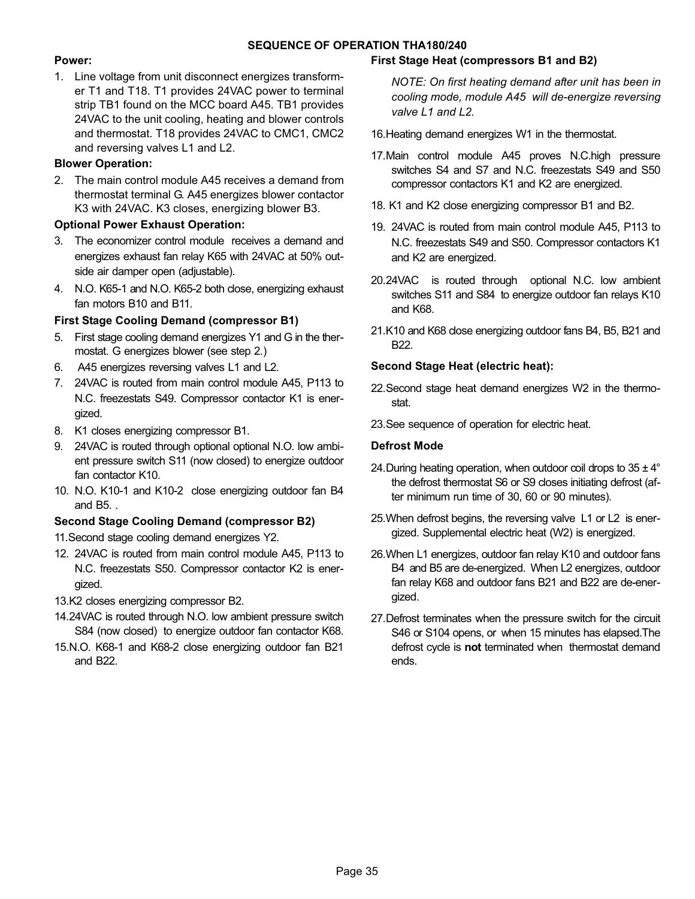## SEQUENCE OF OPERATION THA180/240

**Power:**

1. Line voltage from unit disconnect energizes transformer T1 and T18. T1 provides 24VAC power to terminal strip TB1 found on the MCC board A45. TB1 provides 24VAC to the unit cooling, heating and blower controls and thermostat. T18 provides 24VAC to CMC1, CMC2 and reversing valves L1 and L2.

**Blower Operation:**

2. The main control module A45 receives a demand from thermostat terminal G. A45 energizes blower contactor K3 with 24VAC. K3 closes, energizing blower B3.

**Optional Power Exhaust Operation:**

3. The economizer control module receives a demand and energizes exhaust fan relay K65 with 24VAC at 50% outside air damper open (adjustable).
4. N.O. K65-1 and N.O. K65-2 both close, energizing exhaust fan motors B10 and B11.

**First Stage Cooling Demand (compressor B1)**

5. First stage cooling demand energizes Y1 and G in the thermostat. G energizes blower (see step 2.)
6. A45 energizes reversing valves L1 and L2.
7. 24VAC is routed from main control module A45, P113 to N.C. freezestats S49. Compressor contactor K1 is energized.
8. K1 closes energizing compressor B1.
9. 24VAC is routed through optional optional N.O. low ambient pressure switch S11 (now closed) to energize outdoor fan contactor K10.
10. N.O. K10-1 and K10-2 close energizing outdoor fan B4 and B5. .

**Second Stage Cooling Demand (compressor B2)**

11. Second stage cooling demand energizes Y2.
12. 24VAC is routed from main control module A45, P113 to N.C. freezestats S50. Compressor contactor K2 is energized.
13. K2 closes energizing compressor B2.
14. 24VAC is routed through N.O. low ambient pressure switch S84 (now closed) to energize outdoor fan contactor K68.
15. N.O. K68-1 and K68-2 close energizing outdoor fan B21 and B22.

**First Stage Heat (compressors B1 and B2)**

*NOTE: On first heating demand after unit has been in cooling mode, module A45 will de-energize reversing valve L1 and L2.*

16. Heating demand energizes W1 in the thermostat.
17. Main control module A45 proves N.C.high pressure switches S4 and S7 and N.C. freezestats S49 and S50 compressor contactors K1 and K2 are energized.
18. K1 and K2 close energizing compressor B1 and B2.
19. 24VAC is routed from main control module A45, P113 to N.C. freezestats S49 and S50. Compressor contactors K1 and K2 are energized.
20. 24VAC is routed through optional N.C. low ambient switches S11 and S84 to energize outdoor fan relays K10 and K68.
21. K10 and K68 close energizing outdoor fans B4, B5, B21 and B22.

**Second Stage Heat (electric heat):**

22. Second stage heat demand energizes W2 in the thermostat.
23. See sequence of operation for electric heat.

**Defrost Mode**

24. During heating operation, when outdoor coil drops to 35 ± 4° the defrost thermostat S6 or S9 closes initiating defrost (after minimum run time of 30, 60 or 90 minutes).
25. When defrost begins, the reversing valve L1 or L2 is energized. Supplemental electric heat (W2) is energized.
26. When L1 energizes, outdoor fan relay K10 and outdoor fans B4 and B5 are de-energized. When L2 energizes, outdoor fan relay K68 and outdoor fans B21 and B22 are de-energized.
27. Defrost terminates when the pressure switch for the circuit S46 or S104 opens, or when 15 minutes has elapsed.The defrost cycle is **not** terminated when thermostat demand ends.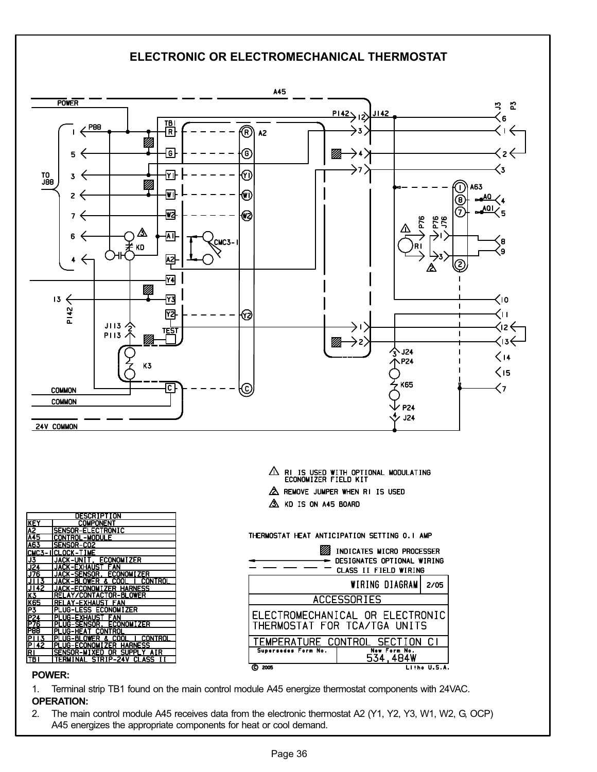## ELECTRONIC OR ELECTROMECHANICAL THERMOSTAT

1 — R1 IS USED WITH OPTIONAL MODULATING ECONOMIZER FIELD KIT

2 — REMOVE JUMPER WHEN R1 IS USED

3 — KD IS ON A45 BOARD

THERMOSTAT HEAT ANTICIPATION SETTING 0.1 AMP

| DESCRIPTION | |
|---|---|
| KEY | COMPONENT |
| A2 | SENSOR-ELECTRONIC |
| A45 | CONTROL-MODULE |
| A63 | SENSOR-CO2 |
| CMC3-1 | CLOCK-TIME |
| J3 | JACK-UNIT, ECONOMIZER |
| J24 | JACK-EXHAUST FAN |
| J76 | JACK-SENSOR, ECONOMIZER |
| J113 | JACK-BLOWER & COOL 1 CONTROL |
| J142 | JACK-ECONOMIZER HARNESS |
| K3 | RELAY/CONTACTOR-BLOWER |
| K65 | RELAY-EXHAUST FAN |
| P3 | PLUG-LESS ECONOMIZER |
| P24 | PLUG-EXHAUST FAN |
| P76 | PLUG-SENSOR, ECONOMIZER |
| P88 | PLUG-HEAT CONTROL |
| P113 | PLUG-BLOWER & COOL 1 CONTROL |
| P142 | PLUG-ECONOMIZER HARNESS |
| R1 | SENSOR-MIXED OR SUPPLY AIR |
| TB1 | TERMINAL STRIP-24V CLASS II |

(hatched box) INDICATES MICRO PROCESSER

(arrow line) DESIGNATES OPTIONAL WIRING

(dashed line) CLASS II FIELD WIRING

| WIRING DIAGRAM | 2/05 |
|---|---|
| ACCESSORIES | |
| ELECTROMECHANICAL OR ELECTRONIC THERMOSTAT FOR TCA/TGA UNITS | |
| TEMPERATURE CONTROL SECTION C1 | |
| Supersedes Form No. | New Form No. 534,484W |

© 2005 Litho U.S.A.

**POWER:**

1. Terminal strip TB1 found on the main control module A45 energize thermostat components with 24VAC.

**OPERATION:**

2. The main control module A45 receives data from the electronic thermostat A2 (Y1, Y2, Y3, W1, W2, G, OCP) A45 energizes the appropriate components for heat or cool demand.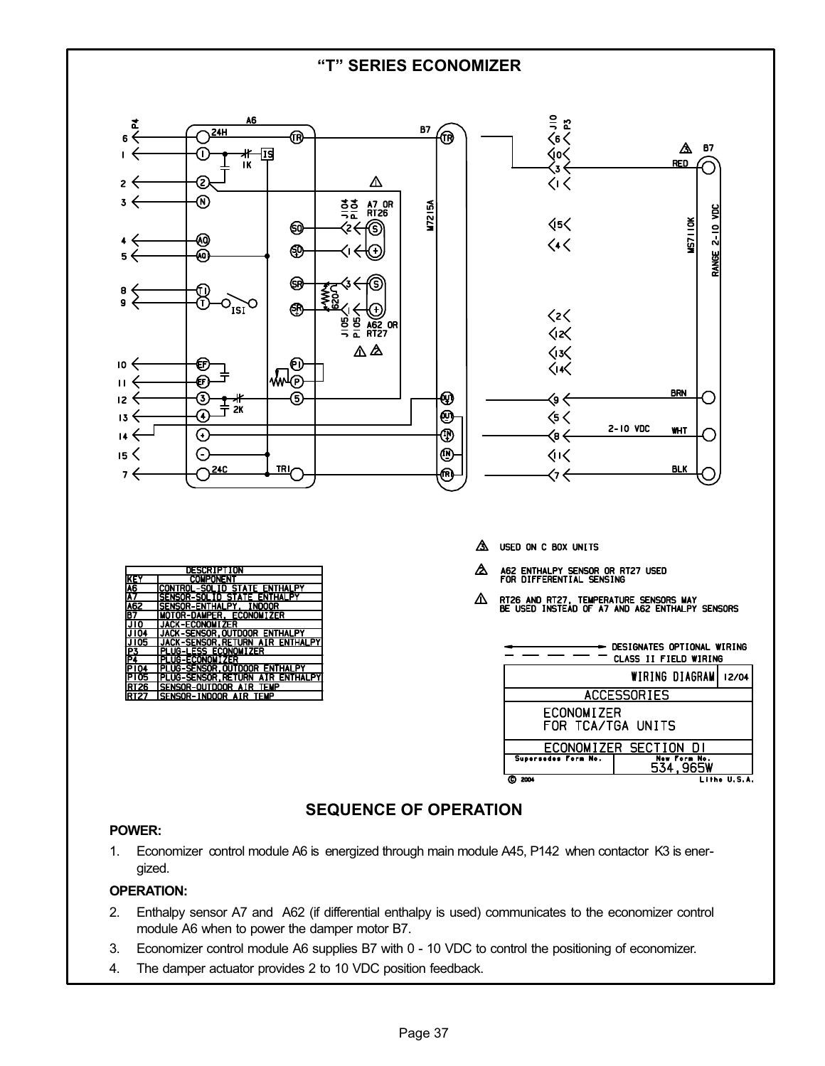# "T" SERIES ECONOMIZER

| KEY | DESCRIPTION COMPONENT |
|---|---|
| A6 | CONTROL-SOLID STATE ENTHALPY |
| A7 | SENSOR-SOLID STATE ENTHALPY |
| A62 | SENSOR-ENTHALPY, INDOOR |
| B7 | MOTOR-DAMPER, ECONOMIZER |
| J10 | JACK-ECONOMIZER |
| J104 | JACK-SENSOR,OUTDOOR ENTHALPY |
| J105 | JACK-SENSOR,RETURN AIR ENTHALPY |
| P3 | PLUG-LESS ECONOMIZER |
| P4 | PLUG-ECONOMIZER |
| P104 | PLUG-SENSOR,OUTDOOR ENTHALPY |
| P105 | PLUG-SENSOR,RETURN AIR ENTHALPY |
| RT26 | SENSOR-OUTDOOR AIR TEMP |
| RT27 | SENSOR-INDOOR AIR TEMP |

3. USED ON C BOX UNITS

2. A62 ENTHALPY SENSOR OR RT27 USED FOR DIFFERENTIAL SENSING

1. RT26 AND RT27, TEMPERATURE SENSORS MAY BE USED INSTEAD OF A7 AND A62 ENTHALPY SENSORS

DESIGNATES OPTIONAL WIRING
CLASS II FIELD WIRING

| WIRING DIAGRAM | 12/04 |
|---|---|
| ACCESSORIES | |
| ECONOMIZER FOR TCA/TGA UNITS | |
| ECONOMIZER SECTION DI | |
| Supersedes Form No. | New Form No. 534,965W |

© 2004 Litho U.S.A.

## SEQUENCE OF OPERATION

**POWER:**

1. Economizer control module A6 is energized through main module A45, P142 when contactor K3 is energized.

**OPERATION:**

2. Enthalpy sensor A7 and A62 (if differential enthalpy is used) communicates to the economizer control module A6 when to power the damper motor B7.
3. Economizer control module A6 supplies B7 with 0 - 10 VDC to control the positioning of economizer.
4. The damper actuator provides 2 to 10 VDC position feedback.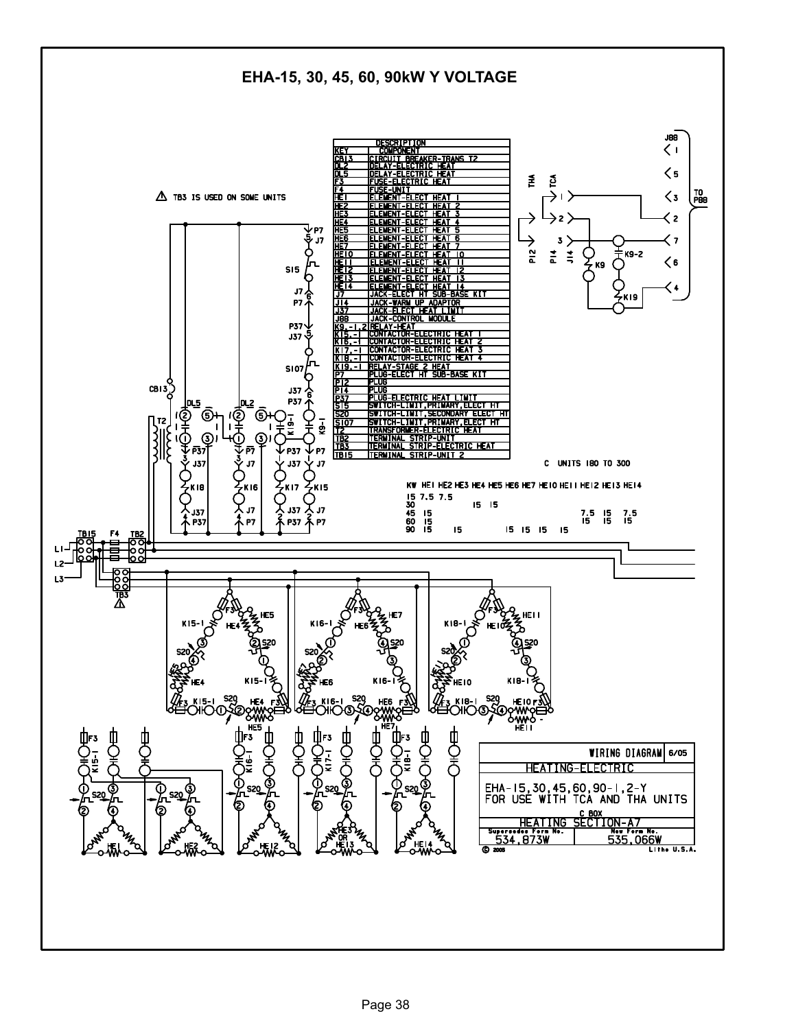# EHA-15, 30, 45, 60, 90kW Y VOLTAGE

| KEY | COMPONENT |
|---|---|
| CB13 | CIRCUIT BREAKER-TRANS T2 |
| DL2 | DELAY-ELECTRIC HEAT |
| DL5 | DELAY-ELECTRIC HEAT |
| F3 | FUSE-ELECTRIC HEAT |
| F4 | FUSE-UNIT |
| HE1 | ELEMENT-ELECT HEAT 1 |
| HE2 | ELEMENT-ELECT HEAT 2 |
| HE3 | ELEMENT-ELECT HEAT 3 |
| HE4 | ELEMENT-ELECT HEAT 4 |
| HE5 | ELEMENT-ELECT HEAT 5 |
| HE6 | ELEMENT-ELECT HEAT 6 |
| HE7 | ELEMENT-ELECT HEAT 7 |
| HE10 | ELEMENT-ELECT HEAT 10 |
| HE11 | ELEMENT-ELECT HEAT 11 |
| HE12 | ELEMENT-ELECT HEAT 12 |
| HE13 | ELEMENT-ELECT HEAT 13 |
| HE14 | ELEMENT-ELECT HEAT 14 |
| J7 | JACK-ELECT HT SUB-BASE KIT |
| J14 | JACK-WARM UP ADAPTOR |
| J37 | JACK-ELECT HEAT LIMIT |
| J88 | JACK-CONTROL MODULE |
| K9,-1,2 | RELAY-HEAT |
| K15,-1 | CONTACTOR-ELECTRIC HEAT 1 |
| K16,-1 | CONTACTOR-ELECTRIC HEAT 2 |
| K17,-1 | CONTACTOR-ELECTRIC HEAT 3 |
| K18,-1 | CONTACTOR-ELECTRIC HEAT 4 |
| K19,-1 | RELAY-STAGE 2 HEAT |
| P7 | PLUG-ELECT HT SUB-BASE KIT |
| P12 | PLUG |
| P14 | PLUG |
| P37 | PLUG-ELECTRIC HEAT LIMIT |
| S15 | SWITCH-LIMIT,PRIMARY,ELECT HT |
| S20 | SWITCH-LIMIT,SECONDARY ELECT HT |
| S107 | SWITCH-LIMIT,PRIMARY,ELECT HT |
| T2 | TRANSFORMER-ELECTRIC HEAT |
| TB2 | TERMINAL STRIP-UNIT |
| TB3 | TERMINAL STRIP-ELECTRIC HEAT |
| TB15 | TERMINAL STRIP-UNIT 2 |

⚠ TB3 IS USED ON SOME UNITS

C UNITS 180 TO 300

| KW | HE1 | HE2 | HE3 | HE4 | HE5 | HE6 | HE7 | HE10 | HE11 | HE12 | HE13 | HE14 |
|---|---|---|---|---|---|---|---|---|---|---|---|---|
| 15 | 7.5 | 7.5 | | | | | | | | | | |
| 30 | | | | 15 | 15 | | | | | | | |
| 45 | 15 | | | | | | | | | 7.5 | 15 | 7.5 |
| 60 | 15 | | | | | | | | | 15 | 15 | 15 |
| 90 | 15 | | 15 | | | 15 | 15 | 15 | 15 | | | |

TO P88

WIRING DIAGRAM 6/05

HEATING-ELECTRIC

EHA-15,30,45,60,90-1,2-Y
FOR USE WITH TCA AND THA UNITS

C BOX

HEATING SECTION-A7

| Supersedes Form No. | New Form No. |
|---|---|
| 534,873W | 535,066W |

© 2005 Litho U.S.A.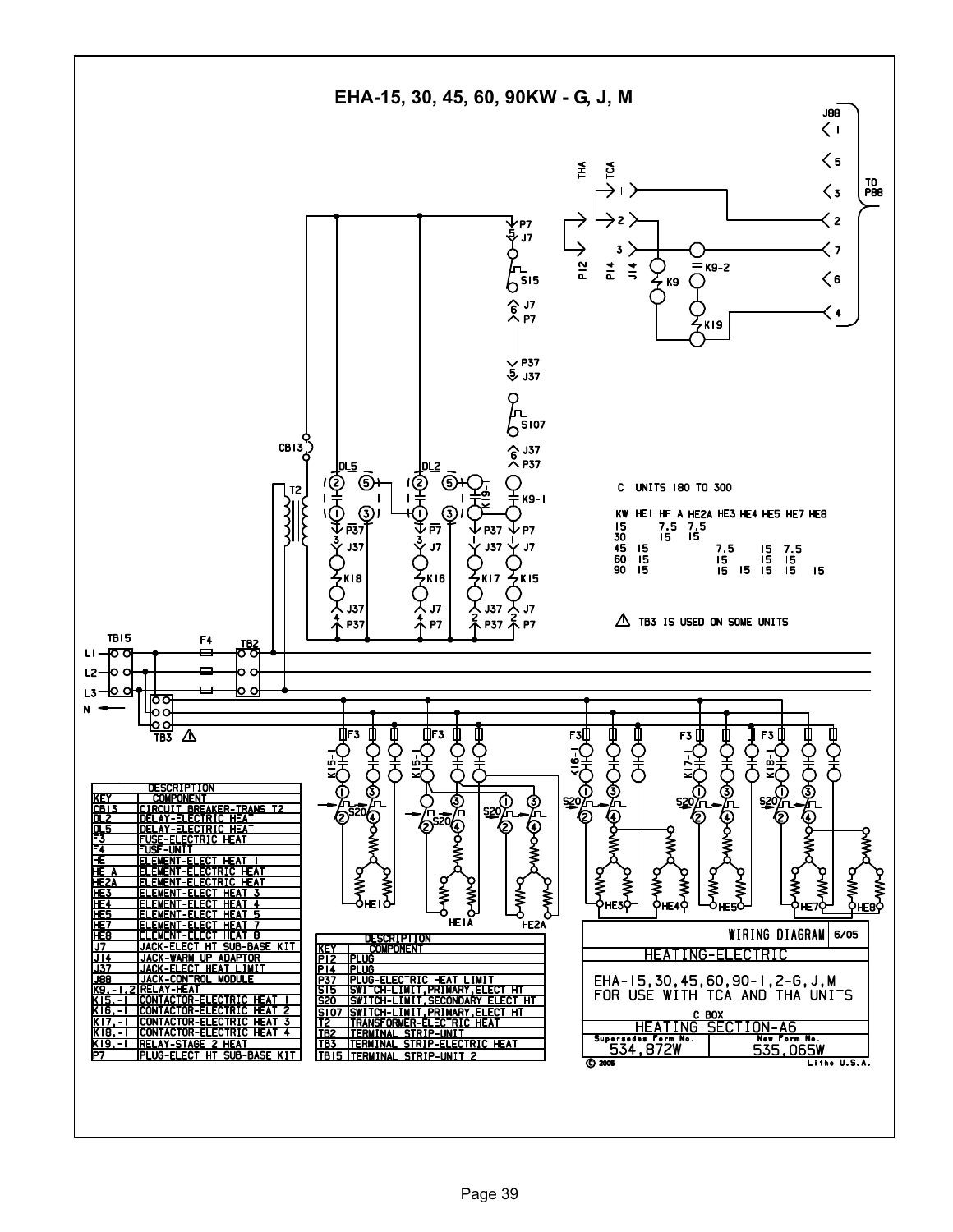# EHA-15, 30, 45, 60, 90KW - G, J, M

C UNITS 180 TO 300

| KW | HE1 | HE1A | HE2A | HE3 | HE4 | HE5 | HE7 | HE8 |
|---|---|---|---|---|---|---|---|---|
| 15 | | 7.5 | 7.5 | | | | | |
| 30 | | 15 | 15 | | | | | |
| 45 | 15 | | | 7.5 | | 15 | 7.5 | |
| 60 | 15 | | | 15 | | 15 | 15 | |
| 90 | 15 | | | 15 | 15 | 15 | 15 | 15 |

⚠ TB3 IS USED ON SOME UNITS

| KEY | DESCRIPTION COMPONENT |
|---|---|
| CB13 | CIRCUIT BREAKER-TRANS T2 |
| DL2 | DELAY-ELECTRIC HEAT |
| DL5 | DELAY-ELECTRIC HEAT |
| F3 | FUSE-ELECTRIC HEAT |
| F4 | FUSE-UNIT |
| HE1 | ELEMENT-ELECT HEAT 1 |
| HE1A | ELEMENT-ELECTRIC HEAT |
| HE2A | ELEMENT-ELECTRIC HEAT |
| HE3 | ELEMENT-ELECT HEAT 3 |
| HE4 | ELEMENT-ELECT HEAT 4 |
| HE5 | ELEMENT-ELECT HEAT 5 |
| HE7 | ELEMENT-ELECT HEAT 7 |
| HE8 | ELEMENT-ELECT HEAT 8 |
| J7 | JACK-ELECT HT SUB-BASE KIT |
| J14 | JACK-WARM UP ADAPTOR |
| J37 | JACK-ELECT HEAT LIMIT |
| J88 | JACK-CONTROL MODULE |
| K9,-1,2 | RELAY-HEAT |
| K15,-1 | CONTACTOR-ELECTRIC HEAT 1 |
| K16,-1 | CONTACTOR-ELECTRIC HEAT 2 |
| K17,-1 | CONTACTOR-ELECTRIC HEAT 3 |
| K18,-1 | CONTACTOR-ELECTRIC HEAT 4 |
| K19,-1 | RELAY-STAGE 2 HEAT |
| P7 | PLUG-ELECT HT SUB-BASE KIT |

| KEY | DESCRIPTION COMPONENT |
|---|---|
| P12 | PLUG |
| P14 | PLUG |
| P37 | PLUG-ELECTRIC HEAT LIMIT |
| S15 | SWITCH-LIMIT, PRIMARY, ELECT HT |
| S20 | SWITCH-LIMIT, SECONDARY ELECT HT |
| S107 | SWITCH-LIMIT, PRIMARY, ELECT HT |
| T2 | TRANSFORMER-ELECTRIC HEAT |
| TB2 | TERMINAL STRIP-UNIT |
| TB3 | TERMINAL STRIP-ELECTRIC HEAT |
| TB15 | TERMINAL STRIP-UNIT 2 |

WIRING DIAGRAM 6/05

HEATING-ELECTRIC

EHA-15,30,45,60,90-1,2-G,J,M
FOR USE WITH TCA AND THA UNITS

C BOX
HEATING SECTION-A6

Supersedes Form No. 534,872W — New Form No. 535,065W

© 2005 Litho U.S.A.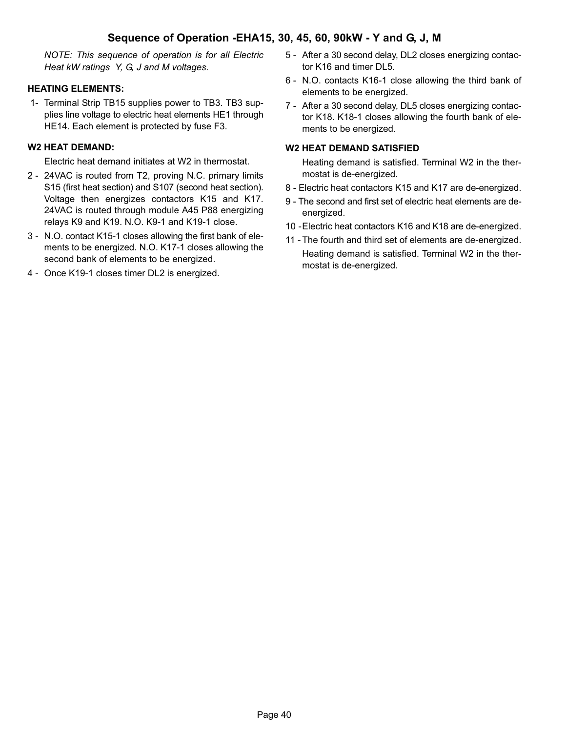## Sequence of Operation -EHA15, 30, 45, 60, 90kW - Y and G, J, M

*NOTE: This sequence of operation is for all Electric Heat kW ratings Y, G, J and M voltages.*

**HEATING ELEMENTS:**

1- Terminal Strip TB15 supplies power to TB3. TB3 supplies line voltage to electric heat elements HE1 through HE14. Each element is protected by fuse F3.

**W2 HEAT DEMAND:**

Electric heat demand initiates at W2 in thermostat.

2 - 24VAC is routed from T2, proving N.C. primary limits S15 (first heat section) and S107 (second heat section). Voltage then energizes contactors K15 and K17. 24VAC is routed through module A45 P88 energizing relays K9 and K19. N.O. K9-1 and K19-1 close.

3 - N.O. contact K15-1 closes allowing the first bank of elements to be energized. N.O. K17-1 closes allowing the second bank of elements to be energized.

4 - Once K19-1 closes timer DL2 is energized.

5 - After a 30 second delay, DL2 closes energizing contactor K16 and timer DL5.

6 - N.O. contacts K16-1 close allowing the third bank of elements to be energized.

7 - After a 30 second delay, DL5 closes energizing contactor K18. K18-1 closes allowing the fourth bank of elements to be energized.

**W2 HEAT DEMAND SATISFIED**

Heating demand is satisfied. Terminal W2 in the thermostat is de-energized.

8 - Electric heat contactors K15 and K17 are de-energized.

9 - The second and first set of electric heat elements are de-energized.

10 - Electric heat contactors K16 and K18 are de-energized.

11 - The fourth and third set of elements are de-energized.

Heating demand is satisfied. Terminal W2 in the thermostat is de-energized.